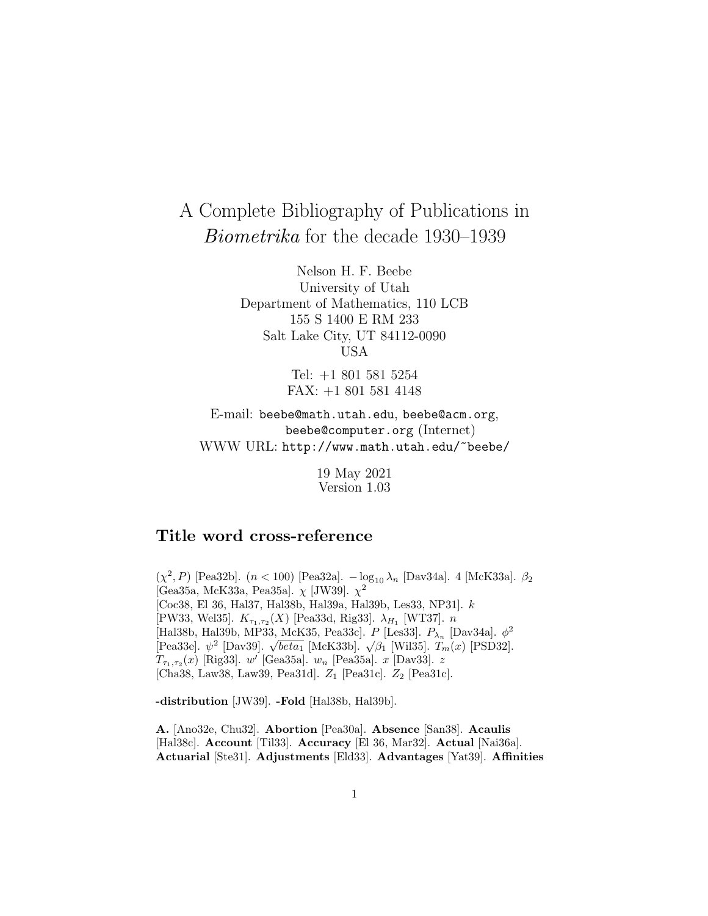# A Complete Bibliography of Publications in *Biometrika* for the decade 1930–1939

Nelson H. F. Beebe
University of Utah
Department of Mathematics, 110 LCB
155 S 1400 E RM 233
Salt Lake City, UT 84112-0090
USA

Tel: +1 801 581 5254
FAX: +1 801 581 4148

E-mail: `beebe@math.utah.edu`, `beebe@acm.org`, `beebe@computer.org` (Internet)
WWW URL: `http://www.math.utah.edu/~beebe/`

19 May 2021
Version 1.03

## Title word cross-reference

$(\chi^2, P)$ [Pea32b]. $(n < 100)$ [Pea32a]. $-\log_{10}\lambda_n$ [Dav34a]. 4 [McK33a]. $\beta_2$ [Gea35a, McK33a, Pea35a]. $\chi$ [JW39]. $\chi^2$ [Coc38, El 36, Hal37, Hal38b, Hal39a, Hal39b, Les33, NP31]. $k$ [PW33, Wel35]. $K_{\tau_1,\tau_2}(X)$ [Pea33d, Rig33]. $\lambda_{H_1}$ [WT37]. $n$ [Hal38b, Hal39b, MP33, McK35, Pea33c]. $P$ [Les33]. $P_{\lambda_n}$ [Dav34a]. $\phi^2$ [Pea33e]. $\psi^2$ [Dav39]. $\sqrt{beta_1}$ [McK33b]. $\sqrt{\beta_1}$ [Wil35]. $T_m(x)$ [PSD32]. $T_{\tau_1,\tau_2}(x)$ [Rig33]. $w'$ [Gea35a]. $w_n$ [Pea35a]. $x$ [Dav33]. $z$ [Cha38, Law38, Law39, Pea31d]. $Z_1$ [Pea31c]. $Z_2$ [Pea31c].

**-distribution** [JW39]. **-Fold** [Hal38b, Hal39b].

**A.** [Ano32e, Chu32]. **Abortion** [Pea30a]. **Absence** [San38]. **Acaulis** [Hal38c]. **Account** [Til33]. **Accuracy** [El 36, Mar32]. **Actual** [Nai36a]. **Actuarial** [Ste31]. **Adjustments** [Eld33]. **Advantages** [Yat39]. **Affinities**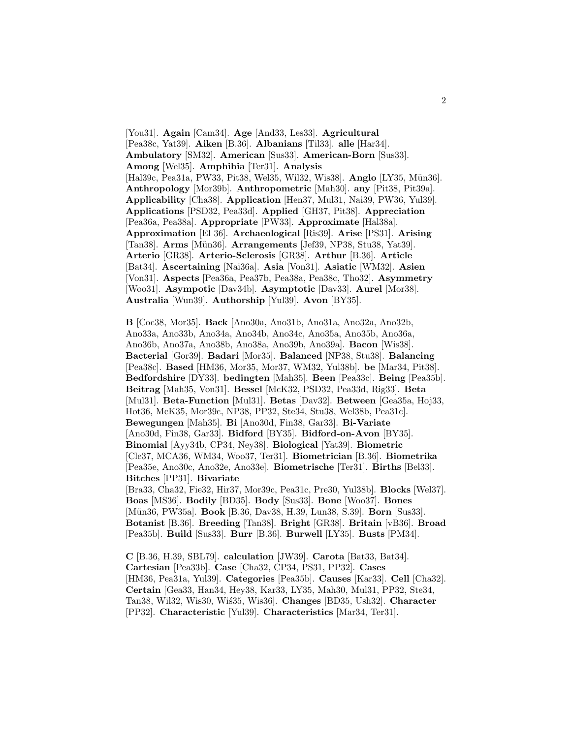[You31]. **Again** [Cam34]. **Age** [And33, Les33]. **Agricultural** [Pea38c, Yat39]. **Aiken** [B.36]. **Albanians** [Til33]. **alle** [Har34]. **Ambulatory** [SM32]. **American** [Sus33]. **American-Born** [Sus33]. **Among** [Wel35]. **Amphibia** [Ter31]. **Analysis** [Hal39c, Pea31a, PW33, Pit38, Wel35, Wil32, Wis38]. **Anglo** [LY35, Mün36]. **Anthropology** [Mor39b]. **Anthropometric** [Mah30]. **any** [Pit38, Pit39a]. **Applicability** [Cha38]. **Application** [Hen37, Mul31, Nai39, PW36, Yul39]. **Applications** [PSD32, Pea33d]. **Applied** [GH37, Pit38]. **Appreciation** [Pea36a, Pea38a]. **Appropriate** [PW33]. **Approximate** [Hal38a]. **Approximation** [El 36]. **Archaeological** [Ris39]. **Arise** [PS31]. **Arising** [Tan38]. **Arms** [Mün36]. **Arrangements** [Jef39, NP38, Stu38, Yat39]. **Arterio** [GR38]. **Arterio-Sclerosis** [GR38]. **Arthur** [B.36]. **Article** [Bat34]. **Ascertaining** [Nai36a]. **Asia** [Von31]. **Asiatic** [WM32]. **Asien** [Von31]. **Aspects** [Pea36a, Pea37b, Pea38a, Pea38c, Tho32]. **Asymmetry** [Woo31]. **Asympotic** [Dav34b]. **Asymptotic** [Dav33]. **Aurel** [Mor38]. **Australia** [Wun39]. **Authorship** [Yul39]. **Avon** [BY35].

**B** [Coc38, Mor35]. **Back** [Ano30a, Ano31b, Ano31a, Ano32a, Ano32b, Ano33a, Ano33b, Ano34a, Ano34b, Ano34c, Ano35a, Ano35b, Ano36a, Ano36b, Ano37a, Ano38b, Ano38a, Ano39b, Ano39a]. **Bacon** [Wis38]. **Bacterial** [Gor39]. **Badari** [Mor35]. **Balanced** [NP38, Stu38]. **Balancing** [Pea38c]. **Based** [HM36, Mor35, Mor37, WM32, Yul38b]. **be** [Mar34, Pit38]. **Bedfordshire** [DY33]. **bedingten** [Mah35]. **Been** [Pea33c]. **Being** [Pea35b]. **Beitrag** [Mah35, Von31]. **Bessel** [McK32, PSD32, Pea33d, Rig33]. **Beta** [Mul31]. **Beta-Function** [Mul31]. **Betas** [Dav32]. **Between** [Gea35a, Hoj33, Hot36, McK35, Mor39c, NP38, PP32, Ste34, Stu38, Wel38b, Pea31c]. **Bewegungen** [Mah35]. **Bi** [Ano30d, Fin38, Gar33]. **Bi-Variate** [Ano30d, Fin38, Gar33]. **Bidford** [BY35]. **Bidford-on-Avon** [BY35]. **Binomial** [Ayy34b, CP34, Ney38]. **Biological** [Yat39]. **Biometric** [Cle37, MCA36, WM34, Woo37, Ter31]. **Biometrician** [B.36]. **Biometrika** [Pea35e, Ano30c, Ano32e, Ano33e]. **Biometrische** [Ter31]. **Births** [Bel33]. **Bitches** [PP31]. **Bivariate** [Bra33, Cha32, Fie32, Hir37, Mor39c, Pea31c, Pre30, Yul38b]. **Blocks** [Wel37]. **Boas** [MS36]. **Bodily** [BD35]. **Body** [Sus33]. **Bone** [Woo37]. **Bones** [Mün36, PW35a]. **Book** [B.36, Dav38, H.39, Lun38, S.39]. **Born** [Sus33]. **Botanist** [B.36]. **Breeding** [Tan38]. **Bright** [GR38]. **Britain** [vB36]. **Broad** [Pea35b]. **Build** [Sus33]. **Burr** [B.36]. **Burwell** [LY35]. **Busts** [PM34].

**C** [B.36, H.39, SBL79]. **calculation** [JW39]. **Carota** [Bat33, Bat34]. **Cartesian** [Pea33b]. **Case** [Cha32, CP34, PS31, PP32]. **Cases** [HM36, Pea31a, Yul39]. **Categories** [Pea35b]. **Causes** [Kar33]. **Cell** [Cha32]. **Certain** [Gea33, Han34, Hey38, Kar33, LY35, Mah30, Mul31, PP32, Ste34, Tan38, Wil32, Wis30, Wiś35, Wis36]. **Changes** [BD35, Ush32]. **Character** [PP32]. **Characteristic** [Yul39]. **Characteristics** [Mar34, Ter31].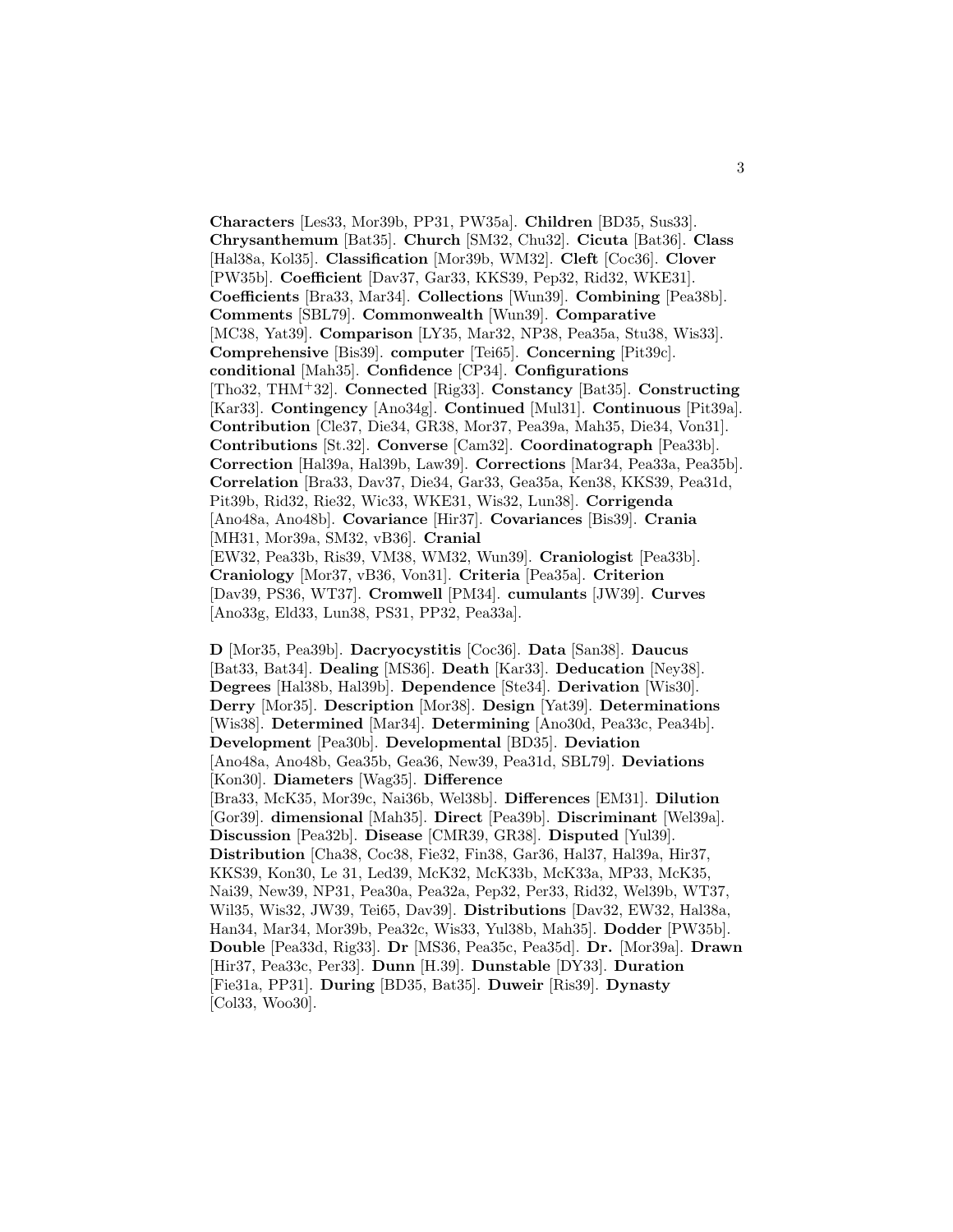**Characters** [Les33, Mor39b, PP31, PW35a]. **Children** [BD35, Sus33]. **Chrysanthemum** [Bat35]. **Church** [SM32, Chu32]. **Cicuta** [Bat36]. **Class** [Hal38a, Kol35]. **Classification** [Mor39b, WM32]. **Cleft** [Coc36]. **Clover** [PW35b]. **Coefficient** [Dav37, Gar33, KKS39, Pep32, Rid32, WKE31]. **Coefficients** [Bra33, Mar34]. **Collections** [Wun39]. **Combining** [Pea38b]. **Comments** [SBL79]. **Commonwealth** [Wun39]. **Comparative** [MC38, Yat39]. **Comparison** [LY35, Mar32, NP38, Pea35a, Stu38, Wis33]. **Comprehensive** [Bis39]. **computer** [Tei65]. **Concerning** [Pit39c]. **conditional** [Mah35]. **Confidence** [CP34]. **Configurations** [Tho32, THM+32]. **Connected** [Rig33]. **Constancy** [Bat35]. **Constructing** [Kar33]. **Contingency** [Ano34g]. **Continued** [Mul31]. **Continuous** [Pit39a]. **Contribution** [Cle37, Die34, GR38, Mor37, Pea39a, Mah35, Die34, Von31]. **Contributions** [St.32]. **Converse** [Cam32]. **Coordinatograph** [Pea33b]. **Correction** [Hal39a, Hal39b, Law39]. **Corrections** [Mar34, Pea33a, Pea35b]. **Correlation** [Bra33, Dav37, Die34, Gar33, Gea35a, Ken38, KKS39, Pea31d, Pit39b, Rid32, Rie32, Wic33, WKE31, Wis32, Lun38]. **Corrigenda** [Ano48a, Ano48b]. **Covariance** [Hir37]. **Covariances** [Bis39]. **Crania** [MH31, Mor39a, SM32, vB36]. **Cranial** [EW32, Pea33b, Ris39, VM38, WM32, Wun39]. **Craniologist** [Pea33b]. **Craniology** [Mor37, vB36, Von31]. **Criteria** [Pea35a]. **Criterion** [Dav39, PS36, WT37]. **Cromwell** [PM34]. **cumulants** [JW39]. **Curves** [Ano33g, Eld33, Lun38, PS31, PP32, Pea33a].

**D** [Mor35, Pea39b]. **Dacryocystitis** [Coc36]. **Data** [San38]. **Daucus** [Bat33, Bat34]. **Dealing** [MS36]. **Death** [Kar33]. **Deducation** [Ney38]. **Degrees** [Hal38b, Hal39b]. **Dependence** [Ste34]. **Derivation** [Wis30]. **Derry** [Mor35]. **Description** [Mor38]. **Design** [Yat39]. **Determinations** [Wis38]. **Determined** [Mar34]. **Determining** [Ano30d, Pea33c, Pea34b]. **Development** [Pea30b]. **Developmental** [BD35]. **Deviation** [Ano48a, Ano48b, Gea35b, Gea36, New39, Pea31d, SBL79]. **Deviations** [Kon30]. **Diameters** [Wag35]. **Difference** [Bra33, McK35, Mor39c, Nai36b, Wel38b]. **Differences** [EM31]. **Dilution** [Gor39]. **dimensional** [Mah35]. **Direct** [Pea39b]. **Discriminant** [Wel39a]. **Discussion** [Pea32b]. **Disease** [CMR39, GR38]. **Disputed** [Yul39]. **Distribution** [Cha38, Coc38, Fie32, Fin38, Gar36, Hal37, Hal39a, Hir37, KKS39, Kon30, Le 31, Led39, McK32, McK33b, McK33a, MP33, McK35, Nai39, New39, NP31, Pea30a, Pea32a, Pep32, Per33, Rid32, Wel39b, WT37, Wil35, Wis32, JW39, Tei65, Dav39]. **Distributions** [Dav32, EW32, Hal38a, Han34, Mar34, Mor39b, Pea32c, Wis33, Yul38b, Mah35]. **Dodder** [PW35b]. **Double** [Pea33d, Rig33]. **Dr** [MS36, Pea35c, Pea35d]. **Dr.** [Mor39a]. **Drawn** [Hir37, Pea33c, Per33]. **Dunn** [H.39]. **Dunstable** [DY33]. **Duration** [Fie31a, PP31]. **During** [BD35, Bat35]. **Duweir** [Ris39]. **Dynasty** [Col33, Woo30].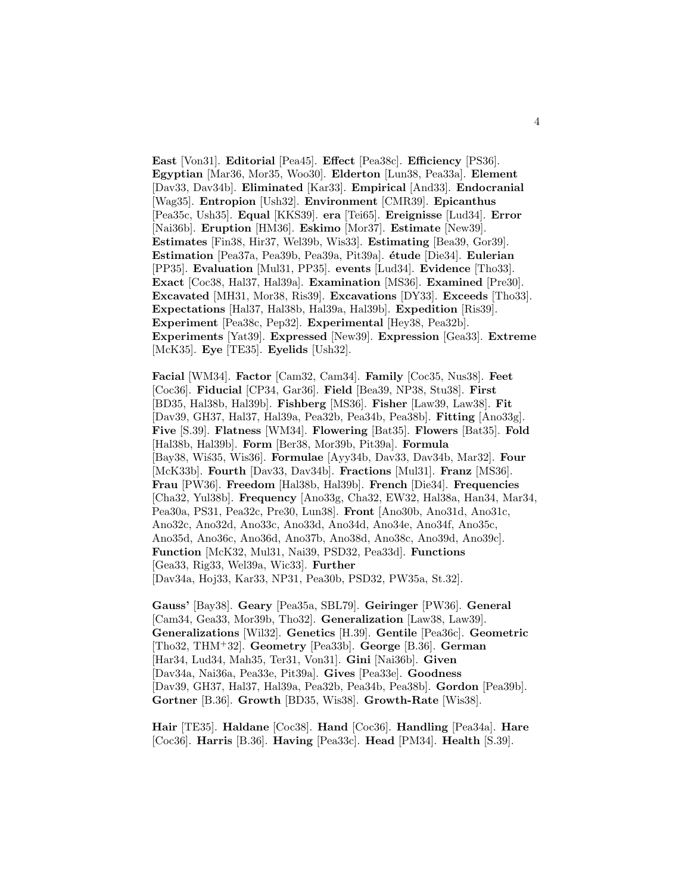**East** [Von31]. **Editorial** [Pea45]. **Effect** [Pea38c]. **Efficiency** [PS36]. **Egyptian** [Mar36, Mor35, Woo30]. **Elderton** [Lun38, Pea33a]. **Element** [Dav33, Dav34b]. **Eliminated** [Kar33]. **Empirical** [And33]. **Endocranial** [Wag35]. **Entropion** [Ush32]. **Environment** [CMR39]. **Epicanthus** [Pea35c, Ush35]. **Equal** [KKS39]. **era** [Tei65]. **Ereignisse** [Lud34]. **Error** [Nai36b]. **Eruption** [HM36]. **Eskimo** [Mor37]. **Estimate** [New39]. **Estimates** [Fin38, Hir37, Wel39b, Wis33]. **Estimating** [Bea39, Gor39]. **Estimation** [Pea37a, Pea39b, Pea39a, Pit39a]. **étude** [Die34]. **Eulerian** [PP35]. **Evaluation** [Mul31, PP35]. **events** [Lud34]. **Evidence** [Tho33]. **Exact** [Coc38, Hal37, Hal39a]. **Examination** [MS36]. **Examined** [Pre30]. **Excavated** [MH31, Mor38, Ris39]. **Excavations** [DY33]. **Exceeds** [Tho33]. **Expectations** [Hal37, Hal38b, Hal39a, Hal39b]. **Expedition** [Ris39]. **Experiment** [Pea38c, Pep32]. **Experimental** [Hey38, Pea32b]. **Experiments** [Yat39]. **Expressed** [New39]. **Expression** [Gea33]. **Extreme** [McK35]. **Eye** [TE35]. **Eyelids** [Ush32].

**Facial** [WM34]. **Factor** [Cam32, Cam34]. **Family** [Coc35, Nus38]. **Feet** [Coc36]. **Fiducial** [CP34, Gar36]. **Field** [Bea39, NP38, Stu38]. **First** [BD35, Hal38b, Hal39b]. **Fishberg** [MS36]. **Fisher** [Law39, Law38]. **Fit** [Dav39, GH37, Hal37, Hal39a, Pea32b, Pea34b, Pea38b]. **Fitting** [Ano33g]. **Five** [S.39]. **Flatness** [WM34]. **Flowering** [Bat35]. **Flowers** [Bat35]. **Fold** [Hal38b, Hal39b]. **Form** [Ber38, Mor39b, Pit39a]. **Formula** [Bay38, Wiś35, Wis36]. **Formulae** [Ayy34b, Dav33, Dav34b, Mar32]. **Four** [McK33b]. **Fourth** [Dav33, Dav34b]. **Fractions** [Mul31]. **Franz** [MS36]. **Frau** [PW36]. **Freedom** [Hal38b, Hal39b]. **French** [Die34]. **Frequencies** [Cha32, Yul38b]. **Frequency** [Ano33g, Cha32, EW32, Hal38a, Han34, Mar34, Pea30a, PS31, Pea32c, Pre30, Lun38]. **Front** [Ano30b, Ano31d, Ano31c, Ano32c, Ano32d, Ano33c, Ano33d, Ano34d, Ano34e, Ano34f, Ano35c, Ano35d, Ano36c, Ano36d, Ano37b, Ano38d, Ano38c, Ano39d, Ano39c]. **Function** [McK32, Mul31, Nai39, PSD32, Pea33d]. **Functions** [Gea33, Rig33, Wel39a, Wic33]. **Further** [Dav34a, Hoj33, Kar33, NP31, Pea30b, PSD32, PW35a, St.32].

**Gauss'** [Bay38]. **Geary** [Pea35a, SBL79]. **Geiringer** [PW36]. **General** [Cam34, Gea33, Mor39b, Tho32]. **Generalization** [Law38, Law39]. **Generalizations** [Wil32]. **Genetics** [H.39]. **Gentile** [Pea36c]. **Geometric** [Tho32, THM+32]. **Geometry** [Pea33b]. **George** [B.36]. **German** [Har34, Lud34, Mah35, Ter31, Von31]. **Gini** [Nai36b]. **Given** [Dav34a, Nai36a, Pea33e, Pit39a]. **Gives** [Pea33e]. **Goodness** [Dav39, GH37, Hal37, Hal39a, Pea32b, Pea34b, Pea38b]. **Gordon** [Pea39b]. **Gortner** [B.36]. **Growth** [BD35, Wis38]. **Growth-Rate** [Wis38].

**Hair** [TE35]. **Haldane** [Coc38]. **Hand** [Coc36]. **Handling** [Pea34a]. **Hare** [Coc36]. **Harris** [B.36]. **Having** [Pea33c]. **Head** [PM34]. **Health** [S.39].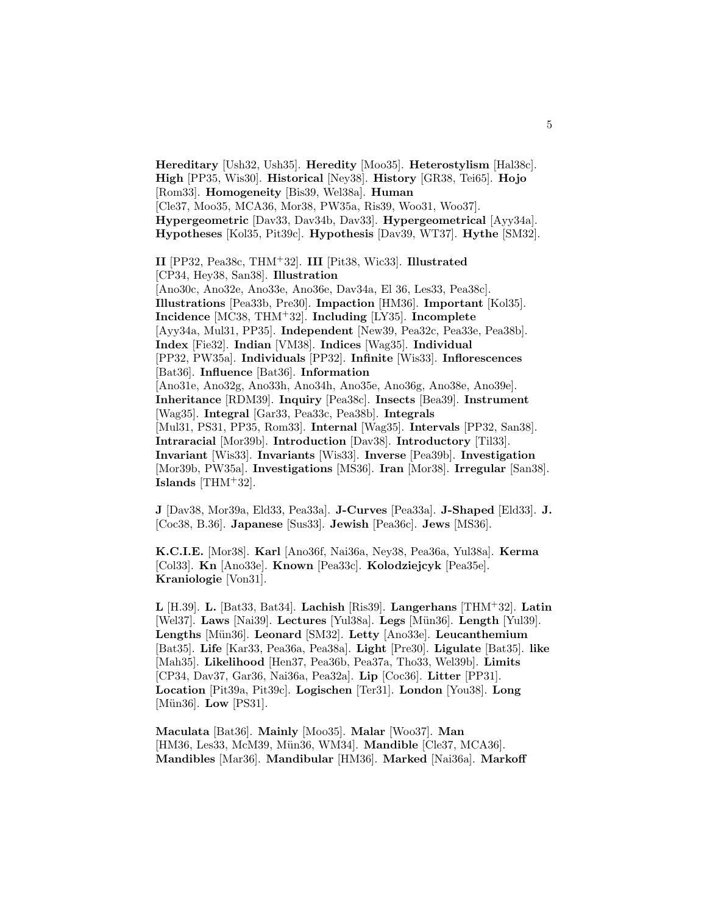**Hereditary** [Ush32, Ush35]. **Heredity** [Moo35]. **Heterostylism** [Hal38c]. **High** [PP35, Wis30]. **Historical** [Ney38]. **History** [GR38, Tei65]. **Hojo** [Rom33]. **Homogeneity** [Bis39, Wel38a]. **Human** [Cle37, Moo35, MCA36, Mor38, PW35a, Ris39, Woo31, Woo37]. **Hypergeometric** [Dav33, Dav34b, Dav33]. **Hypergeometrical** [Ayy34a]. **Hypotheses** [Kol35, Pit39c]. **Hypothesis** [Dav39, WT37]. **Hythe** [SM32].

**II** [PP32, Pea38c, THM+32]. **III** [Pit38, Wic33]. **Illustrated** [CP34, Hey38, San38]. **Illustration** [Ano30c, Ano32e, Ano33e, Ano36e, Dav34a, El 36, Les33, Pea38c]. **Illustrations** [Pea33b, Pre30]. **Impaction** [HM36]. **Important** [Kol35]. **Incidence** [MC38, THM+32]. **Including** [LY35]. **Incomplete** [Ayy34a, Mul31, PP35]. **Independent** [New39, Pea32c, Pea33e, Pea38b]. **Index** [Fie32]. **Indian** [VM38]. **Indices** [Wag35]. **Individual** [PP32, PW35a]. **Individuals** [PP32]. **Infinite** [Wis33]. **Inflorescences** [Bat36]. **Influence** [Bat36]. **Information** [Ano31e, Ano32g, Ano33h, Ano34h, Ano35e, Ano36g, Ano38e, Ano39e]. **Inheritance** [RDM39]. **Inquiry** [Pea38c]. **Insects** [Bea39]. **Instrument** [Wag35]. **Integral** [Gar33, Pea33c, Pea38b]. **Integrals** [Mul31, PS31, PP35, Rom33]. **Internal** [Wag35]. **Intervals** [PP32, San38]. **Intraracial** [Mor39b]. **Introduction** [Dav38]. **Introductory** [Til33]. **Invariant** [Wis33]. **Invariants** [Wis33]. **Inverse** [Pea39b]. **Investigation** [Mor39b, PW35a]. **Investigations** [MS36]. **Iran** [Mor38]. **Irregular** [San38]. **Islands** [THM+32].

**J** [Dav38, Mor39a, Eld33, Pea33a]. **J-Curves** [Pea33a]. **J-Shaped** [Eld33]. **J.** [Coc38, B.36]. **Japanese** [Sus33]. **Jewish** [Pea36c]. **Jews** [MS36].

**K.C.I.E.** [Mor38]. **Karl** [Ano36f, Nai36a, Ney38, Pea36a, Yul38a]. **Kerma** [Col33]. **Kn** [Ano33e]. **Known** [Pea33c]. **Kolodziejcyk** [Pea35e]. **Kraniologie** [Von31].

**L** [H.39]. **L.** [Bat33, Bat34]. **Lachish** [Ris39]. **Langerhans** [THM+32]. **Latin** [Wel37]. **Laws** [Nai39]. **Lectures** [Yul38a]. **Legs** [Mün36]. **Length** [Yul39]. **Lengths** [Mün36]. **Leonard** [SM32]. **Letty** [Ano33e]. **Leucanthemium** [Bat35]. **Life** [Kar33, Pea36a, Pea38a]. **Light** [Pre30]. **Ligulate** [Bat35]. **like** [Mah35]. **Likelihood** [Hen37, Pea36b, Pea37a, Tho33, Wel39b]. **Limits** [CP34, Dav37, Gar36, Nai36a, Pea32a]. **Lip** [Coc36]. **Litter** [PP31]. **Location** [Pit39a, Pit39c]. **Logischen** [Ter31]. **London** [You38]. **Long** [Mün36]. **Low** [PS31].

**Maculata** [Bat36]. **Mainly** [Moo35]. **Malar** [Woo37]. **Man** [HM36, Les33, McM39, Mün36, WM34]. **Mandible** [Cle37, MCA36]. **Mandibles** [Mar36]. **Mandibular** [HM36]. **Marked** [Nai36a]. **Markoff**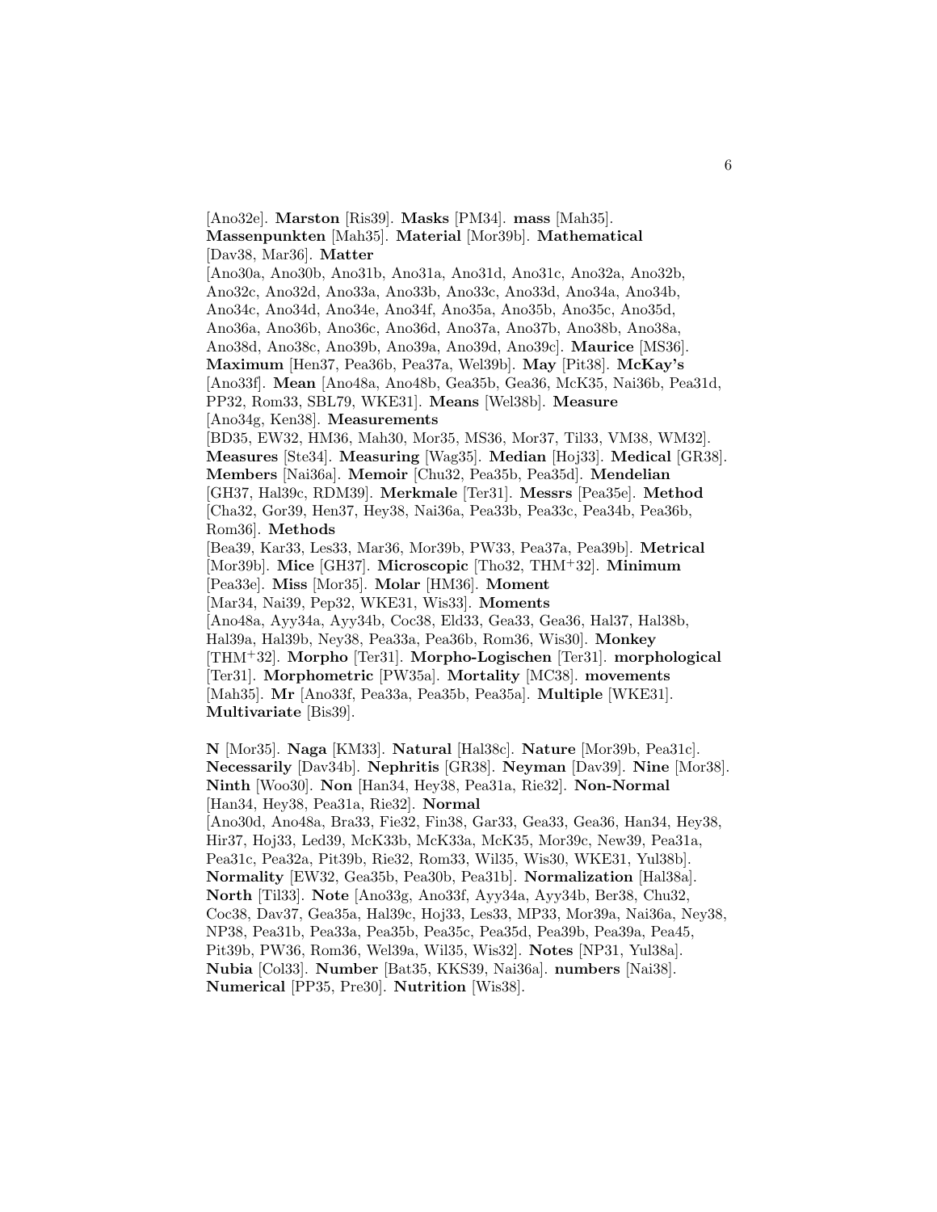[Ano32e]. **Marston** [Ris39]. **Masks** [PM34]. **mass** [Mah35]. **Massenpunkten** [Mah35]. **Material** [Mor39b]. **Mathematical** [Dav38, Mar36]. **Matter** [Ano30a, Ano30b, Ano31b, Ano31a, Ano31d, Ano31c, Ano32a, Ano32b, Ano32c, Ano32d, Ano33a, Ano33b, Ano33c, Ano33d, Ano34a, Ano34b, Ano34c, Ano34d, Ano34e, Ano34f, Ano35a, Ano35b, Ano35c, Ano35d, Ano36a, Ano36b, Ano36c, Ano36d, Ano37a, Ano37b, Ano38b, Ano38a, Ano38d, Ano38c, Ano39b, Ano39a, Ano39d, Ano39c]. **Maurice** [MS36]. **Maximum** [Hen37, Pea36b, Pea37a, Wel39b]. **May** [Pit38]. **McKay's** [Ano33f]. **Mean** [Ano48a, Ano48b, Gea35b, Gea36, McK35, Nai36b, Pea31d, PP32, Rom33, SBL79, WKE31]. **Means** [Wel38b]. **Measure** [Ano34g, Ken38]. **Measurements** [BD35, EW32, HM36, Mah30, Mor35, MS36, Mor37, Til33, VM38, WM32]. **Measures** [Ste34]. **Measuring** [Wag35]. **Median** [Hoj33]. **Medical** [GR38]. **Members** [Nai36a]. **Memoir** [Chu32, Pea35b, Pea35d]. **Mendelian** [GH37, Hal39c, RDM39]. **Merkmale** [Ter31]. **Messrs** [Pea35e]. **Method** [Cha32, Gor39, Hen37, Hey38, Nai36a, Pea33b, Pea33c, Pea34b, Pea36b, Rom36]. **Methods** [Bea39, Kar33, Les33, Mar36, Mor39b, PW33, Pea37a, Pea39b]. **Metrical** [Mor39b]. **Mice** [GH37]. **Microscopic** [Tho32, THM+32]. **Minimum** [Pea33e]. **Miss** [Mor35]. **Molar** [HM36]. **Moment** [Mar34, Nai39, Pep32, WKE31, Wis33]. **Moments** [Ano48a, Ayy34a, Ayy34b, Coc38, Eld33, Gea33, Gea36, Hal37, Hal38b, Hal39a, Hal39b, Ney38, Pea33a, Pea36b, Rom36, Wis30]. **Monkey** [THM+32]. **Morpho** [Ter31]. **Morpho-Logischen** [Ter31]. **morphological** [Ter31]. **Morphometric** [PW35a]. **Mortality** [MC38]. **movements** [Mah35]. **Mr** [Ano33f, Pea33a, Pea35b, Pea35a]. **Multiple** [WKE31]. **Multivariate** [Bis39].

**N** [Mor35]. **Naga** [KM33]. **Natural** [Hal38c]. **Nature** [Mor39b, Pea31c]. **Necessarily** [Dav34b]. **Nephritis** [GR38]. **Neyman** [Dav39]. **Nine** [Mor38]. **Ninth** [Woo30]. **Non** [Han34, Hey38, Pea31a, Rie32]. **Non-Normal** [Han34, Hey38, Pea31a, Rie32]. **Normal** [Ano30d, Ano48a, Bra33, Fie32, Fin38, Gar33, Gea33, Gea36, Han34, Hey38, Hir37, Hoj33, Led39, McK33b, McK33a, McK35, Mor39c, New39, Pea31a, Pea31c, Pea32a, Pit39b, Rie32, Rom33, Wil35, Wis30, WKE31, Yul38b]. **Normality** [EW32, Gea35b, Pea30b, Pea31b]. **Normalization** [Hal38a]. **North** [Til33]. **Note** [Ano33g, Ano33f, Ayy34a, Ayy34b, Ber38, Chu32, Coc38, Dav37, Gea35a, Hal39c, Hoj33, Les33, MP33, Mor39a, Nai36a, Ney38, NP38, Pea31b, Pea33a, Pea35b, Pea35c, Pea35d, Pea39b, Pea39a, Pea45, Pit39b, PW36, Rom36, Wel39a, Wil35, Wis32]. **Notes** [NP31, Yul38a]. **Nubia** [Col33]. **Number** [Bat35, KKS39, Nai36a]. **numbers** [Nai38]. **Numerical** [PP35, Pre30]. **Nutrition** [Wis38].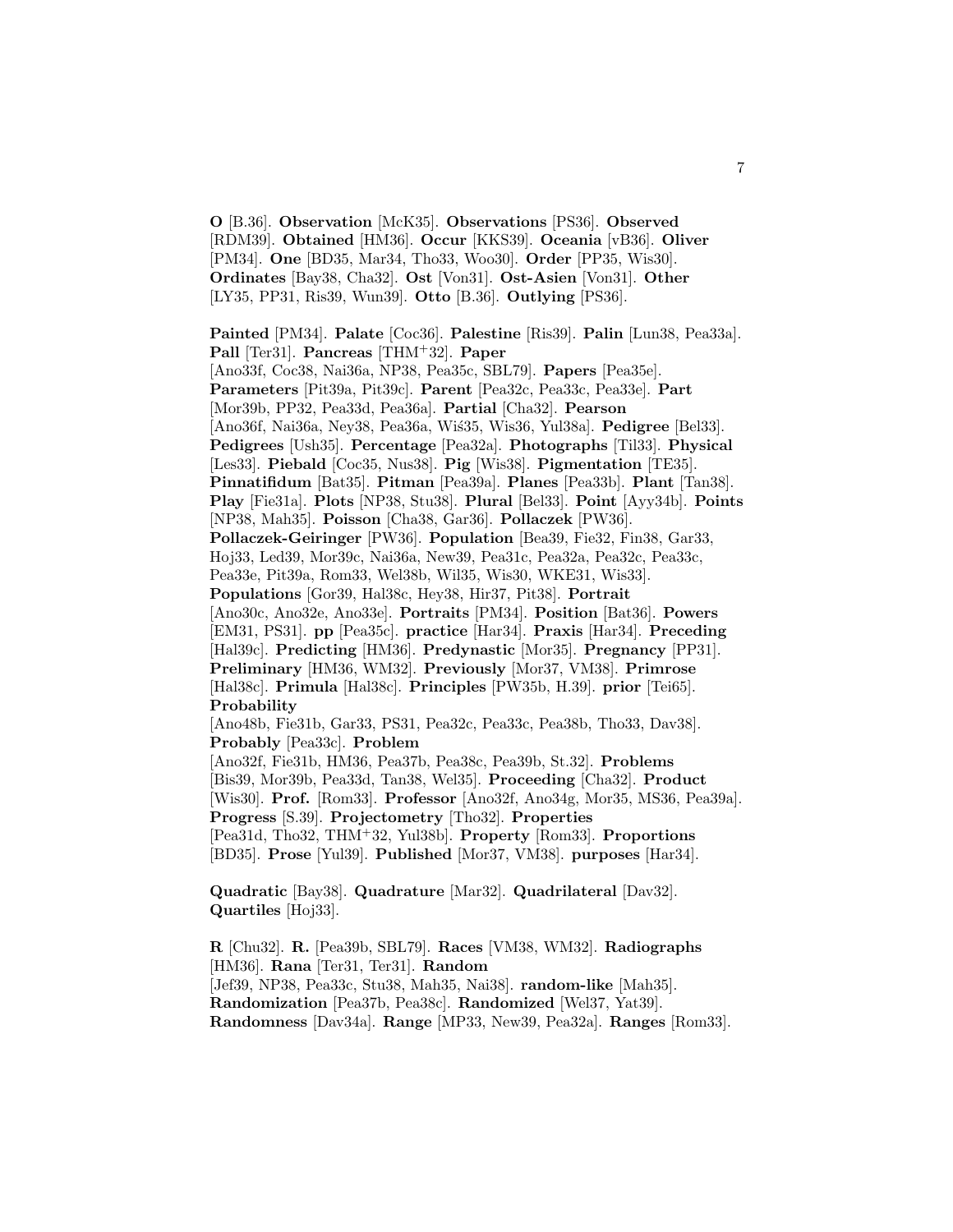**O** [B.36]. **Observation** [McK35]. **Observations** [PS36]. **Observed** [RDM39]. **Obtained** [HM36]. **Occur** [KKS39]. **Oceania** [vB36]. **Oliver** [PM34]. **One** [BD35, Mar34, Tho33, Woo30]. **Order** [PP35, Wis30]. **Ordinates** [Bay38, Cha32]. **Ost** [Von31]. **Ost-Asien** [Von31]. **Other** [LY35, PP31, Ris39, Wun39]. **Otto** [B.36]. **Outlying** [PS36].

**Painted** [PM34]. **Palate** [Coc36]. **Palestine** [Ris39]. **Palin** [Lun38, Pea33a]. **Pall** [Ter31]. **Pancreas** [THM+32]. **Paper** [Ano33f, Coc38, Nai36a, NP38, Pea35c, SBL79]. **Papers** [Pea35e]. **Parameters** [Pit39a, Pit39c]. **Parent** [Pea32c, Pea33c, Pea33e]. **Part** [Mor39b, PP32, Pea33d, Pea36a]. **Partial** [Cha32]. **Pearson** [Ano36f, Nai36a, Ney38, Pea36a, Wiś35, Wis36, Yul38a]. **Pedigree** [Bel33]. **Pedigrees** [Ush35]. **Percentage** [Pea32a]. **Photographs** [Til33]. **Physical** [Les33]. **Piebald** [Coc35, Nus38]. **Pig** [Wis38]. **Pigmentation** [TE35]. **Pinnatifidum** [Bat35]. **Pitman** [Pea39a]. **Planes** [Pea33b]. **Plant** [Tan38]. **Play** [Fie31a]. **Plots** [NP38, Stu38]. **Plural** [Bel33]. **Point** [Ayy34b]. **Points** [NP38, Mah35]. **Poisson** [Cha38, Gar36]. **Pollaczek** [PW36]. **Pollaczek-Geiringer** [PW36]. **Population** [Bea39, Fie32, Fin38, Gar33, Hoj33, Led39, Mor39c, Nai36a, New39, Pea31c, Pea32a, Pea32c, Pea33c, Pea33e, Pit39a, Rom33, Wel38b, Wil35, Wis30, WKE31, Wis33]. **Populations** [Gor39, Hal38c, Hey38, Hir37, Pit38]. **Portrait** [Ano30c, Ano32e, Ano33e]. **Portraits** [PM34]. **Position** [Bat36]. **Powers** [EM31, PS31]. **pp** [Pea35c]. **practice** [Har34]. **Praxis** [Har34]. **Preceding** [Hal39c]. **Predicting** [HM36]. **Predynastic** [Mor35]. **Pregnancy** [PP31]. **Preliminary** [HM36, WM32]. **Previously** [Mor37, VM38]. **Primrose** [Hal38c]. **Primula** [Hal38c]. **Principles** [PW35b, H.39]. **prior** [Tei65]. **Probability** [Ano48b, Fie31b, Gar33, PS31, Pea32c, Pea33c, Pea38b, Tho33, Dav38]. **Probably** [Pea33c]. **Problem** [Ano32f, Fie31b, HM36, Pea37b, Pea38c, Pea39b, St.32]. **Problems** [Bis39, Mor39b, Pea33d, Tan38, Wel35]. **Proceeding** [Cha32]. **Product** [Wis30]. **Prof.** [Rom33]. **Professor** [Ano32f, Ano34g, Mor35, MS36, Pea39a]. **Progress** [S.39]. **Projectometry** [Tho32]. **Properties** [Pea31d, Tho32, THM+32, Yul38b]. **Property** [Rom33]. **Proportions** [BD35]. **Prose** [Yul39]. **Published** [Mor37, VM38]. **purposes** [Har34].

**Quadratic** [Bay38]. **Quadrature** [Mar32]. **Quadrilateral** [Dav32]. **Quartiles** [Hoj33].

**R** [Chu32]. **R.** [Pea39b, SBL79]. **Races** [VM38, WM32]. **Radiographs** [HM36]. **Rana** [Ter31, Ter31]. **Random** [Jef39, NP38, Pea33c, Stu38, Mah35, Nai38]. **random-like** [Mah35]. **Randomization** [Pea37b, Pea38c]. **Randomized** [Wel37, Yat39]. **Randomness** [Dav34a]. **Range** [MP33, New39, Pea32a]. **Ranges** [Rom33].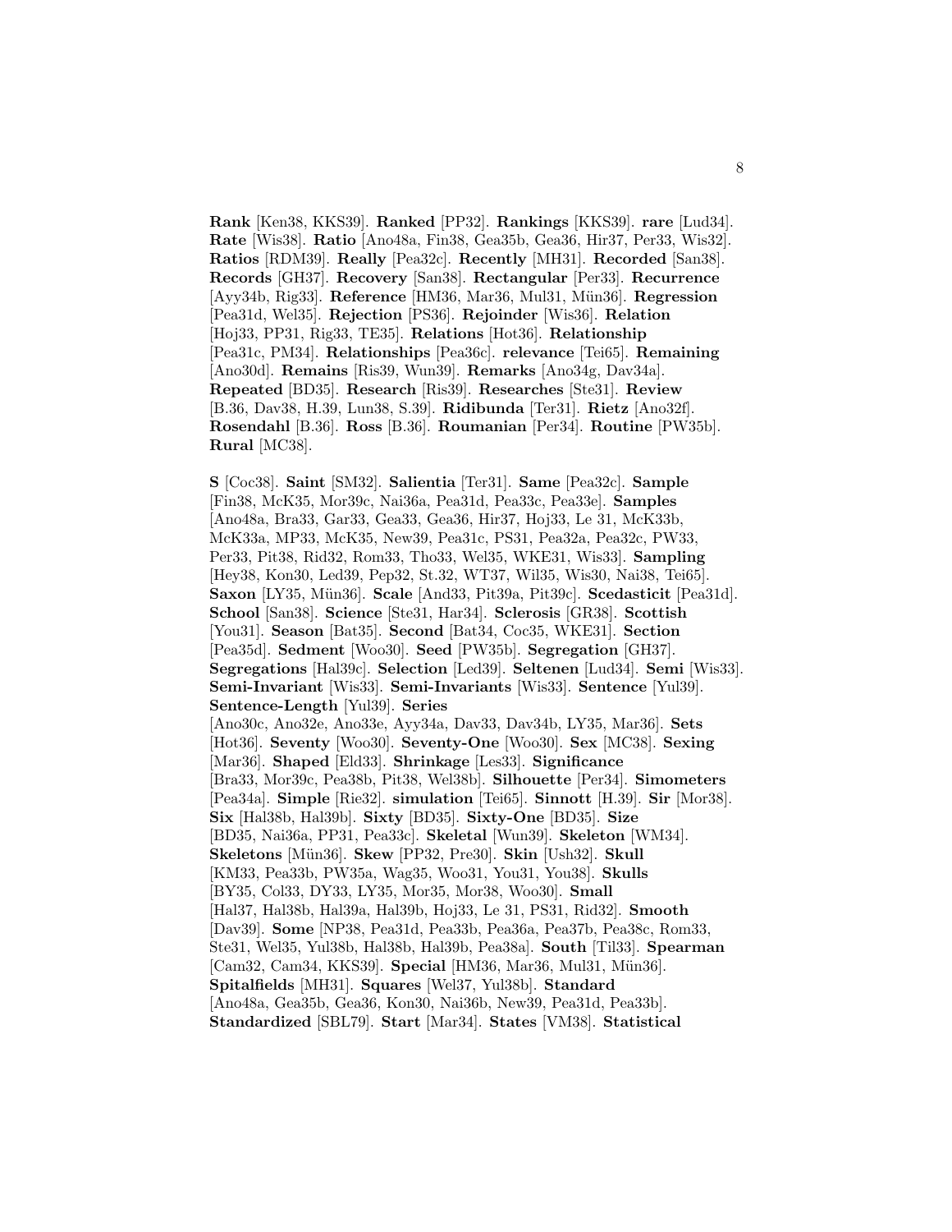**Rank** [Ken38, KKS39]. **Ranked** [PP32]. **Rankings** [KKS39]. **rare** [Lud34]. **Rate** [Wis38]. **Ratio** [Ano48a, Fin38, Gea35b, Gea36, Hir37, Per33, Wis32]. **Ratios** [RDM39]. **Really** [Pea32c]. **Recently** [MH31]. **Recorded** [San38]. **Records** [GH37]. **Recovery** [San38]. **Rectangular** [Per33]. **Recurrence** [Ayy34b, Rig33]. **Reference** [HM36, Mar36, Mul31, Mün36]. **Regression** [Pea31d, Wel35]. **Rejection** [PS36]. **Rejoinder** [Wis36]. **Relation** [Hoj33, PP31, Rig33, TE35]. **Relations** [Hot36]. **Relationship** [Pea31c, PM34]. **Relationships** [Pea36c]. **relevance** [Tei65]. **Remaining** [Ano30d]. **Remains** [Ris39, Wun39]. **Remarks** [Ano34g, Dav34a]. **Repeated** [BD35]. **Research** [Ris39]. **Researches** [Ste31]. **Review** [B.36, Dav38, H.39, Lun38, S.39]. **Ridibunda** [Ter31]. **Rietz** [Ano32f]. **Rosendahl** [B.36]. **Ross** [B.36]. **Roumanian** [Per34]. **Routine** [PW35b]. **Rural** [MC38].

**S** [Coc38]. **Saint** [SM32]. **Salientia** [Ter31]. **Same** [Pea32c]. **Sample** [Fin38, McK35, Mor39c, Nai36a, Pea31d, Pea33c, Pea33e]. **Samples** [Ano48a, Bra33, Gar33, Gea33, Gea36, Hir37, Hoj33, Le 31, McK33b, McK33a, MP33, McK35, New39, Pea31c, PS31, Pea32a, Pea32c, PW33, Per33, Pit38, Rid32, Rom33, Tho33, Wel35, WKE31, Wis33]. **Sampling** [Hey38, Kon30, Led39, Pep32, St.32, WT37, Wil35, Wis30, Nai38, Tei65]. **Saxon** [LY35, Mün36]. **Scale** [And33, Pit39a, Pit39c]. **Scedasticit** [Pea31d]. **School** [San38]. **Science** [Ste31, Har34]. **Sclerosis** [GR38]. **Scottish** [You31]. **Season** [Bat35]. **Second** [Bat34, Coc35, WKE31]. **Section** [Pea35d]. **Sedment** [Woo30]. **Seed** [PW35b]. **Segregation** [GH37]. **Segregations** [Hal39c]. **Selection** [Led39]. **Seltenen** [Lud34]. **Semi** [Wis33]. **Semi-Invariant** [Wis33]. **Semi-Invariants** [Wis33]. **Sentence** [Yul39]. **Sentence-Length** [Yul39]. **Series** [Ano30c, Ano32e, Ano33e, Ayy34a, Dav33, Dav34b, LY35, Mar36]. **Sets** [Hot36]. **Seventy** [Woo30]. **Seventy-One** [Woo30]. **Sex** [MC38]. **Sexing** [Mar36]. **Shaped** [Eld33]. **Shrinkage** [Les33]. **Significance** [Bra33, Mor39c, Pea38b, Pit38, Wel38b]. **Silhouette** [Per34]. **Simometers** [Pea34a]. **Simple** [Rie32]. **simulation** [Tei65]. **Sinnott** [H.39]. **Sir** [Mor38]. **Six** [Hal38b, Hal39b]. **Sixty** [BD35]. **Sixty-One** [BD35]. **Size** [BD35, Nai36a, PP31, Pea33c]. **Skeletal** [Wun39]. **Skeleton** [WM34]. **Skeletons** [Mün36]. **Skew** [PP32, Pre30]. **Skin** [Ush32]. **Skull** [KM33, Pea33b, PW35a, Wag35, Woo31, You31, You38]. **Skulls** [BY35, Col33, DY33, LY35, Mor35, Mor38, Woo30]. **Small** [Hal37, Hal38b, Hal39a, Hal39b, Hoj33, Le 31, PS31, Rid32]. **Smooth** [Dav39]. **Some** [NP38, Pea31d, Pea33b, Pea36a, Pea37b, Pea38c, Rom33, Ste31, Wel35, Yul38b, Hal38b, Hal39b, Pea38a]. **South** [Til33]. **Spearman** [Cam32, Cam34, KKS39]. **Special** [HM36, Mar36, Mul31, Mün36]. **Spitalfields** [MH31]. **Squares** [Wel37, Yul38b]. **Standard** [Ano48a, Gea35b, Gea36, Kon30, Nai36b, New39, Pea31d, Pea33b]. **Standardized** [SBL79]. **Start** [Mar34]. **States** [VM38]. **Statistical**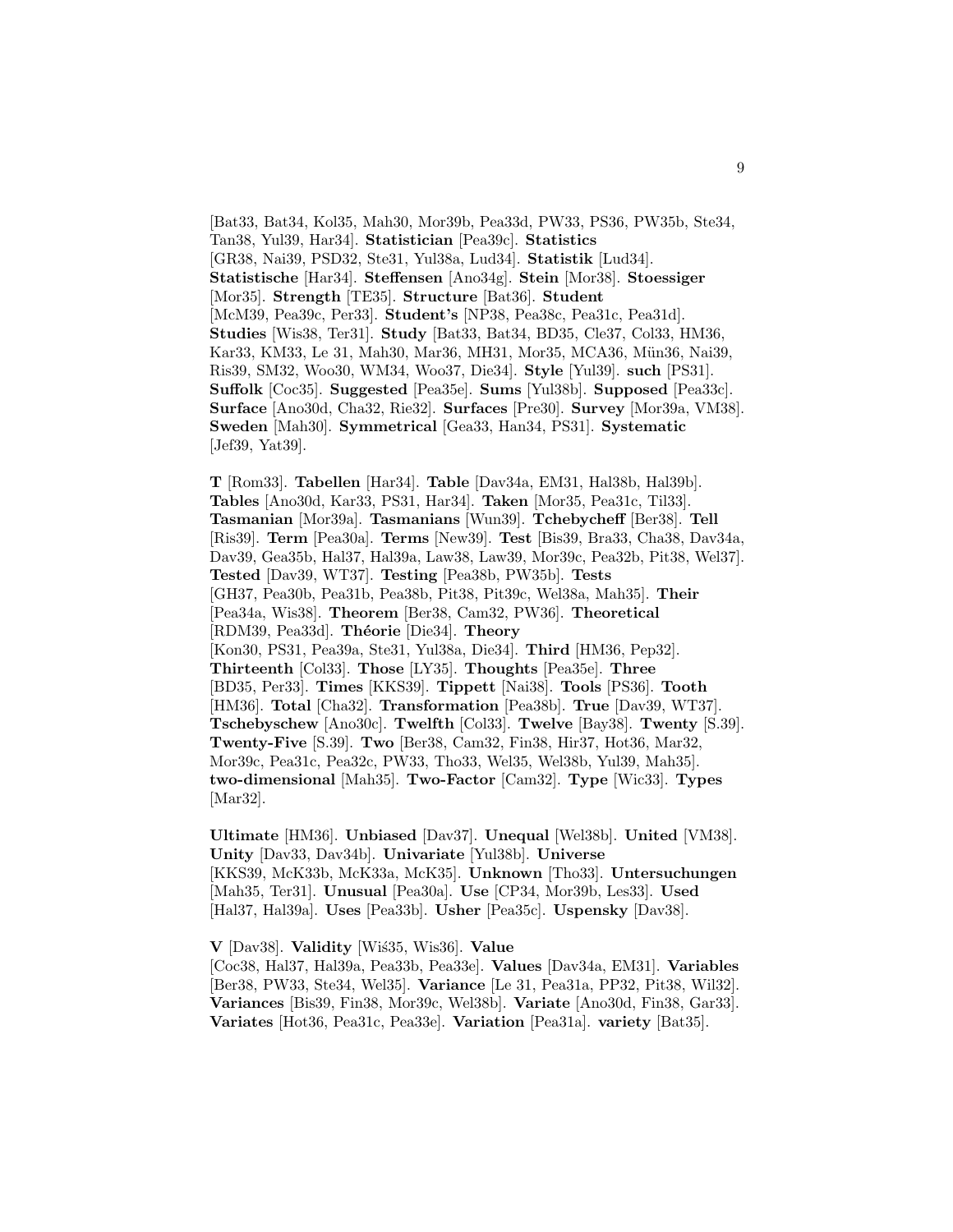[Bat33, Bat34, Kol35, Mah30, Mor39b, Pea33d, PW33, PS36, PW35b, Ste34, Tan38, Yul39, Har34]. **Statistician** [Pea39c]. **Statistics** [GR38, Nai39, PSD32, Ste31, Yul38a, Lud34]. **Statistik** [Lud34]. **Statistische** [Har34]. **Steffensen** [Ano34g]. **Stein** [Mor38]. **Stoessiger** [Mor35]. **Strength** [TE35]. **Structure** [Bat36]. **Student** [McM39, Pea39c, Per33]. **Student's** [NP38, Pea38c, Pea31c, Pea31d]. **Studies** [Wis38, Ter31]. **Study** [Bat33, Bat34, BD35, Cle37, Col33, HM36, Kar33, KM33, Le 31, Mah30, Mar36, MH31, Mor35, MCA36, Mün36, Nai39, Ris39, SM32, Woo30, WM34, Woo37, Die34]. **Style** [Yul39]. **such** [PS31]. **Suffolk** [Coc35]. **Suggested** [Pea35e]. **Sums** [Yul38b]. **Supposed** [Pea33c]. **Surface** [Ano30d, Cha32, Rie32]. **Surfaces** [Pre30]. **Survey** [Mor39a, VM38]. **Sweden** [Mah30]. **Symmetrical** [Gea33, Han34, PS31]. **Systematic** [Jef39, Yat39].

**T** [Rom33]. **Tabellen** [Har34]. **Table** [Dav34a, EM31, Hal38b, Hal39b]. **Tables** [Ano30d, Kar33, PS31, Har34]. **Taken** [Mor35, Pea31c, Til33]. **Tasmanian** [Mor39a]. **Tasmanians** [Wun39]. **Tchebycheff** [Ber38]. **Tell** [Ris39]. **Term** [Pea30a]. **Terms** [New39]. **Test** [Bis39, Bra33, Cha38, Dav34a, Dav39, Gea35b, Hal37, Hal39a, Law38, Law39, Mor39c, Pea32b, Pit38, Wel37]. **Tested** [Dav39, WT37]. **Testing** [Pea38b, PW35b]. **Tests** [GH37, Pea30b, Pea31b, Pea38b, Pit38, Pit39c, Wel38a, Mah35]. **Their** [Pea34a, Wis38]. **Theorem** [Ber38, Cam32, PW36]. **Theoretical** [RDM39, Pea33d]. **Théorie** [Die34]. **Theory** [Kon30, PS31, Pea39a, Ste31, Yul38a, Die34]. **Third** [HM36, Pep32]. **Thirteenth** [Col33]. **Those** [LY35]. **Thoughts** [Pea35e]. **Three** [BD35, Per33]. **Times** [KKS39]. **Tippett** [Nai38]. **Tools** [PS36]. **Tooth** [HM36]. **Total** [Cha32]. **Transformation** [Pea38b]. **True** [Dav39, WT37]. **Tschebyschew** [Ano30c]. **Twelfth** [Col33]. **Twelve** [Bay38]. **Twenty** [S.39]. **Twenty-Five** [S.39]. **Two** [Ber38, Cam32, Fin38, Hir37, Hot36, Mar32, Mor39c, Pea31c, Pea32c, PW33, Tho33, Wel35, Wel38b, Yul39, Mah35]. **two-dimensional** [Mah35]. **Two-Factor** [Cam32]. **Type** [Wic33]. **Types** [Mar32].

**Ultimate** [HM36]. **Unbiased** [Dav37]. **Unequal** [Wel38b]. **United** [VM38]. **Unity** [Dav33, Dav34b]. **Univariate** [Yul38b]. **Universe** [KKS39, McK33b, McK33a, McK35]. **Unknown** [Tho33]. **Untersuchungen** [Mah35, Ter31]. **Unusual** [Pea30a]. **Use** [CP34, Mor39b, Les33]. **Used** [Hal37, Hal39a]. **Uses** [Pea33b]. **Usher** [Pea35c]. **Uspensky** [Dav38].

**V** [Dav38]. **Validity** [Wiś35, Wis36]. **Value** [Coc38, Hal37, Hal39a, Pea33b, Pea33e]. **Values** [Dav34a, EM31]. **Variables** [Ber38, PW33, Ste34, Wel35]. **Variance** [Le 31, Pea31a, PP32, Pit38, Wil32]. **Variances** [Bis39, Fin38, Mor39c, Wel38b]. **Variate** [Ano30d, Fin38, Gar33]. **Variates** [Hot36, Pea31c, Pea33e]. **Variation** [Pea31a]. **variety** [Bat35].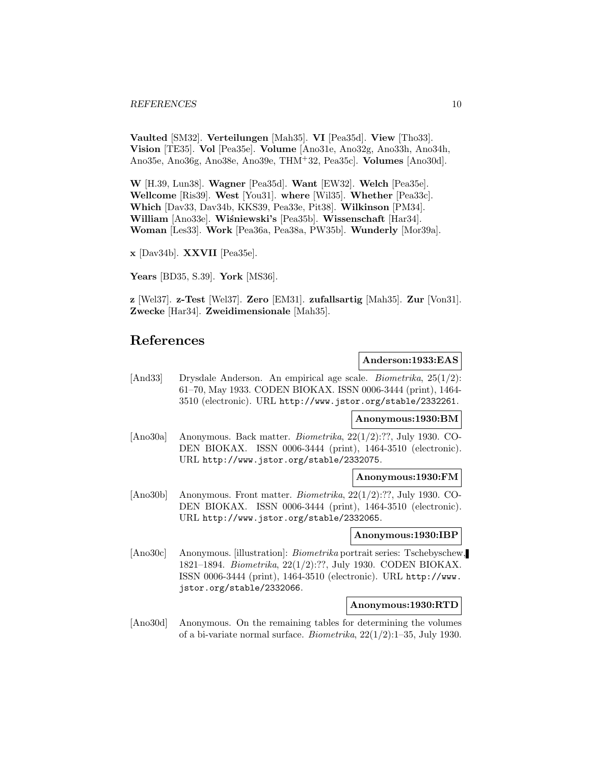**Vaulted** [SM32]. **Verteilungen** [Mah35]. **VI** [Pea35d]. **View** [Tho33]. **Vision** [TE35]. **Vol** [Pea35e]. **Volume** [Ano31e, Ano32g, Ano33h, Ano34h, Ano35e, Ano36g, Ano38e, Ano39e, THM+32, Pea35c]. **Volumes** [Ano30d].

**W** [H.39, Lun38]. **Wagner** [Pea35d]. **Want** [EW32]. **Welch** [Pea35e]. **Wellcome** [Ris39]. **West** [You31]. **where** [Wil35]. **Whether** [Pea33c]. **Which** [Dav33, Dav34b, KKS39, Pea33e, Pit38]. **Wilkinson** [PM34]. **William** [Ano33e]. **Wiśniewski's** [Pea35b]. **Wissenschaft** [Har34]. **Woman** [Les33]. **Work** [Pea36a, Pea38a, PW35b]. **Wunderly** [Mor39a].

**x** [Dav34b]. **XXVII** [Pea35e].

**Years** [BD35, S.39]. **York** [MS36].

**z** [Wel37]. **z-Test** [Wel37]. **Zero** [EM31]. **zufallsartig** [Mah35]. **Zur** [Von31]. **Zwecke** [Har34]. **Zweidimensionale** [Mah35].

# References

**Anderson:1933:EAS**

[And33] Drysdale Anderson. An empirical age scale. *Biometrika*, 25(1/2): 61–70, May 1933. CODEN BIOKAX. ISSN 0006-3444 (print), 1464-3510 (electronic). URL http://www.jstor.org/stable/2332261.

**Anonymous:1930:BM**

[Ano30a] Anonymous. Back matter. *Biometrika*, 22(1/2):??, July 1930. CODEN BIOKAX. ISSN 0006-3444 (print), 1464-3510 (electronic). URL http://www.jstor.org/stable/2332075.

**Anonymous:1930:FM**

[Ano30b] Anonymous. Front matter. *Biometrika*, 22(1/2):??, July 1930. CODEN BIOKAX. ISSN 0006-3444 (print), 1464-3510 (electronic). URL http://www.jstor.org/stable/2332065.

**Anonymous:1930:IBP**

[Ano30c] Anonymous. [illustration]: *Biometrika* portrait series: Tschebyschew, 1821–1894. *Biometrika*, 22(1/2):??, July 1930. CODEN BIOKAX. ISSN 0006-3444 (print), 1464-3510 (electronic). URL http://www.jstor.org/stable/2332066.

**Anonymous:1930:RTD**

[Ano30d] Anonymous. On the remaining tables for determining the volumes of a bi-variate normal surface. *Biometrika*, 22(1/2):1–35, July 1930.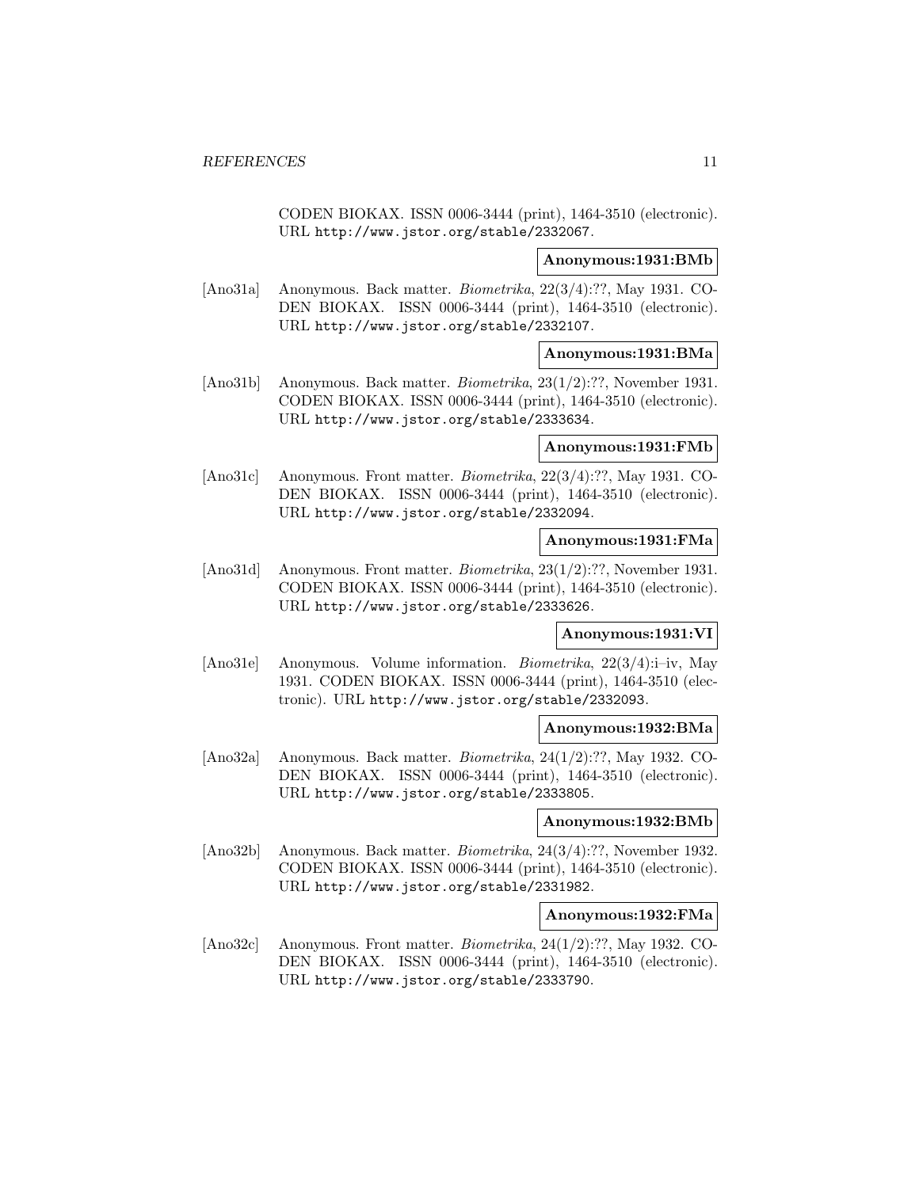CODEN BIOKAX. ISSN 0006-3444 (print), 1464-3510 (electronic). URL http://www.jstor.org/stable/2332067.

**Anonymous:1931:BMb**

[Ano31a] Anonymous. Back matter. *Biometrika*, 22(3/4):??, May 1931. CODEN BIOKAX. ISSN 0006-3444 (print), 1464-3510 (electronic). URL http://www.jstor.org/stable/2332107.

**Anonymous:1931:BMa**

[Ano31b] Anonymous. Back matter. *Biometrika*, 23(1/2):??, November 1931. CODEN BIOKAX. ISSN 0006-3444 (print), 1464-3510 (electronic). URL http://www.jstor.org/stable/2333634.

**Anonymous:1931:FMb**

[Ano31c] Anonymous. Front matter. *Biometrika*, 22(3/4):??, May 1931. CODEN BIOKAX. ISSN 0006-3444 (print), 1464-3510 (electronic). URL http://www.jstor.org/stable/2332094.

**Anonymous:1931:FMa**

[Ano31d] Anonymous. Front matter. *Biometrika*, 23(1/2):??, November 1931. CODEN BIOKAX. ISSN 0006-3444 (print), 1464-3510 (electronic). URL http://www.jstor.org/stable/2333626.

**Anonymous:1931:VI**

[Ano31e] Anonymous. Volume information. *Biometrika*, 22(3/4):i–iv, May 1931. CODEN BIOKAX. ISSN 0006-3444 (print), 1464-3510 (electronic). URL http://www.jstor.org/stable/2332093.

**Anonymous:1932:BMa**

[Ano32a] Anonymous. Back matter. *Biometrika*, 24(1/2):??, May 1932. CODEN BIOKAX. ISSN 0006-3444 (print), 1464-3510 (electronic). URL http://www.jstor.org/stable/2333805.

**Anonymous:1932:BMb**

[Ano32b] Anonymous. Back matter. *Biometrika*, 24(3/4):??, November 1932. CODEN BIOKAX. ISSN 0006-3444 (print), 1464-3510 (electronic). URL http://www.jstor.org/stable/2331982.

**Anonymous:1932:FMa**

[Ano32c] Anonymous. Front matter. *Biometrika*, 24(1/2):??, May 1932. CODEN BIOKAX. ISSN 0006-3444 (print), 1464-3510 (electronic). URL http://www.jstor.org/stable/2333790.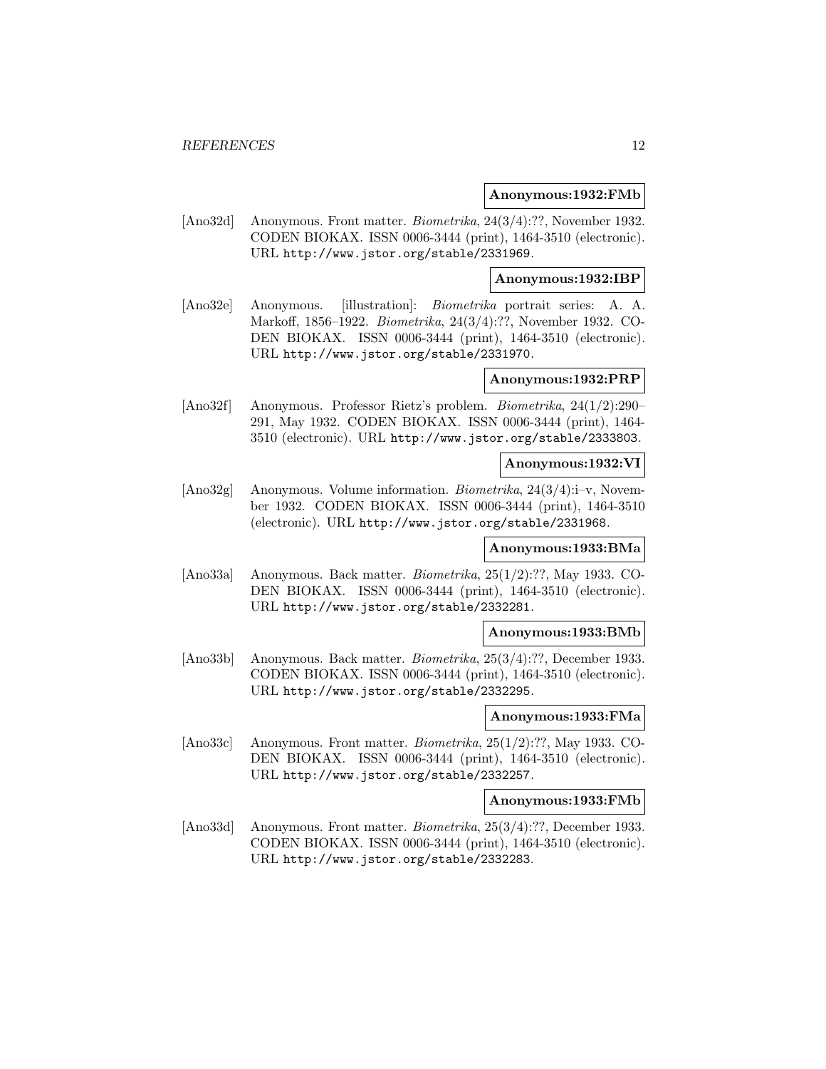**Anonymous:1932:FMb**

[Ano32d] Anonymous. Front matter. *Biometrika*, 24(3/4):??, November 1932. CODEN BIOKAX. ISSN 0006-3444 (print), 1464-3510 (electronic). URL http://www.jstor.org/stable/2331969.

**Anonymous:1932:IBP**

[Ano32e] Anonymous. [illustration]: *Biometrika* portrait series: A. A. Markoff, 1856–1922. *Biometrika*, 24(3/4):??, November 1932. CODEN BIOKAX. ISSN 0006-3444 (print), 1464-3510 (electronic). URL http://www.jstor.org/stable/2331970.

**Anonymous:1932:PRP**

[Ano32f] Anonymous. Professor Rietz's problem. *Biometrika*, 24(1/2):290–291, May 1932. CODEN BIOKAX. ISSN 0006-3444 (print), 1464-3510 (electronic). URL http://www.jstor.org/stable/2333803.

**Anonymous:1932:VI**

[Ano32g] Anonymous. Volume information. *Biometrika*, 24(3/4):i–v, November 1932. CODEN BIOKAX. ISSN 0006-3444 (print), 1464-3510 (electronic). URL http://www.jstor.org/stable/2331968.

**Anonymous:1933:BMa**

[Ano33a] Anonymous. Back matter. *Biometrika*, 25(1/2):??, May 1933. CODEN BIOKAX. ISSN 0006-3444 (print), 1464-3510 (electronic). URL http://www.jstor.org/stable/2332281.

**Anonymous:1933:BMb**

[Ano33b] Anonymous. Back matter. *Biometrika*, 25(3/4):??, December 1933. CODEN BIOKAX. ISSN 0006-3444 (print), 1464-3510 (electronic). URL http://www.jstor.org/stable/2332295.

**Anonymous:1933:FMa**

[Ano33c] Anonymous. Front matter. *Biometrika*, 25(1/2):??, May 1933. CODEN BIOKAX. ISSN 0006-3444 (print), 1464-3510 (electronic). URL http://www.jstor.org/stable/2332257.

**Anonymous:1933:FMb**

[Ano33d] Anonymous. Front matter. *Biometrika*, 25(3/4):??, December 1933. CODEN BIOKAX. ISSN 0006-3444 (print), 1464-3510 (electronic). URL http://www.jstor.org/stable/2332283.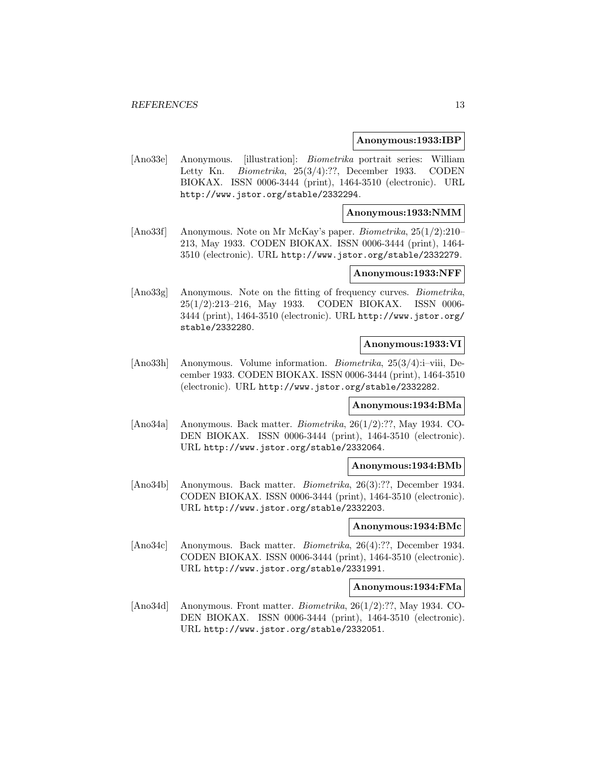**Anonymous:1933:IBP**

[Ano33e] Anonymous. [illustration]: *Biometrika* portrait series: William Letty Kn. *Biometrika*, 25(3/4):??, December 1933. CODEN BIOKAX. ISSN 0006-3444 (print), 1464-3510 (electronic). URL http://www.jstor.org/stable/2332294.

**Anonymous:1933:NMM**

[Ano33f] Anonymous. Note on Mr McKay's paper. *Biometrika*, 25(1/2):210–213, May 1933. CODEN BIOKAX. ISSN 0006-3444 (print), 1464-3510 (electronic). URL http://www.jstor.org/stable/2332279.

**Anonymous:1933:NFF**

[Ano33g] Anonymous. Note on the fitting of frequency curves. *Biometrika*, 25(1/2):213–216, May 1933. CODEN BIOKAX. ISSN 0006-3444 (print), 1464-3510 (electronic). URL http://www.jstor.org/stable/2332280.

**Anonymous:1933:VI**

[Ano33h] Anonymous. Volume information. *Biometrika*, 25(3/4):i–viii, December 1933. CODEN BIOKAX. ISSN 0006-3444 (print), 1464-3510 (electronic). URL http://www.jstor.org/stable/2332282.

**Anonymous:1934:BMa**

[Ano34a] Anonymous. Back matter. *Biometrika*, 26(1/2):??, May 1934. CODEN BIOKAX. ISSN 0006-3444 (print), 1464-3510 (electronic). URL http://www.jstor.org/stable/2332064.

**Anonymous:1934:BMb**

[Ano34b] Anonymous. Back matter. *Biometrika*, 26(3):??, December 1934. CODEN BIOKAX. ISSN 0006-3444 (print), 1464-3510 (electronic). URL http://www.jstor.org/stable/2332203.

**Anonymous:1934:BMc**

[Ano34c] Anonymous. Back matter. *Biometrika*, 26(4):??, December 1934. CODEN BIOKAX. ISSN 0006-3444 (print), 1464-3510 (electronic). URL http://www.jstor.org/stable/2331991.

**Anonymous:1934:FMa**

[Ano34d] Anonymous. Front matter. *Biometrika*, 26(1/2):??, May 1934. CODEN BIOKAX. ISSN 0006-3444 (print), 1464-3510 (electronic). URL http://www.jstor.org/stable/2332051.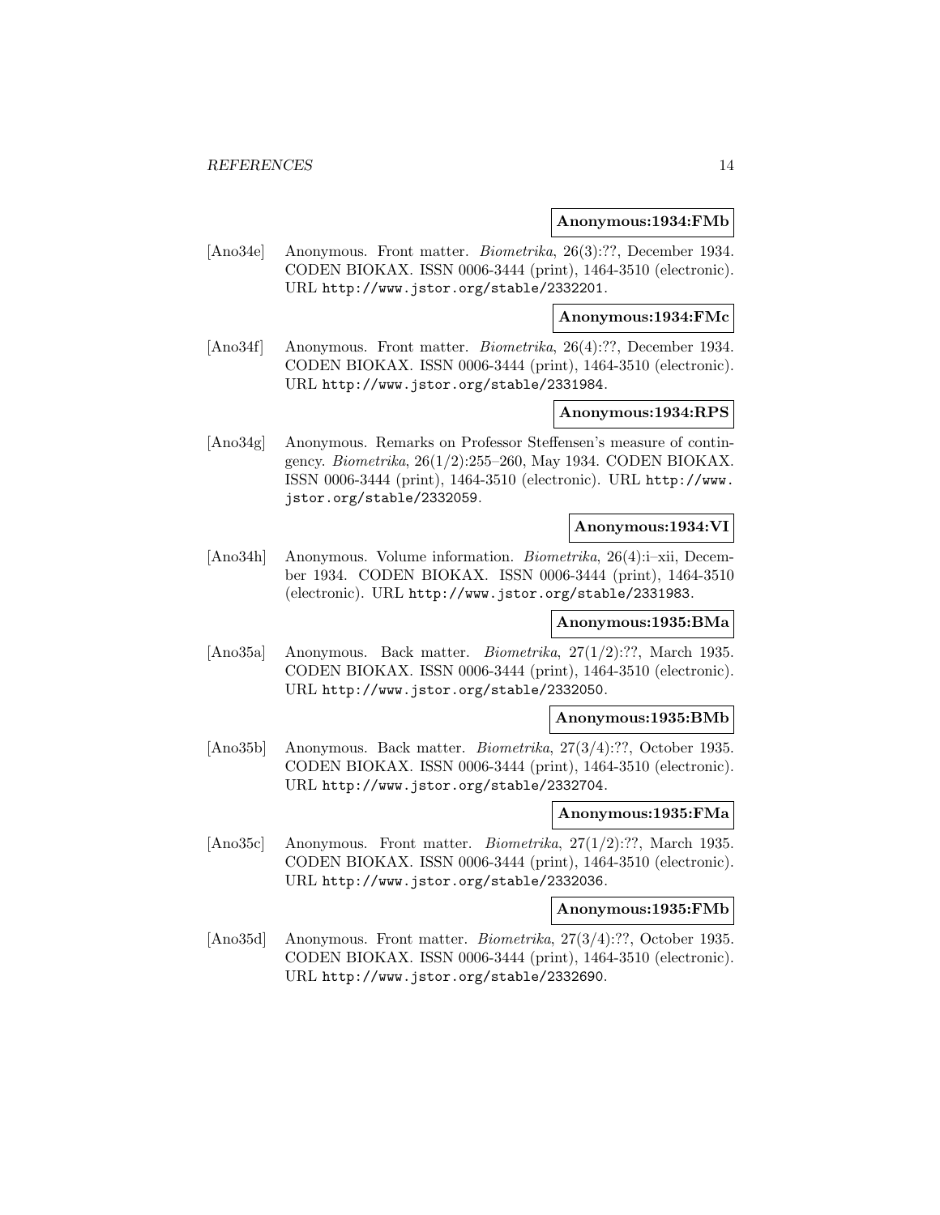**Anonymous:1934:FMb**

[Ano34e] Anonymous. Front matter. *Biometrika*, 26(3):??, December 1934. CODEN BIOKAX. ISSN 0006-3444 (print), 1464-3510 (electronic). URL http://www.jstor.org/stable/2332201.

**Anonymous:1934:FMc**

[Ano34f] Anonymous. Front matter. *Biometrika*, 26(4):??, December 1934. CODEN BIOKAX. ISSN 0006-3444 (print), 1464-3510 (electronic). URL http://www.jstor.org/stable/2331984.

**Anonymous:1934:RPS**

[Ano34g] Anonymous. Remarks on Professor Steffensen's measure of contingency. *Biometrika*, 26(1/2):255–260, May 1934. CODEN BIOKAX. ISSN 0006-3444 (print), 1464-3510 (electronic). URL http://www.jstor.org/stable/2332059.

**Anonymous:1934:VI**

[Ano34h] Anonymous. Volume information. *Biometrika*, 26(4):i–xii, December 1934. CODEN BIOKAX. ISSN 0006-3444 (print), 1464-3510 (electronic). URL http://www.jstor.org/stable/2331983.

**Anonymous:1935:BMa**

[Ano35a] Anonymous. Back matter. *Biometrika*, 27(1/2):??, March 1935. CODEN BIOKAX. ISSN 0006-3444 (print), 1464-3510 (electronic). URL http://www.jstor.org/stable/2332050.

**Anonymous:1935:BMb**

[Ano35b] Anonymous. Back matter. *Biometrika*, 27(3/4):??, October 1935. CODEN BIOKAX. ISSN 0006-3444 (print), 1464-3510 (electronic). URL http://www.jstor.org/stable/2332704.

**Anonymous:1935:FMa**

[Ano35c] Anonymous. Front matter. *Biometrika*, 27(1/2):??, March 1935. CODEN BIOKAX. ISSN 0006-3444 (print), 1464-3510 (electronic). URL http://www.jstor.org/stable/2332036.

**Anonymous:1935:FMb**

[Ano35d] Anonymous. Front matter. *Biometrika*, 27(3/4):??, October 1935. CODEN BIOKAX. ISSN 0006-3444 (print), 1464-3510 (electronic). URL http://www.jstor.org/stable/2332690.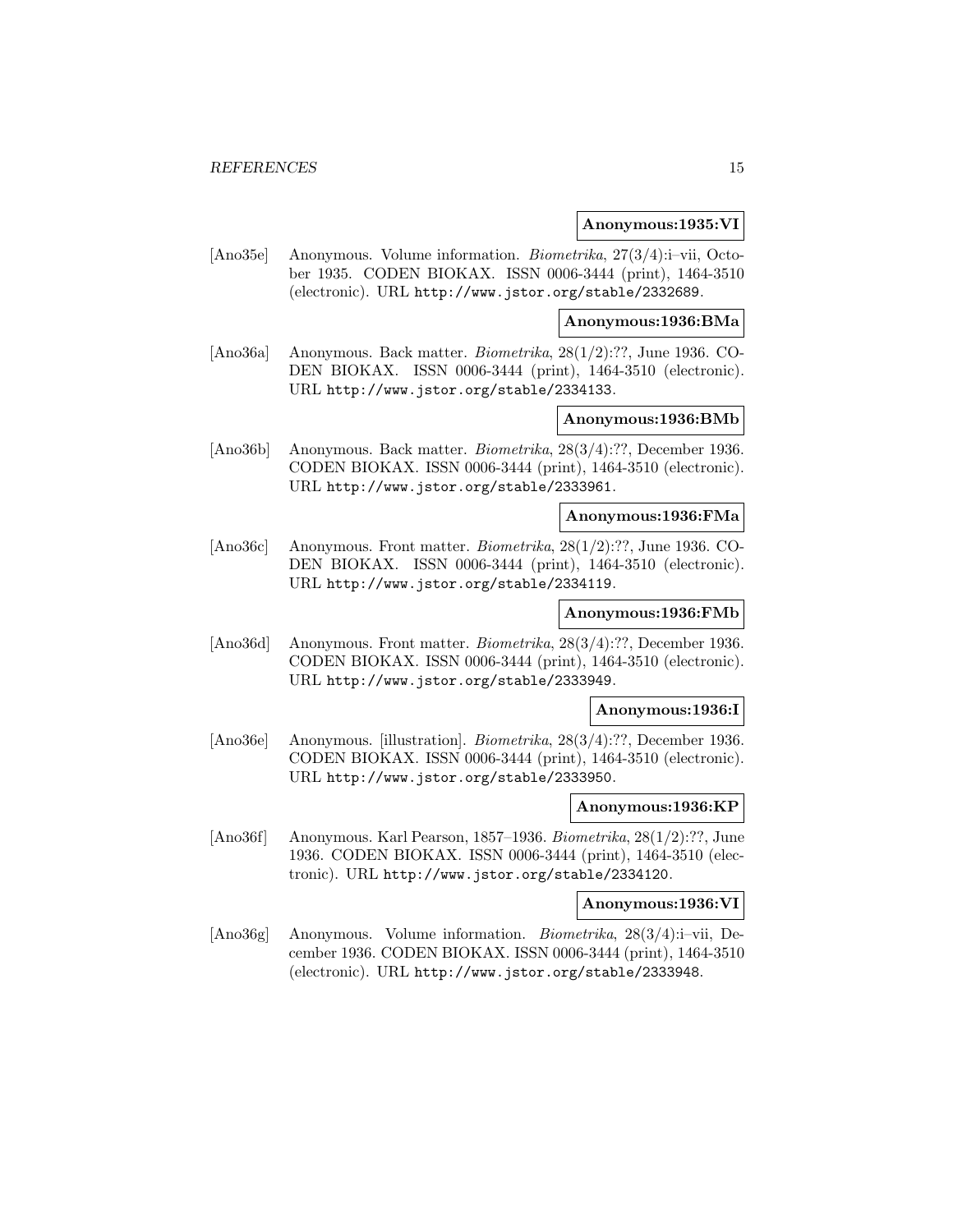**Anonymous:1935:VI**

[Ano35e] Anonymous. Volume information. *Biometrika*, 27(3/4):i–vii, October 1935. CODEN BIOKAX. ISSN 0006-3444 (print), 1464-3510 (electronic). URL `http://www.jstor.org/stable/2332689`.

**Anonymous:1936:BMa**

[Ano36a] Anonymous. Back matter. *Biometrika*, 28(1/2):??, June 1936. CODEN BIOKAX. ISSN 0006-3444 (print), 1464-3510 (electronic). URL `http://www.jstor.org/stable/2334133`.

**Anonymous:1936:BMb**

[Ano36b] Anonymous. Back matter. *Biometrika*, 28(3/4):??, December 1936. CODEN BIOKAX. ISSN 0006-3444 (print), 1464-3510 (electronic). URL `http://www.jstor.org/stable/2333961`.

**Anonymous:1936:FMa**

[Ano36c] Anonymous. Front matter. *Biometrika*, 28(1/2):??, June 1936. CODEN BIOKAX. ISSN 0006-3444 (print), 1464-3510 (electronic). URL `http://www.jstor.org/stable/2334119`.

**Anonymous:1936:FMb**

[Ano36d] Anonymous. Front matter. *Biometrika*, 28(3/4):??, December 1936. CODEN BIOKAX. ISSN 0006-3444 (print), 1464-3510 (electronic). URL `http://www.jstor.org/stable/2333949`.

**Anonymous:1936:I**

[Ano36e] Anonymous. [illustration]. *Biometrika*, 28(3/4):??, December 1936. CODEN BIOKAX. ISSN 0006-3444 (print), 1464-3510 (electronic). URL `http://www.jstor.org/stable/2333950`.

**Anonymous:1936:KP**

[Ano36f] Anonymous. Karl Pearson, 1857–1936. *Biometrika*, 28(1/2):??, June 1936. CODEN BIOKAX. ISSN 0006-3444 (print), 1464-3510 (electronic). URL `http://www.jstor.org/stable/2334120`.

**Anonymous:1936:VI**

[Ano36g] Anonymous. Volume information. *Biometrika*, 28(3/4):i–vii, December 1936. CODEN BIOKAX. ISSN 0006-3444 (print), 1464-3510 (electronic). URL `http://www.jstor.org/stable/2333948`.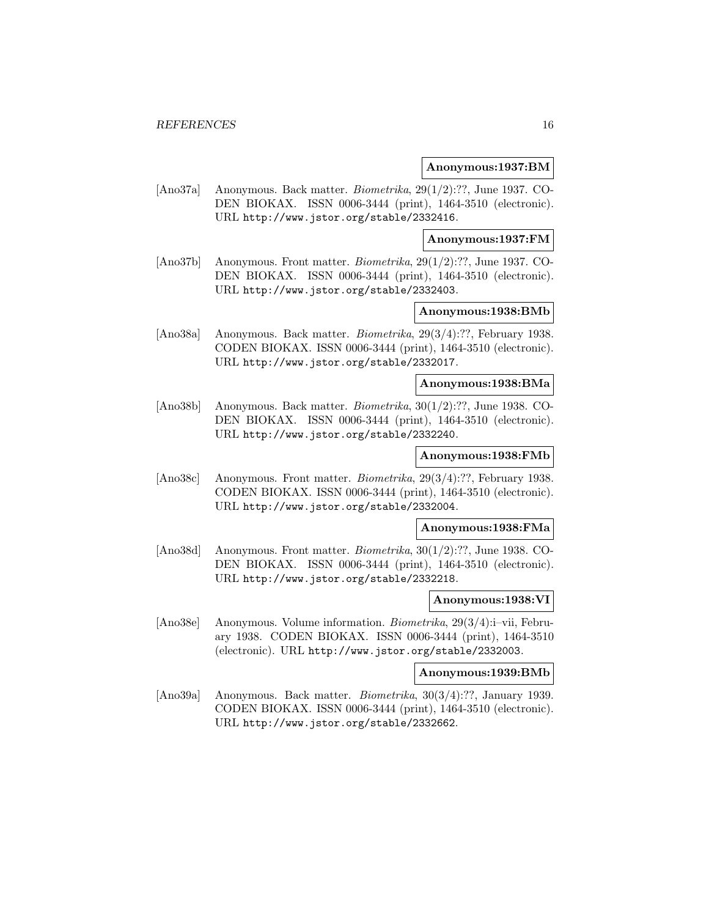**Anonymous:1937:BM**

[Ano37a] Anonymous. Back matter. *Biometrika*, 29(1/2):??, June 1937. CODEN BIOKAX. ISSN 0006-3444 (print), 1464-3510 (electronic). URL http://www.jstor.org/stable/2332416.

**Anonymous:1937:FM**

[Ano37b] Anonymous. Front matter. *Biometrika*, 29(1/2):??, June 1937. CODEN BIOKAX. ISSN 0006-3444 (print), 1464-3510 (electronic). URL http://www.jstor.org/stable/2332403.

**Anonymous:1938:BMb**

[Ano38a] Anonymous. Back matter. *Biometrika*, 29(3/4):??, February 1938. CODEN BIOKAX. ISSN 0006-3444 (print), 1464-3510 (electronic). URL http://www.jstor.org/stable/2332017.

**Anonymous:1938:BMa**

[Ano38b] Anonymous. Back matter. *Biometrika*, 30(1/2):??, June 1938. CODEN BIOKAX. ISSN 0006-3444 (print), 1464-3510 (electronic). URL http://www.jstor.org/stable/2332240.

**Anonymous:1938:FMb**

[Ano38c] Anonymous. Front matter. *Biometrika*, 29(3/4):??, February 1938. CODEN BIOKAX. ISSN 0006-3444 (print), 1464-3510 (electronic). URL http://www.jstor.org/stable/2332004.

**Anonymous:1938:FMa**

[Ano38d] Anonymous. Front matter. *Biometrika*, 30(1/2):??, June 1938. CODEN BIOKAX. ISSN 0006-3444 (print), 1464-3510 (electronic). URL http://www.jstor.org/stable/2332218.

**Anonymous:1938:VI**

[Ano38e] Anonymous. Volume information. *Biometrika*, 29(3/4):i–vii, February 1938. CODEN BIOKAX. ISSN 0006-3444 (print), 1464-3510 (electronic). URL http://www.jstor.org/stable/2332003.

**Anonymous:1939:BMb**

[Ano39a] Anonymous. Back matter. *Biometrika*, 30(3/4):??, January 1939. CODEN BIOKAX. ISSN 0006-3444 (print), 1464-3510 (electronic). URL http://www.jstor.org/stable/2332662.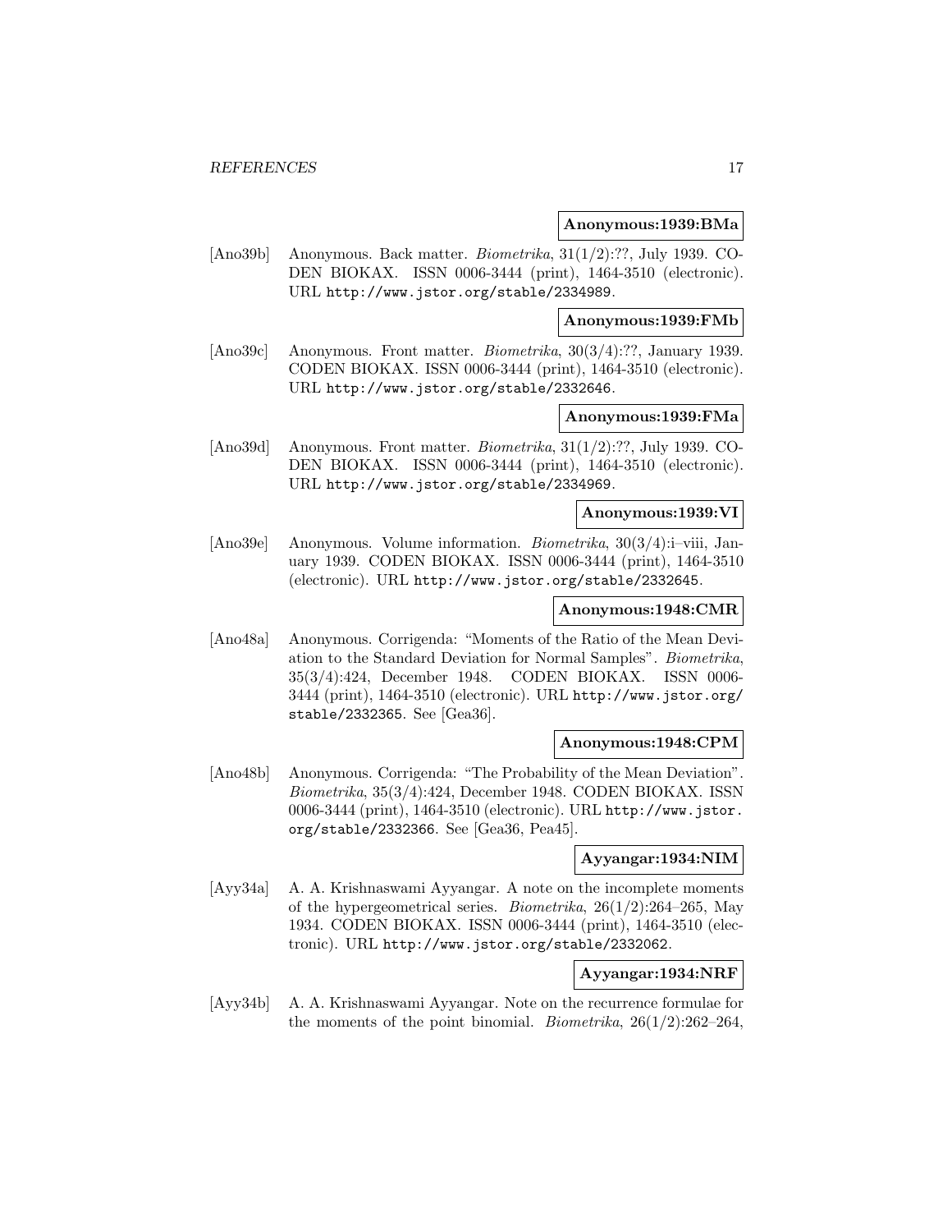**Anonymous:1939:BMa**

[Ano39b] Anonymous. Back matter. *Biometrika*, 31(1/2):??, July 1939. CODEN BIOKAX. ISSN 0006-3444 (print), 1464-3510 (electronic). URL http://www.jstor.org/stable/2334989.

**Anonymous:1939:FMb**

[Ano39c] Anonymous. Front matter. *Biometrika*, 30(3/4):??, January 1939. CODEN BIOKAX. ISSN 0006-3444 (print), 1464-3510 (electronic). URL http://www.jstor.org/stable/2332646.

**Anonymous:1939:FMa**

[Ano39d] Anonymous. Front matter. *Biometrika*, 31(1/2):??, July 1939. CODEN BIOKAX. ISSN 0006-3444 (print), 1464-3510 (electronic). URL http://www.jstor.org/stable/2334969.

**Anonymous:1939:VI**

[Ano39e] Anonymous. Volume information. *Biometrika*, 30(3/4):i–viii, January 1939. CODEN BIOKAX. ISSN 0006-3444 (print), 1464-3510 (electronic). URL http://www.jstor.org/stable/2332645.

**Anonymous:1948:CMR**

[Ano48a] Anonymous. Corrigenda: "Moments of the Ratio of the Mean Deviation to the Standard Deviation for Normal Samples". *Biometrika*, 35(3/4):424, December 1948. CODEN BIOKAX. ISSN 0006-3444 (print), 1464-3510 (electronic). URL http://www.jstor.org/stable/2332365. See [Gea36].

**Anonymous:1948:CPM**

[Ano48b] Anonymous. Corrigenda: "The Probability of the Mean Deviation". *Biometrika*, 35(3/4):424, December 1948. CODEN BIOKAX. ISSN 0006-3444 (print), 1464-3510 (electronic). URL http://www.jstor.org/stable/2332366. See [Gea36, Pea45].

**Ayyangar:1934:NIM**

[Ayy34a] A. A. Krishnaswami Ayyangar. A note on the incomplete moments of the hypergeometrical series. *Biometrika*, 26(1/2):264–265, May 1934. CODEN BIOKAX. ISSN 0006-3444 (print), 1464-3510 (electronic). URL http://www.jstor.org/stable/2332062.

**Ayyangar:1934:NRF**

[Ayy34b] A. A. Krishnaswami Ayyangar. Note on the recurrence formulae for the moments of the point binomial. *Biometrika*, 26(1/2):262–264,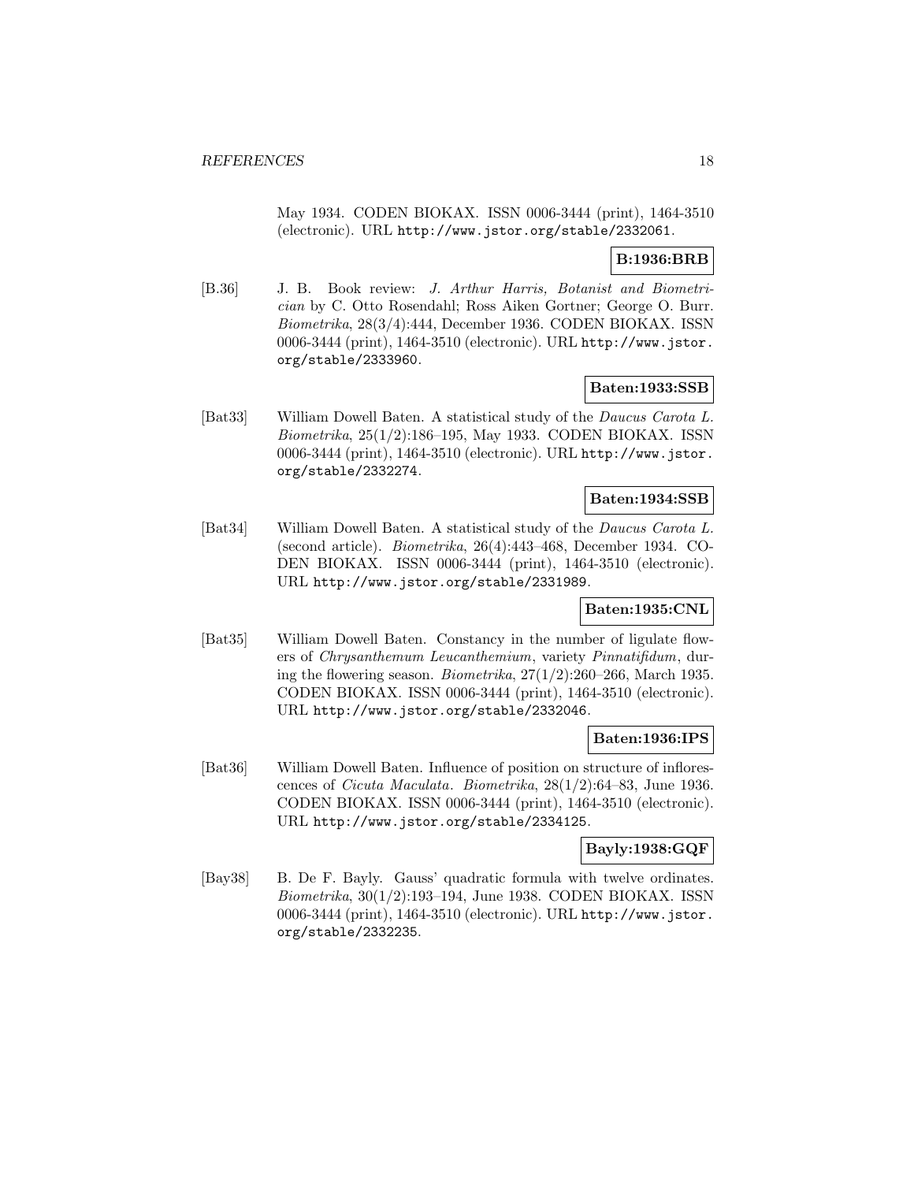May 1934. CODEN BIOKAX. ISSN 0006-3444 (print), 1464-3510 (electronic). URL http://www.jstor.org/stable/2332061.

**B:1936:BRB**

[B.36] J. B. Book review: *J. Arthur Harris, Botanist and Biometrician* by C. Otto Rosendahl; Ross Aiken Gortner; George O. Burr. *Biometrika*, 28(3/4):444, December 1936. CODEN BIOKAX. ISSN 0006-3444 (print), 1464-3510 (electronic). URL http://www.jstor.org/stable/2333960.

**Baten:1933:SSB**

[Bat33] William Dowell Baten. A statistical study of the *Daucus Carota L.* *Biometrika*, 25(1/2):186–195, May 1933. CODEN BIOKAX. ISSN 0006-3444 (print), 1464-3510 (electronic). URL http://www.jstor.org/stable/2332274.

**Baten:1934:SSB**

[Bat34] William Dowell Baten. A statistical study of the *Daucus Carota L.* (second article). *Biometrika*, 26(4):443–468, December 1934. CODEN BIOKAX. ISSN 0006-3444 (print), 1464-3510 (electronic). URL http://www.jstor.org/stable/2331989.

**Baten:1935:CNL**

[Bat35] William Dowell Baten. Constancy in the number of ligulate flowers of *Chrysanthemum Leucanthemium*, variety *Pinnatifidum*, during the flowering season. *Biometrika*, 27(1/2):260–266, March 1935. CODEN BIOKAX. ISSN 0006-3444 (print), 1464-3510 (electronic). URL http://www.jstor.org/stable/2332046.

**Baten:1936:IPS**

[Bat36] William Dowell Baten. Influence of position on structure of inflorescences of *Cicuta Maculata*. *Biometrika*, 28(1/2):64–83, June 1936. CODEN BIOKAX. ISSN 0006-3444 (print), 1464-3510 (electronic). URL http://www.jstor.org/stable/2334125.

**Bayly:1938:GQF**

[Bay38] B. De F. Bayly. Gauss' quadratic formula with twelve ordinates. *Biometrika*, 30(1/2):193–194, June 1938. CODEN BIOKAX. ISSN 0006-3444 (print), 1464-3510 (electronic). URL http://www.jstor.org/stable/2332235.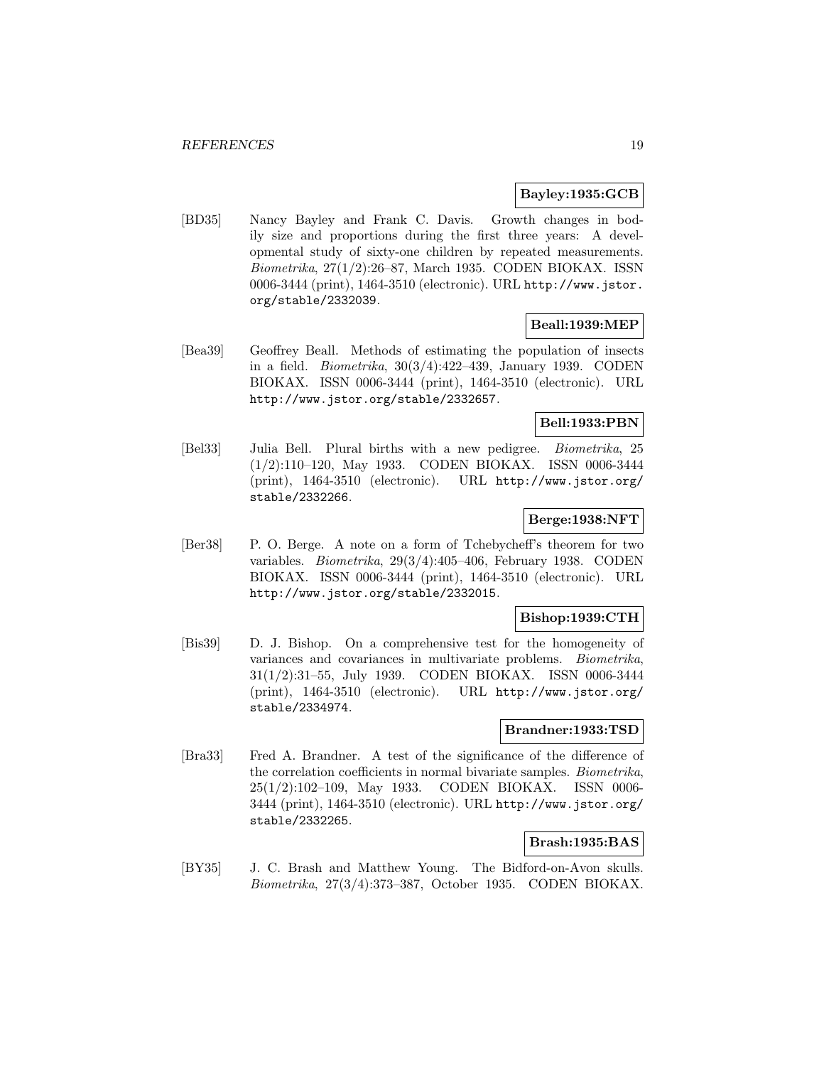**Bayley:1935:GCB**

[BD35] Nancy Bayley and Frank C. Davis. Growth changes in bodily size and proportions during the first three years: A developmental study of sixty-one children by repeated measurements. *Biometrika*, 27(1/2):26–87, March 1935. CODEN BIOKAX. ISSN 0006-3444 (print), 1464-3510 (electronic). URL `http://www.jstor.org/stable/2332039`.

**Beall:1939:MEP**

[Bea39] Geoffrey Beall. Methods of estimating the population of insects in a field. *Biometrika*, 30(3/4):422–439, January 1939. CODEN BIOKAX. ISSN 0006-3444 (print), 1464-3510 (electronic). URL `http://www.jstor.org/stable/2332657`.

**Bell:1933:PBN**

[Bel33] Julia Bell. Plural births with a new pedigree. *Biometrika*, 25 (1/2):110–120, May 1933. CODEN BIOKAX. ISSN 0006-3444 (print), 1464-3510 (electronic). URL `http://www.jstor.org/stable/2332266`.

**Berge:1938:NFT**

[Ber38] P. O. Berge. A note on a form of Tchebycheff's theorem for two variables. *Biometrika*, 29(3/4):405–406, February 1938. CODEN BIOKAX. ISSN 0006-3444 (print), 1464-3510 (electronic). URL `http://www.jstor.org/stable/2332015`.

**Bishop:1939:CTH**

[Bis39] D. J. Bishop. On a comprehensive test for the homogeneity of variances and covariances in multivariate problems. *Biometrika*, 31(1/2):31–55, July 1939. CODEN BIOKAX. ISSN 0006-3444 (print), 1464-3510 (electronic). URL `http://www.jstor.org/stable/2334974`.

**Brandner:1933:TSD**

[Bra33] Fred A. Brandner. A test of the significance of the difference of the correlation coefficients in normal bivariate samples. *Biometrika*, 25(1/2):102–109, May 1933. CODEN BIOKAX. ISSN 0006-3444 (print), 1464-3510 (electronic). URL `http://www.jstor.org/stable/2332265`.

**Brash:1935:BAS**

[BY35] J. C. Brash and Matthew Young. The Bidford-on-Avon skulls. *Biometrika*, 27(3/4):373–387, October 1935. CODEN BIOKAX.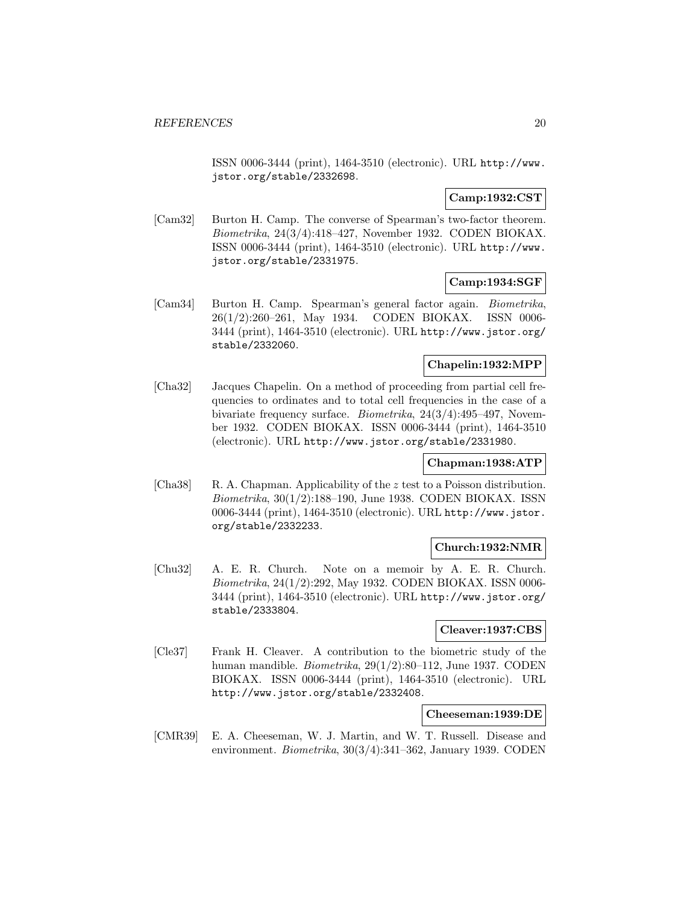ISSN 0006-3444 (print), 1464-3510 (electronic). URL http://www.jstor.org/stable/2332698.

**Camp:1932:CST**

[Cam32] Burton H. Camp. The converse of Spearman's two-factor theorem. *Biometrika*, 24(3/4):418–427, November 1932. CODEN BIOKAX. ISSN 0006-3444 (print), 1464-3510 (electronic). URL http://www.jstor.org/stable/2331975.

**Camp:1934:SGF**

[Cam34] Burton H. Camp. Spearman's general factor again. *Biometrika*, 26(1/2):260–261, May 1934. CODEN BIOKAX. ISSN 0006-3444 (print), 1464-3510 (electronic). URL http://www.jstor.org/stable/2332060.

**Chapelin:1932:MPP**

[Cha32] Jacques Chapelin. On a method of proceeding from partial cell frequencies to ordinates and to total cell frequencies in the case of a bivariate frequency surface. *Biometrika*, 24(3/4):495–497, November 1932. CODEN BIOKAX. ISSN 0006-3444 (print), 1464-3510 (electronic). URL http://www.jstor.org/stable/2331980.

**Chapman:1938:ATP**

[Cha38] R. A. Chapman. Applicability of the $z$ test to a Poisson distribution. *Biometrika*, 30(1/2):188–190, June 1938. CODEN BIOKAX. ISSN 0006-3444 (print), 1464-3510 (electronic). URL http://www.jstor.org/stable/2332233.

**Church:1932:NMR**

[Chu32] A. E. R. Church. Note on a memoir by A. E. R. Church. *Biometrika*, 24(1/2):292, May 1932. CODEN BIOKAX. ISSN 0006-3444 (print), 1464-3510 (electronic). URL http://www.jstor.org/stable/2333804.

**Cleaver:1937:CBS**

[Cle37] Frank H. Cleaver. A contribution to the biometric study of the human mandible. *Biometrika*, 29(1/2):80–112, June 1937. CODEN BIOKAX. ISSN 0006-3444 (print), 1464-3510 (electronic). URL http://www.jstor.org/stable/2332408.

**Cheeseman:1939:DE**

[CMR39] E. A. Cheeseman, W. J. Martin, and W. T. Russell. Disease and environment. *Biometrika*, 30(3/4):341–362, January 1939. CODEN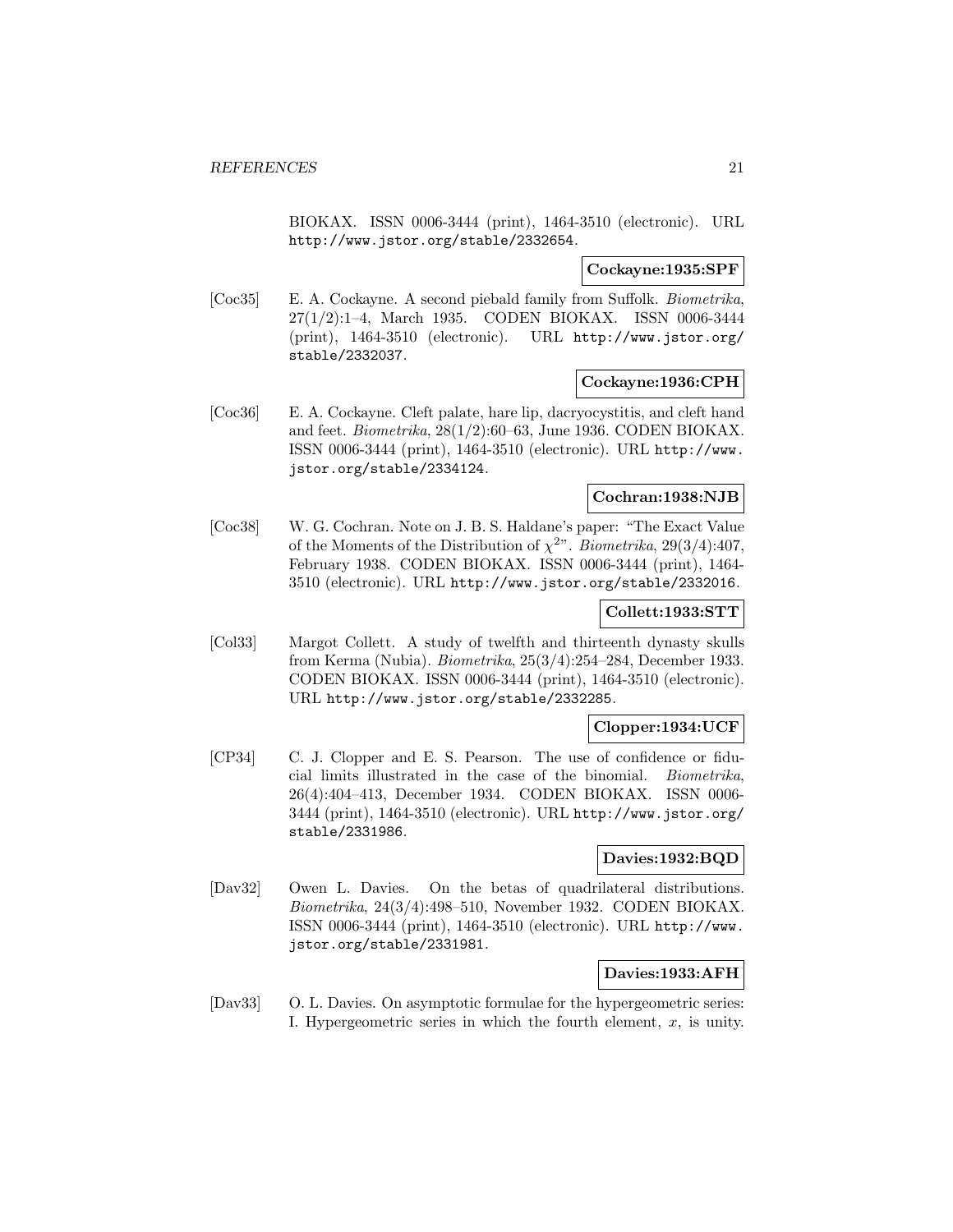BIOKAX. ISSN 0006-3444 (print), 1464-3510 (electronic). URL http://www.jstor.org/stable/2332654.

**Cockayne:1935:SPF**

[Coc35] E. A. Cockayne. A second piebald family from Suffolk. *Biometrika*, 27(1/2):1–4, March 1935. CODEN BIOKAX. ISSN 0006-3444 (print), 1464-3510 (electronic). URL http://www.jstor.org/stable/2332037.

**Cockayne:1936:CPH**

[Coc36] E. A. Cockayne. Cleft palate, hare lip, dacryocystitis, and cleft hand and feet. *Biometrika*, 28(1/2):60–63, June 1936. CODEN BIOKAX. ISSN 0006-3444 (print), 1464-3510 (electronic). URL http://www.jstor.org/stable/2334124.

**Cochran:1938:NJB**

[Coc38] W. G. Cochran. Note on J. B. S. Haldane's paper: "The Exact Value of the Moments of the Distribution of $\chi^2$". *Biometrika*, 29(3/4):407, February 1938. CODEN BIOKAX. ISSN 0006-3444 (print), 1464-3510 (electronic). URL http://www.jstor.org/stable/2332016.

**Collett:1933:STT**

[Col33] Margot Collett. A study of twelfth and thirteenth dynasty skulls from Kerma (Nubia). *Biometrika*, 25(3/4):254–284, December 1933. CODEN BIOKAX. ISSN 0006-3444 (print), 1464-3510 (electronic). URL http://www.jstor.org/stable/2332285.

**Clopper:1934:UCF**

[CP34] C. J. Clopper and E. S. Pearson. The use of confidence or fiducial limits illustrated in the case of the binomial. *Biometrika*, 26(4):404–413, December 1934. CODEN BIOKAX. ISSN 0006-3444 (print), 1464-3510 (electronic). URL http://www.jstor.org/stable/2331986.

**Davies:1932:BQD**

[Dav32] Owen L. Davies. On the betas of quadrilateral distributions. *Biometrika*, 24(3/4):498–510, November 1932. CODEN BIOKAX. ISSN 0006-3444 (print), 1464-3510 (electronic). URL http://www.jstor.org/stable/2331981.

**Davies:1933:AFH**

[Dav33] O. L. Davies. On asymptotic formulae for the hypergeometric series: I. Hypergeometric series in which the fourth element, $x$, is unity.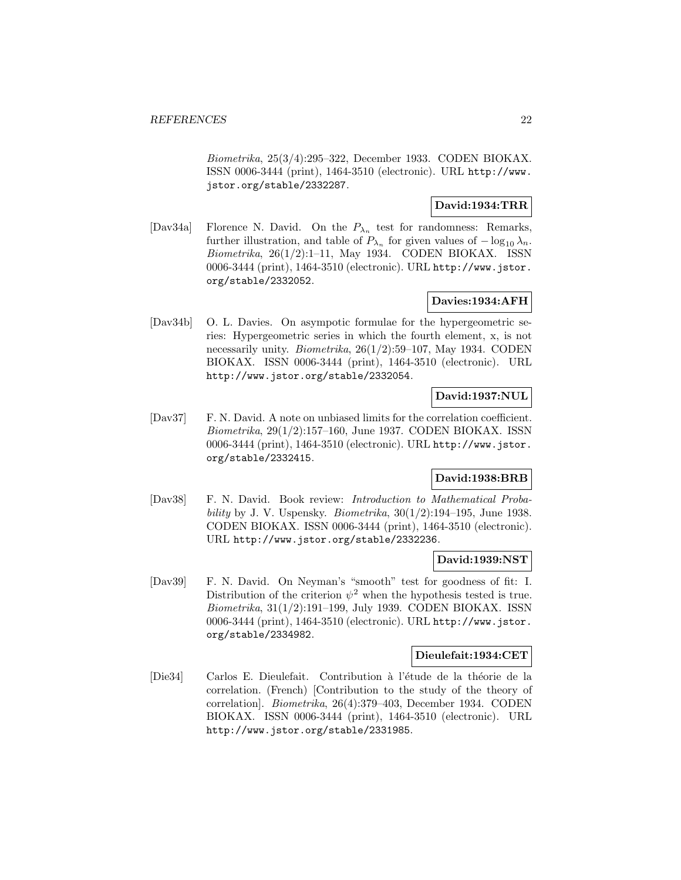*Biometrika*, 25(3/4):295–322, December 1933. CODEN BIOKAX. ISSN 0006-3444 (print), 1464-3510 (electronic). URL http://www.jstor.org/stable/2332287.

**David:1934:TRR**

[Dav34a] Florence N. David. On the $P_{\lambda_n}$ test for randomness: Remarks, further illustration, and table of $P_{\lambda_n}$ for given values of $-\log_{10}\lambda_n$. *Biometrika*, 26(1/2):1–11, May 1934. CODEN BIOKAX. ISSN 0006-3444 (print), 1464-3510 (electronic). URL http://www.jstor.org/stable/2332052.

**Davies:1934:AFH**

[Dav34b] O. L. Davies. On asympotic formulae for the hypergeometric series: Hypergeometric series in which the fourth element, x, is not necessarily unity. *Biometrika*, 26(1/2):59–107, May 1934. CODEN BIOKAX. ISSN 0006-3444 (print), 1464-3510 (electronic). URL http://www.jstor.org/stable/2332054.

**David:1937:NUL**

[Dav37] F. N. David. A note on unbiased limits for the correlation coefficient. *Biometrika*, 29(1/2):157–160, June 1937. CODEN BIOKAX. ISSN 0006-3444 (print), 1464-3510 (electronic). URL http://www.jstor.org/stable/2332415.

**David:1938:BRB**

[Dav38] F. N. David. Book review: *Introduction to Mathematical Probability* by J. V. Uspensky. *Biometrika*, 30(1/2):194–195, June 1938. CODEN BIOKAX. ISSN 0006-3444 (print), 1464-3510 (electronic). URL http://www.jstor.org/stable/2332236.

**David:1939:NST**

[Dav39] F. N. David. On Neyman's "smooth" test for goodness of fit: I. Distribution of the criterion $\psi^2$ when the hypothesis tested is true. *Biometrika*, 31(1/2):191–199, July 1939. CODEN BIOKAX. ISSN 0006-3444 (print), 1464-3510 (electronic). URL http://www.jstor.org/stable/2334982.

**Dieulefait:1934:CET**

[Die34] Carlos E. Dieulefait. Contribution à l'étude de la théorie de la correlation. (French) [Contribution to the study of the theory of correlation]. *Biometrika*, 26(4):379–403, December 1934. CODEN BIOKAX. ISSN 0006-3444 (print), 1464-3510 (electronic). URL http://www.jstor.org/stable/2331985.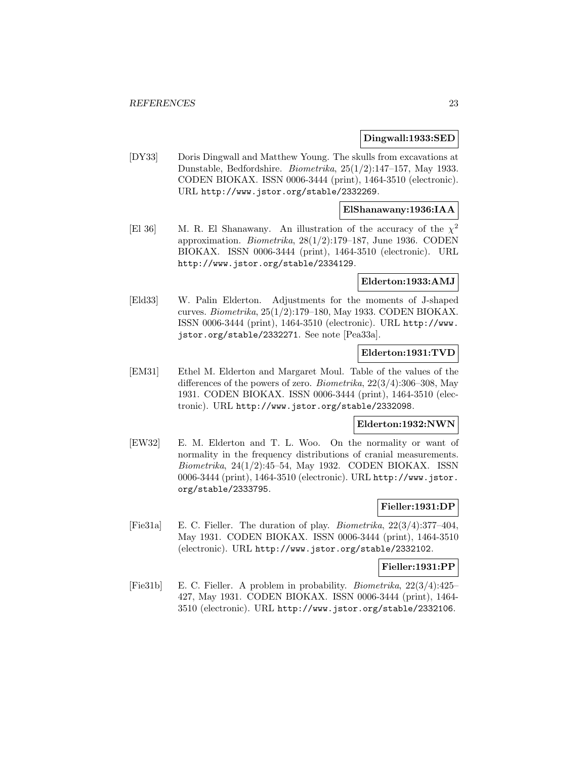**Dingwall:1933:SED**

[DY33] Doris Dingwall and Matthew Young. The skulls from excavations at Dunstable, Bedfordshire. *Biometrika*, 25(1/2):147–157, May 1933. CODEN BIOKAX. ISSN 0006-3444 (print), 1464-3510 (electronic). URL http://www.jstor.org/stable/2332269.

**ElShanawany:1936:IAA**

[El 36] M. R. El Shanawany. An illustration of the accuracy of the $\chi^2$ approximation. *Biometrika*, 28(1/2):179–187, June 1936. CODEN BIOKAX. ISSN 0006-3444 (print), 1464-3510 (electronic). URL http://www.jstor.org/stable/2334129.

**Elderton:1933:AMJ**

[Eld33] W. Palin Elderton. Adjustments for the moments of J-shaped curves. *Biometrika*, 25(1/2):179–180, May 1933. CODEN BIOKAX. ISSN 0006-3444 (print), 1464-3510 (electronic). URL http://www.jstor.org/stable/2332271. See note [Pea33a].

**Elderton:1931:TVD**

[EM31] Ethel M. Elderton and Margaret Moul. Table of the values of the differences of the powers of zero. *Biometrika*, 22(3/4):306–308, May 1931. CODEN BIOKAX. ISSN 0006-3444 (print), 1464-3510 (electronic). URL http://www.jstor.org/stable/2332098.

**Elderton:1932:NWN**

[EW32] E. M. Elderton and T. L. Woo. On the normality or want of normality in the frequency distributions of cranial measurements. *Biometrika*, 24(1/2):45–54, May 1932. CODEN BIOKAX. ISSN 0006-3444 (print), 1464-3510 (electronic). URL http://www.jstor.org/stable/2333795.

**Fieller:1931:DP**

[Fie31a] E. C. Fieller. The duration of play. *Biometrika*, 22(3/4):377–404, May 1931. CODEN BIOKAX. ISSN 0006-3444 (print), 1464-3510 (electronic). URL http://www.jstor.org/stable/2332102.

**Fieller:1931:PP**

[Fie31b] E. C. Fieller. A problem in probability. *Biometrika*, 22(3/4):425–427, May 1931. CODEN BIOKAX. ISSN 0006-3444 (print), 1464-3510 (electronic). URL http://www.jstor.org/stable/2332106.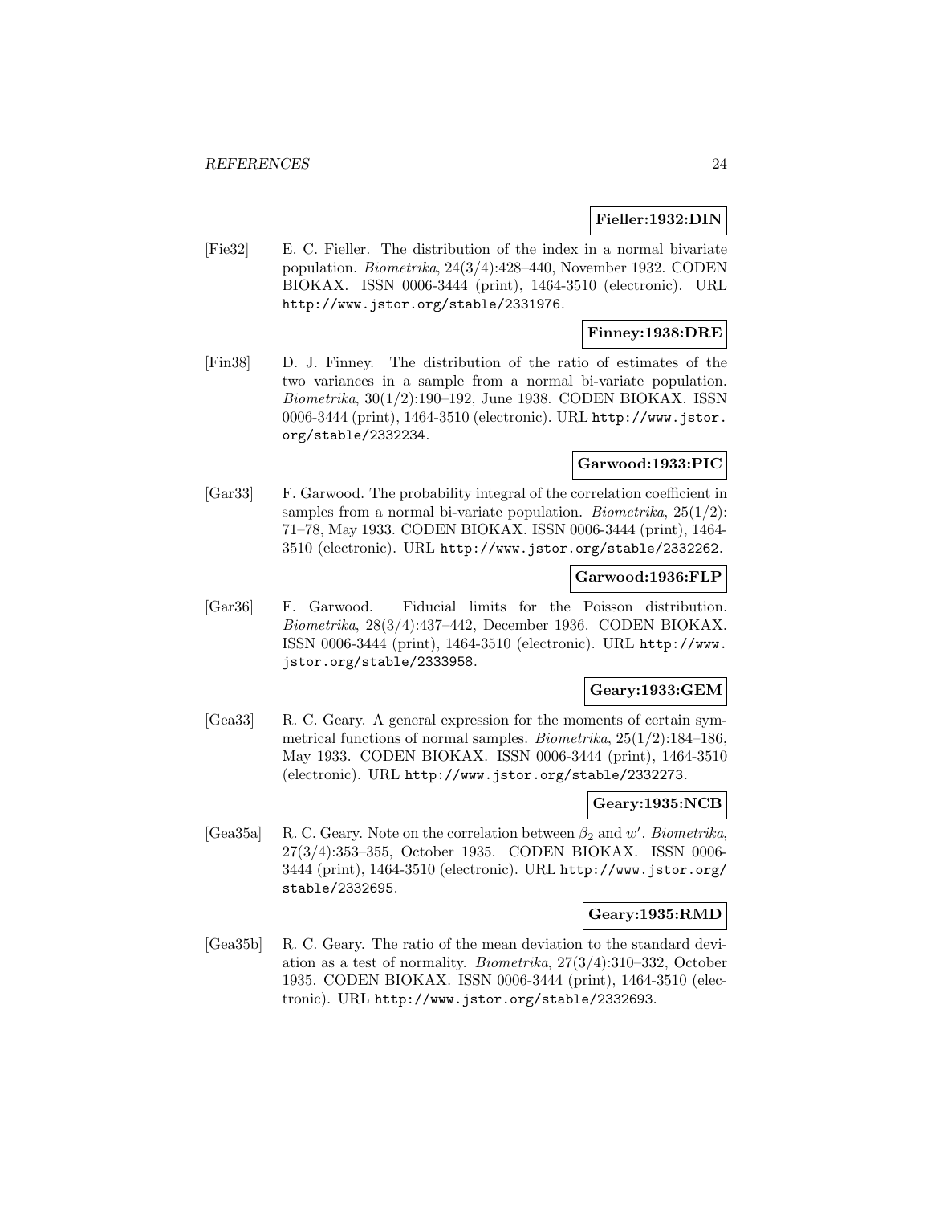**Fieller:1932:DIN**

[Fie32] E. C. Fieller. The distribution of the index in a normal bivariate population. *Biometrika*, 24(3/4):428–440, November 1932. CODEN BIOKAX. ISSN 0006-3444 (print), 1464-3510 (electronic). URL http://www.jstor.org/stable/2331976.

**Finney:1938:DRE**

[Fin38] D. J. Finney. The distribution of the ratio of estimates of the two variances in a sample from a normal bi-variate population. *Biometrika*, 30(1/2):190–192, June 1938. CODEN BIOKAX. ISSN 0006-3444 (print), 1464-3510 (electronic). URL http://www.jstor.org/stable/2332234.

**Garwood:1933:PIC**

[Gar33] F. Garwood. The probability integral of the correlation coefficient in samples from a normal bi-variate population. *Biometrika*, 25(1/2): 71–78, May 1933. CODEN BIOKAX. ISSN 0006-3444 (print), 1464-3510 (electronic). URL http://www.jstor.org/stable/2332262.

**Garwood:1936:FLP**

[Gar36] F. Garwood. Fiducial limits for the Poisson distribution. *Biometrika*, 28(3/4):437–442, December 1936. CODEN BIOKAX. ISSN 0006-3444 (print), 1464-3510 (electronic). URL http://www.jstor.org/stable/2333958.

**Geary:1933:GEM**

[Gea33] R. C. Geary. A general expression for the moments of certain symmetrical functions of normal samples. *Biometrika*, 25(1/2):184–186, May 1933. CODEN BIOKAX. ISSN 0006-3444 (print), 1464-3510 (electronic). URL http://www.jstor.org/stable/2332273.

**Geary:1935:NCB**

[Gea35a] R. C. Geary. Note on the correlation between $\beta_2$ and $w'$. *Biometrika*, 27(3/4):353–355, October 1935. CODEN BIOKAX. ISSN 0006-3444 (print), 1464-3510 (electronic). URL http://www.jstor.org/stable/2332695.

**Geary:1935:RMD**

[Gea35b] R. C. Geary. The ratio of the mean deviation to the standard deviation as a test of normality. *Biometrika*, 27(3/4):310–332, October 1935. CODEN BIOKAX. ISSN 0006-3444 (print), 1464-3510 (electronic). URL http://www.jstor.org/stable/2332693.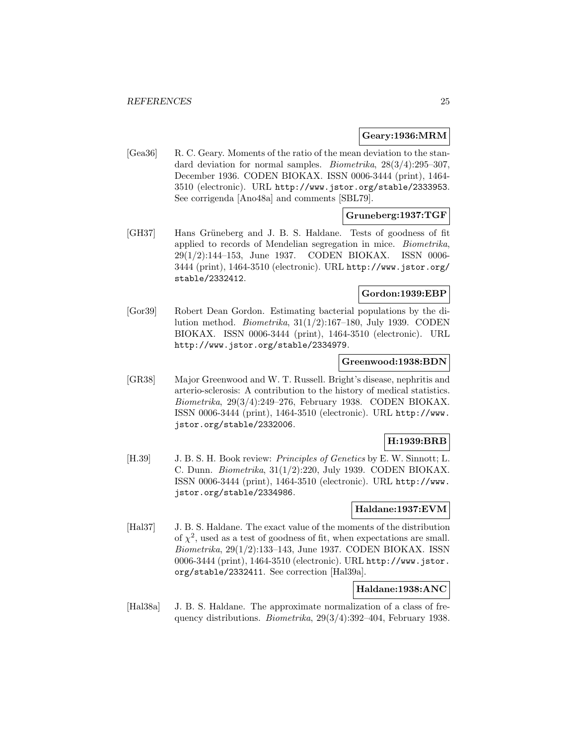**Geary:1936:MRM**

[Gea36] R. C. Geary. Moments of the ratio of the mean deviation to the standard deviation for normal samples. *Biometrika*, 28(3/4):295–307, December 1936. CODEN BIOKAX. ISSN 0006-3444 (print), 1464-3510 (electronic). URL http://www.jstor.org/stable/2333953. See corrigenda [Ano48a] and comments [SBL79].

**Gruneberg:1937:TGF**

[GH37] Hans Grüneberg and J. B. S. Haldane. Tests of goodness of fit applied to records of Mendelian segregation in mice. *Biometrika*, 29(1/2):144–153, June 1937. CODEN BIOKAX. ISSN 0006-3444 (print), 1464-3510 (electronic). URL http://www.jstor.org/stable/2332412.

**Gordon:1939:EBP**

[Gor39] Robert Dean Gordon. Estimating bacterial populations by the dilution method. *Biometrika*, 31(1/2):167–180, July 1939. CODEN BIOKAX. ISSN 0006-3444 (print), 1464-3510 (electronic). URL http://www.jstor.org/stable/2334979.

**Greenwood:1938:BDN**

[GR38] Major Greenwood and W. T. Russell. Bright's disease, nephritis and arterio-sclerosis: A contribution to the history of medical statistics. *Biometrika*, 29(3/4):249–276, February 1938. CODEN BIOKAX. ISSN 0006-3444 (print), 1464-3510 (electronic). URL http://www.jstor.org/stable/2332006.

**H:1939:BRB**

[H.39] J. B. S. H. Book review: *Principles of Genetics* by E. W. Sinnott; L. C. Dunn. *Biometrika*, 31(1/2):220, July 1939. CODEN BIOKAX. ISSN 0006-3444 (print), 1464-3510 (electronic). URL http://www.jstor.org/stable/2334986.

**Haldane:1937:EVM**

[Hal37] J. B. S. Haldane. The exact value of the moments of the distribution of $\chi^2$, used as a test of goodness of fit, when expectations are small. *Biometrika*, 29(1/2):133–143, June 1937. CODEN BIOKAX. ISSN 0006-3444 (print), 1464-3510 (electronic). URL http://www.jstor.org/stable/2332411. See correction [Hal39a].

**Haldane:1938:ANC**

[Hal38a] J. B. S. Haldane. The approximate normalization of a class of frequency distributions. *Biometrika*, 29(3/4):392–404, February 1938.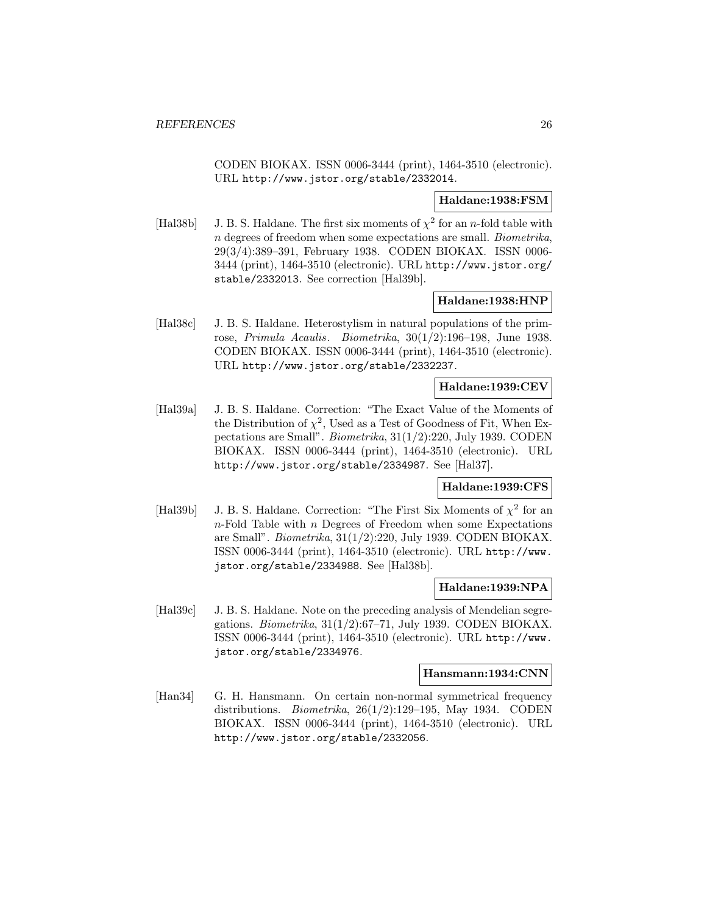CODEN BIOKAX. ISSN 0006-3444 (print), 1464-3510 (electronic). URL http://www.jstor.org/stable/2332014.

**Haldane:1938:FSM**

[Hal38b] J. B. S. Haldane. The first six moments of $\chi^2$ for an $n$-fold table with $n$ degrees of freedom when some expectations are small. *Biometrika*, 29(3/4):389–391, February 1938. CODEN BIOKAX. ISSN 0006-3444 (print), 1464-3510 (electronic). URL http://www.jstor.org/stable/2332013. See correction [Hal39b].

**Haldane:1938:HNP**

[Hal38c] J. B. S. Haldane. Heterostylism in natural populations of the primrose, *Primula Acaulis*. *Biometrika*, 30(1/2):196–198, June 1938. CODEN BIOKAX. ISSN 0006-3444 (print), 1464-3510 (electronic). URL http://www.jstor.org/stable/2332237.

**Haldane:1939:CEV**

[Hal39a] J. B. S. Haldane. Correction: "The Exact Value of the Moments of the Distribution of $\chi^2$, Used as a Test of Goodness of Fit, When Expectations are Small". *Biometrika*, 31(1/2):220, July 1939. CODEN BIOKAX. ISSN 0006-3444 (print), 1464-3510 (electronic). URL http://www.jstor.org/stable/2334987. See [Hal37].

**Haldane:1939:CFS**

[Hal39b] J. B. S. Haldane. Correction: "The First Six Moments of $\chi^2$ for an $n$-Fold Table with $n$ Degrees of Freedom when some Expectations are Small". *Biometrika*, 31(1/2):220, July 1939. CODEN BIOKAX. ISSN 0006-3444 (print), 1464-3510 (electronic). URL http://www.jstor.org/stable/2334988. See [Hal38b].

**Haldane:1939:NPA**

[Hal39c] J. B. S. Haldane. Note on the preceding analysis of Mendelian segregations. *Biometrika*, 31(1/2):67–71, July 1939. CODEN BIOKAX. ISSN 0006-3444 (print), 1464-3510 (electronic). URL http://www.jstor.org/stable/2334976.

**Hansmann:1934:CNN**

[Han34] G. H. Hansmann. On certain non-normal symmetrical frequency distributions. *Biometrika*, 26(1/2):129–195, May 1934. CODEN BIOKAX. ISSN 0006-3444 (print), 1464-3510 (electronic). URL http://www.jstor.org/stable/2332056.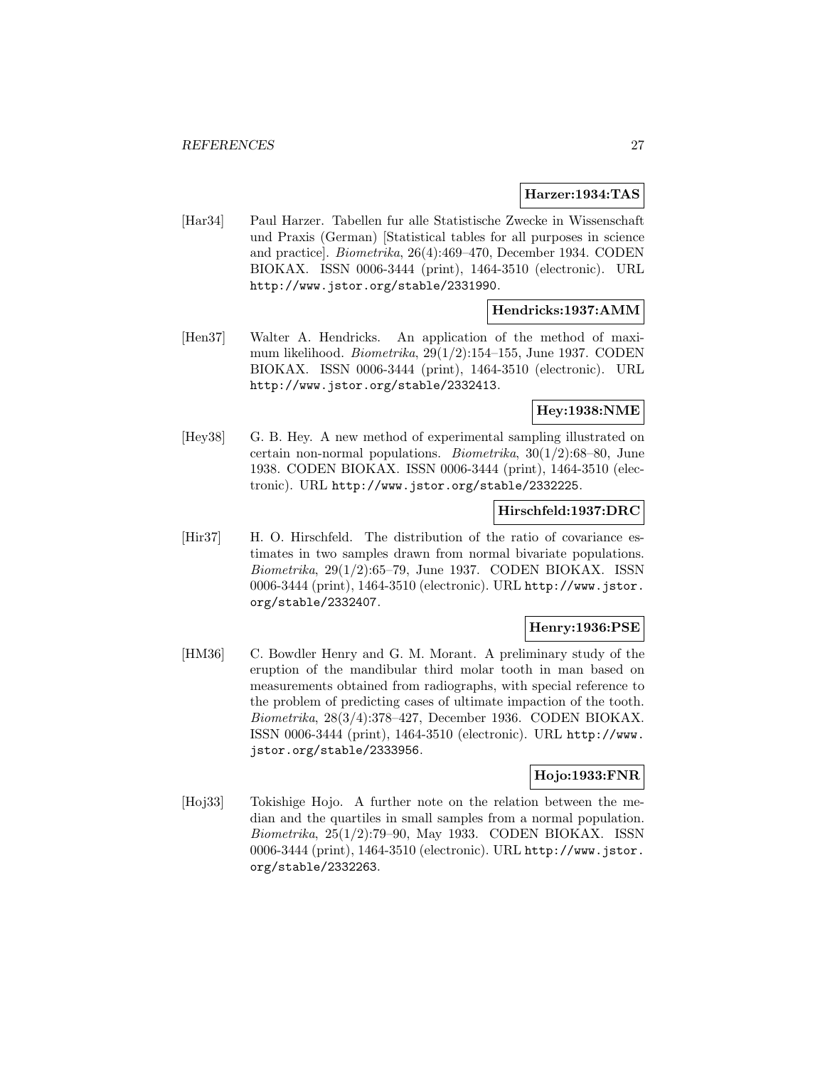**Harzer:1934:TAS**

[Har34] Paul Harzer. Tabellen fur alle Statistische Zwecke in Wissenschaft und Praxis (German) [Statistical tables for all purposes in science and practice]. *Biometrika*, 26(4):469–470, December 1934. CODEN BIOKAX. ISSN 0006-3444 (print), 1464-3510 (electronic). URL http://www.jstor.org/stable/2331990.

**Hendricks:1937:AMM**

[Hen37] Walter A. Hendricks. An application of the method of maximum likelihood. *Biometrika*, 29(1/2):154–155, June 1937. CODEN BIOKAX. ISSN 0006-3444 (print), 1464-3510 (electronic). URL http://www.jstor.org/stable/2332413.

**Hey:1938:NME**

[Hey38] G. B. Hey. A new method of experimental sampling illustrated on certain non-normal populations. *Biometrika*, 30(1/2):68–80, June 1938. CODEN BIOKAX. ISSN 0006-3444 (print), 1464-3510 (electronic). URL http://www.jstor.org/stable/2332225.

**Hirschfeld:1937:DRC**

[Hir37] H. O. Hirschfeld. The distribution of the ratio of covariance estimates in two samples drawn from normal bivariate populations. *Biometrika*, 29(1/2):65–79, June 1937. CODEN BIOKAX. ISSN 0006-3444 (print), 1464-3510 (electronic). URL http://www.jstor.org/stable/2332407.

**Henry:1936:PSE**

[HM36] C. Bowdler Henry and G. M. Morant. A preliminary study of the eruption of the mandibular third molar tooth in man based on measurements obtained from radiographs, with special reference to the problem of predicting cases of ultimate impaction of the tooth. *Biometrika*, 28(3/4):378–427, December 1936. CODEN BIOKAX. ISSN 0006-3444 (print), 1464-3510 (electronic). URL http://www.jstor.org/stable/2333956.

**Hojo:1933:FNR**

[Hoj33] Tokishige Hojo. A further note on the relation between the median and the quartiles in small samples from a normal population. *Biometrika*, 25(1/2):79–90, May 1933. CODEN BIOKAX. ISSN 0006-3444 (print), 1464-3510 (electronic). URL http://www.jstor.org/stable/2332263.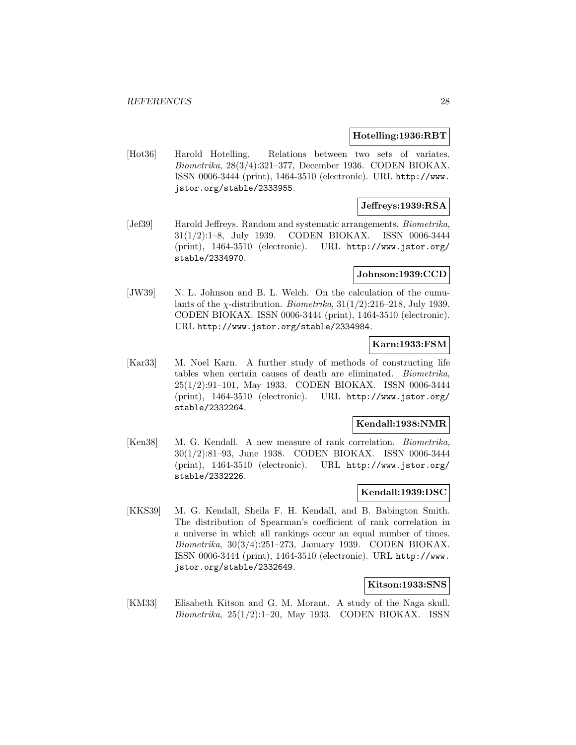**Hotelling:1936:RBT**

[Hot36] Harold Hotelling. Relations between two sets of variates. *Biometrika*, 28(3/4):321–377, December 1936. CODEN BIOKAX. ISSN 0006-3444 (print), 1464-3510 (electronic). URL http://www.jstor.org/stable/2333955.

**Jeffreys:1939:RSA**

[Jef39] Harold Jeffreys. Random and systematic arrangements. *Biometrika*, 31(1/2):1–8, July 1939. CODEN BIOKAX. ISSN 0006-3444 (print), 1464-3510 (electronic). URL http://www.jstor.org/stable/2334970.

**Johnson:1939:CCD**

[JW39] N. L. Johnson and B. L. Welch. On the calculation of the cumulants of the $\chi$-distribution. *Biometrika*, 31(1/2):216–218, July 1939. CODEN BIOKAX. ISSN 0006-3444 (print), 1464-3510 (electronic). URL http://www.jstor.org/stable/2334984.

**Karn:1933:FSM**

[Kar33] M. Noel Karn. A further study of methods of constructing life tables when certain causes of death are eliminated. *Biometrika*, 25(1/2):91–101, May 1933. CODEN BIOKAX. ISSN 0006-3444 (print), 1464-3510 (electronic). URL http://www.jstor.org/stable/2332264.

**Kendall:1938:NMR**

[Ken38] M. G. Kendall. A new measure of rank correlation. *Biometrika*, 30(1/2):81–93, June 1938. CODEN BIOKAX. ISSN 0006-3444 (print), 1464-3510 (electronic). URL http://www.jstor.org/stable/2332226.

**Kendall:1939:DSC**

[KKS39] M. G. Kendall, Sheila F. H. Kendall, and B. Babington Smith. The distribution of Spearman's coefficient of rank correlation in a universe in which all rankings occur an equal number of times. *Biometrika*, 30(3/4):251–273, January 1939. CODEN BIOKAX. ISSN 0006-3444 (print), 1464-3510 (electronic). URL http://www.jstor.org/stable/2332649.

**Kitson:1933:SNS**

[KM33] Elisabeth Kitson and G. M. Morant. A study of the Naga skull. *Biometrika*, 25(1/2):1–20, May 1933. CODEN BIOKAX. ISSN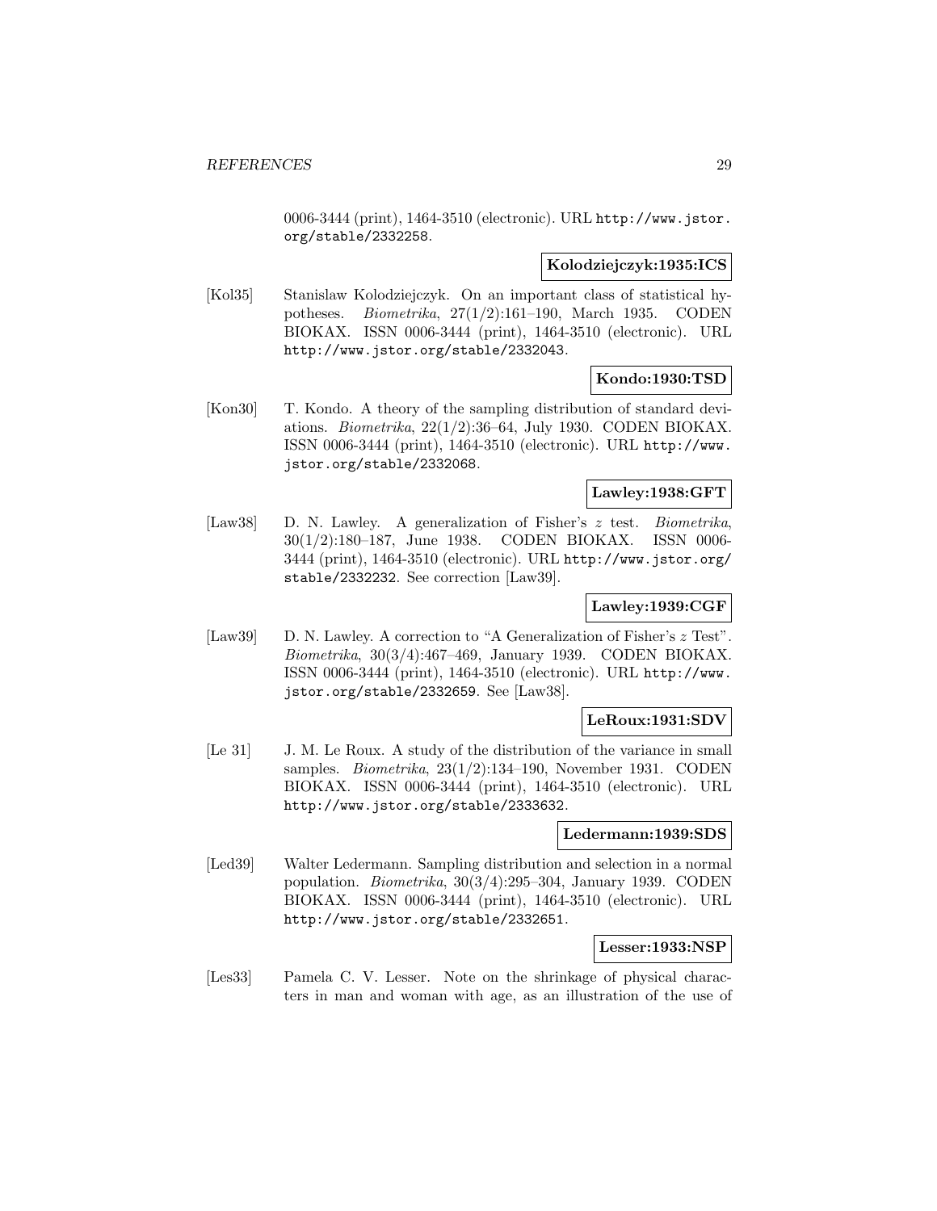0006-3444 (print), 1464-3510 (electronic). URL http://www.jstor.org/stable/2332258.

**Kolodziejczyk:1935:ICS**

[Kol35] Stanislaw Kolodziejczyk. On an important class of statistical hypotheses. *Biometrika*, 27(1/2):161–190, March 1935. CODEN BIOKAX. ISSN 0006-3444 (print), 1464-3510 (electronic). URL http://www.jstor.org/stable/2332043.

**Kondo:1930:TSD**

[Kon30] T. Kondo. A theory of the sampling distribution of standard deviations. *Biometrika*, 22(1/2):36–64, July 1930. CODEN BIOKAX. ISSN 0006-3444 (print), 1464-3510 (electronic). URL http://www.jstor.org/stable/2332068.

**Lawley:1938:GFT**

[Law38] D. N. Lawley. A generalization of Fisher's $z$ test. *Biometrika*, 30(1/2):180–187, June 1938. CODEN BIOKAX. ISSN 0006-3444 (print), 1464-3510 (electronic). URL http://www.jstor.org/stable/2332232. See correction [Law39].

**Lawley:1939:CGF**

[Law39] D. N. Lawley. A correction to "A Generalization of Fisher's $z$ Test". *Biometrika*, 30(3/4):467–469, January 1939. CODEN BIOKAX. ISSN 0006-3444 (print), 1464-3510 (electronic). URL http://www.jstor.org/stable/2332659. See [Law38].

**LeRoux:1931:SDV**

[Le 31] J. M. Le Roux. A study of the distribution of the variance in small samples. *Biometrika*, 23(1/2):134–190, November 1931. CODEN BIOKAX. ISSN 0006-3444 (print), 1464-3510 (electronic). URL http://www.jstor.org/stable/2333632.

**Ledermann:1939:SDS**

[Led39] Walter Ledermann. Sampling distribution and selection in a normal population. *Biometrika*, 30(3/4):295–304, January 1939. CODEN BIOKAX. ISSN 0006-3444 (print), 1464-3510 (electronic). URL http://www.jstor.org/stable/2332651.

**Lesser:1933:NSP**

[Les33] Pamela C. V. Lesser. Note on the shrinkage of physical characters in man and woman with age, as an illustration of the use of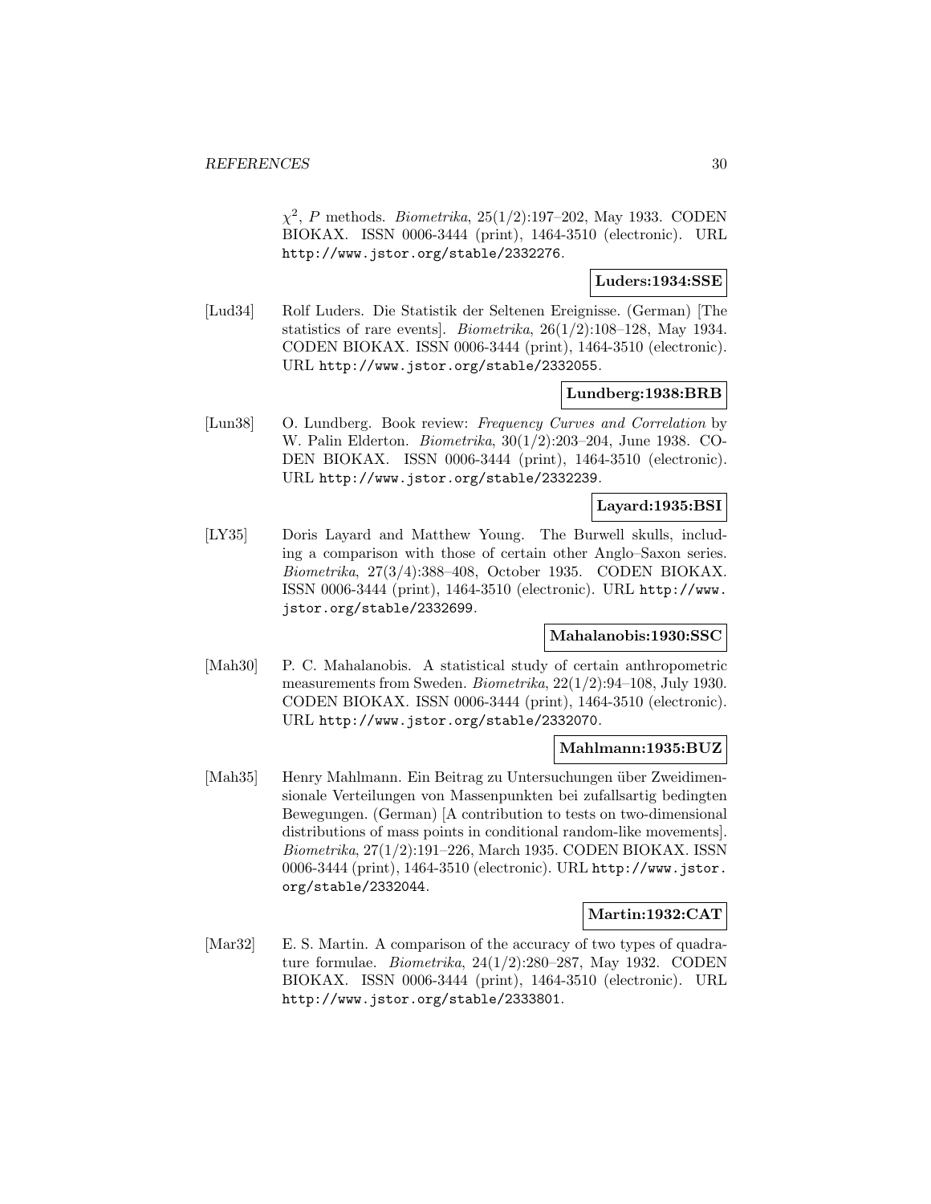$\chi^2$, $P$ methods. *Biometrika*, 25(1/2):197–202, May 1933. CODEN BIOKAX. ISSN 0006-3444 (print), 1464-3510 (electronic). URL http://www.jstor.org/stable/2332276.

**Luders:1934:SSE**

[Lud34] Rolf Luders. Die Statistik der Seltenen Ereignisse. (German) [The statistics of rare events]. *Biometrika*, 26(1/2):108–128, May 1934. CODEN BIOKAX. ISSN 0006-3444 (print), 1464-3510 (electronic). URL http://www.jstor.org/stable/2332055.

**Lundberg:1938:BRB**

[Lun38] O. Lundberg. Book review: *Frequency Curves and Correlation* by W. Palin Elderton. *Biometrika*, 30(1/2):203–204, June 1938. CODEN BIOKAX. ISSN 0006-3444 (print), 1464-3510 (electronic). URL http://www.jstor.org/stable/2332239.

**Layard:1935:BSI**

[LY35] Doris Layard and Matthew Young. The Burwell skulls, including a comparison with those of certain other Anglo–Saxon series. *Biometrika*, 27(3/4):388–408, October 1935. CODEN BIOKAX. ISSN 0006-3444 (print), 1464-3510 (electronic). URL http://www.jstor.org/stable/2332699.

**Mahalanobis:1930:SSC**

[Mah30] P. C. Mahalanobis. A statistical study of certain anthropometric measurements from Sweden. *Biometrika*, 22(1/2):94–108, July 1930. CODEN BIOKAX. ISSN 0006-3444 (print), 1464-3510 (electronic). URL http://www.jstor.org/stable/2332070.

**Mahlmann:1935:BUZ**

[Mah35] Henry Mahlmann. Ein Beitrag zu Untersuchungen über Zweidimensionale Verteilungen von Massenpunkten bei zufallsartig bedingten Bewegungen. (German) [A contribution to tests on two-dimensional distributions of mass points in conditional random-like movements]. *Biometrika*, 27(1/2):191–226, March 1935. CODEN BIOKAX. ISSN 0006-3444 (print), 1464-3510 (electronic). URL http://www.jstor.org/stable/2332044.

**Martin:1932:CAT**

[Mar32] E. S. Martin. A comparison of the accuracy of two types of quadrature formulae. *Biometrika*, 24(1/2):280–287, May 1932. CODEN BIOKAX. ISSN 0006-3444 (print), 1464-3510 (electronic). URL http://www.jstor.org/stable/2333801.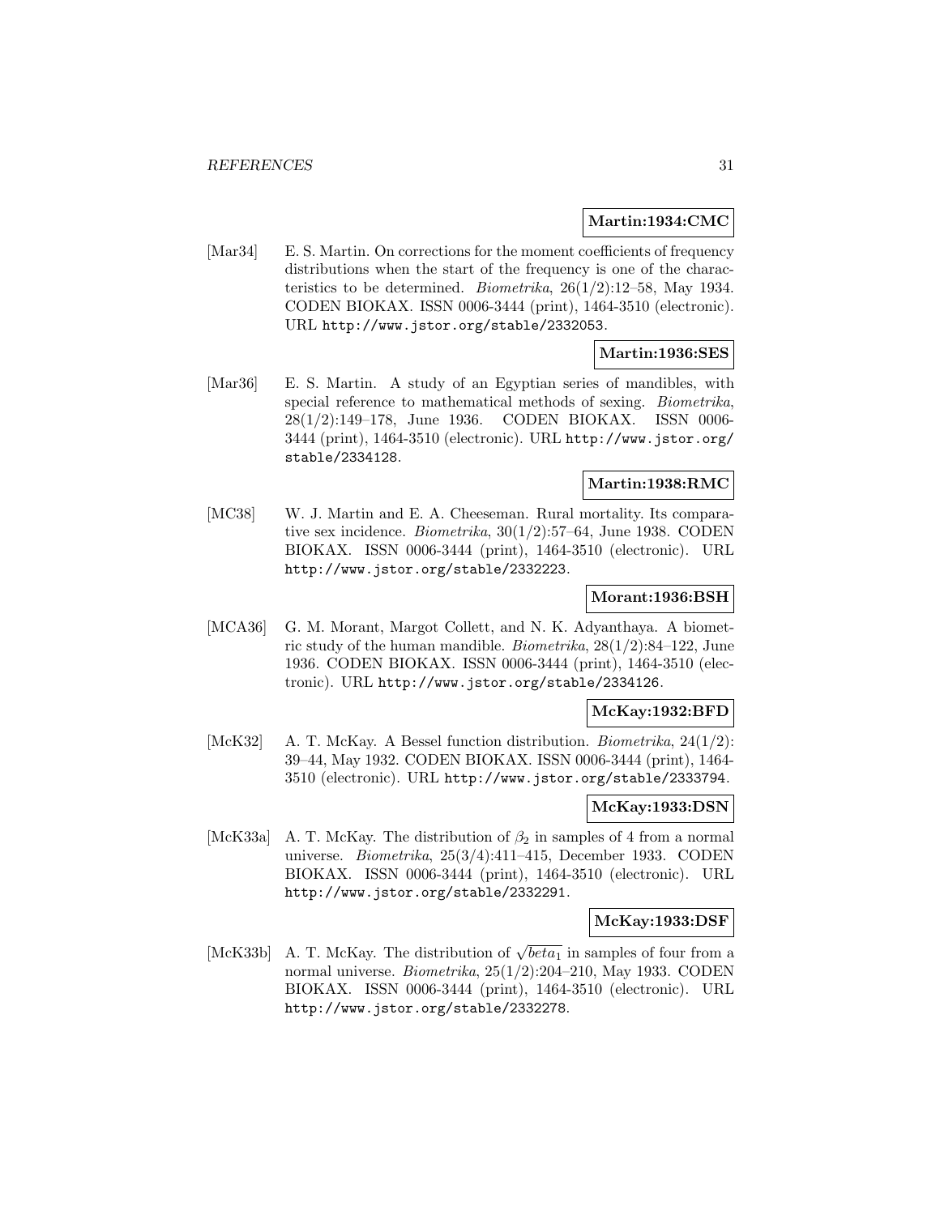**Martin:1934:CMC**

[Mar34] E. S. Martin. On corrections for the moment coefficients of frequency distributions when the start of the frequency is one of the characteristics to be determined. *Biometrika*, 26(1/2):12–58, May 1934. CODEN BIOKAX. ISSN 0006-3444 (print), 1464-3510 (electronic). URL http://www.jstor.org/stable/2332053.

**Martin:1936:SES**

[Mar36] E. S. Martin. A study of an Egyptian series of mandibles, with special reference to mathematical methods of sexing. *Biometrika*, 28(1/2):149–178, June 1936. CODEN BIOKAX. ISSN 0006-3444 (print), 1464-3510 (electronic). URL http://www.jstor.org/stable/2334128.

**Martin:1938:RMC**

[MC38] W. J. Martin and E. A. Cheeseman. Rural mortality. Its comparative sex incidence. *Biometrika*, 30(1/2):57–64, June 1938. CODEN BIOKAX. ISSN 0006-3444 (print), 1464-3510 (electronic). URL http://www.jstor.org/stable/2332223.

**Morant:1936:BSH**

[MCA36] G. M. Morant, Margot Collett, and N. K. Adyanthaya. A biometric study of the human mandible. *Biometrika*, 28(1/2):84–122, June 1936. CODEN BIOKAX. ISSN 0006-3444 (print), 1464-3510 (electronic). URL http://www.jstor.org/stable/2334126.

**McKay:1932:BFD**

[McK32] A. T. McKay. A Bessel function distribution. *Biometrika*, 24(1/2): 39–44, May 1932. CODEN BIOKAX. ISSN 0006-3444 (print), 1464-3510 (electronic). URL http://www.jstor.org/stable/2333794.

**McKay:1933:DSN**

[McK33a] A. T. McKay. The distribution of $\beta_2$ in samples of 4 from a normal universe. *Biometrika*, 25(3/4):411–415, December 1933. CODEN BIOKAX. ISSN 0006-3444 (print), 1464-3510 (electronic). URL http://www.jstor.org/stable/2332291.

**McKay:1933:DSF**

[McK33b] A. T. McKay. The distribution of $\sqrt{beta_1}$ in samples of four from a normal universe. *Biometrika*, 25(1/2):204–210, May 1933. CODEN BIOKAX. ISSN 0006-3444 (print), 1464-3510 (electronic). URL http://www.jstor.org/stable/2332278.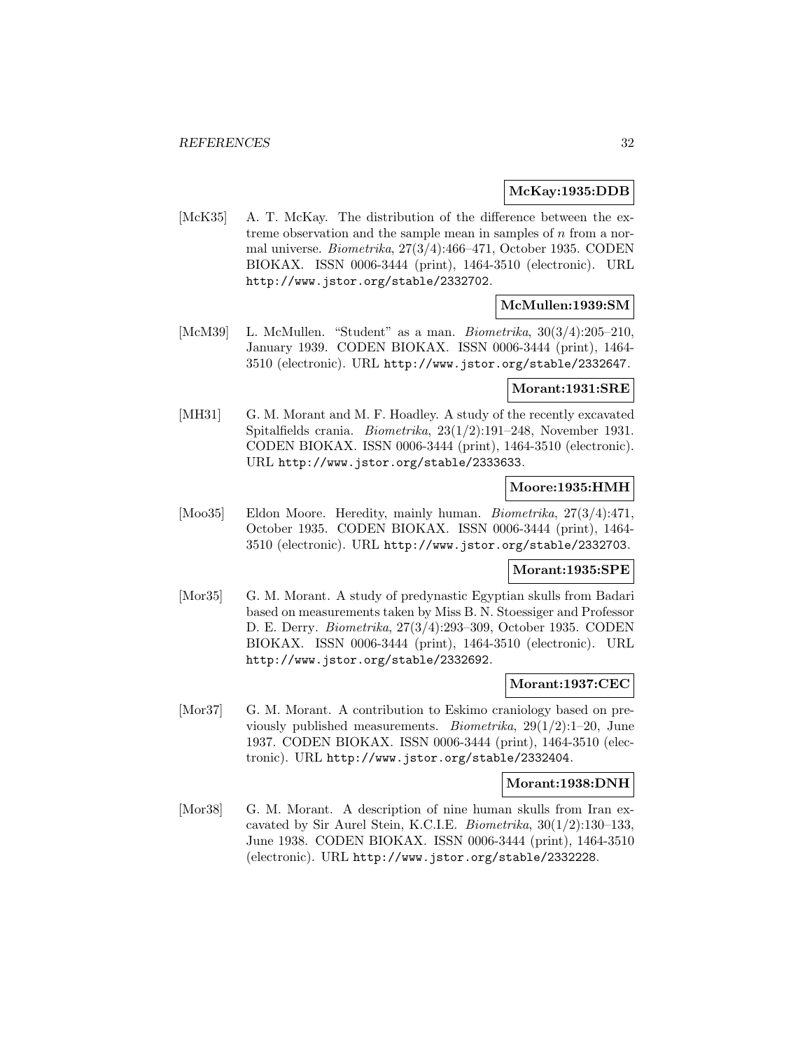**McKay:1935:DDB**

[McK35] A. T. McKay. The distribution of the difference between the extreme observation and the sample mean in samples of $n$ from a normal universe. *Biometrika*, 27(3/4):466–471, October 1935. CODEN BIOKAX. ISSN 0006-3444 (print), 1464-3510 (electronic). URL http://www.jstor.org/stable/2332702.

**McMullen:1939:SM**

[McM39] L. McMullen. "Student" as a man. *Biometrika*, 30(3/4):205–210, January 1939. CODEN BIOKAX. ISSN 0006-3444 (print), 1464-3510 (electronic). URL http://www.jstor.org/stable/2332647.

**Morant:1931:SRE**

[MH31] G. M. Morant and M. F. Hoadley. A study of the recently excavated Spitalfields crania. *Biometrika*, 23(1/2):191–248, November 1931. CODEN BIOKAX. ISSN 0006-3444 (print), 1464-3510 (electronic). URL http://www.jstor.org/stable/2333633.

**Moore:1935:HMH**

[Moo35] Eldon Moore. Heredity, mainly human. *Biometrika*, 27(3/4):471, October 1935. CODEN BIOKAX. ISSN 0006-3444 (print), 1464-3510 (electronic). URL http://www.jstor.org/stable/2332703.

**Morant:1935:SPE**

[Mor35] G. M. Morant. A study of predynastic Egyptian skulls from Badari based on measurements taken by Miss B. N. Stoessiger and Professor D. E. Derry. *Biometrika*, 27(3/4):293–309, October 1935. CODEN BIOKAX. ISSN 0006-3444 (print), 1464-3510 (electronic). URL http://www.jstor.org/stable/2332692.

**Morant:1937:CEC**

[Mor37] G. M. Morant. A contribution to Eskimo craniology based on previously published measurements. *Biometrika*, 29(1/2):1–20, June 1937. CODEN BIOKAX. ISSN 0006-3444 (print), 1464-3510 (electronic). URL http://www.jstor.org/stable/2332404.

**Morant:1938:DNH**

[Mor38] G. M. Morant. A description of nine human skulls from Iran excavated by Sir Aurel Stein, K.C.I.E. *Biometrika*, 30(1/2):130–133, June 1938. CODEN BIOKAX. ISSN 0006-3444 (print), 1464-3510 (electronic). URL http://www.jstor.org/stable/2332228.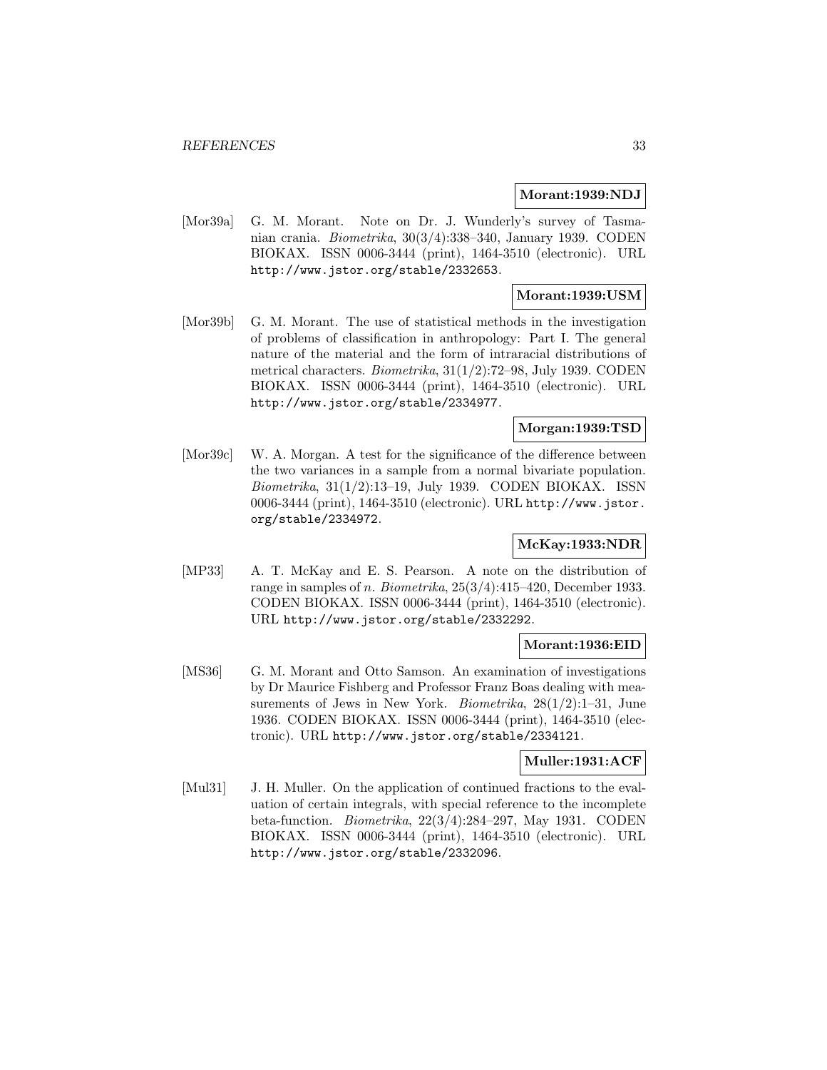**Morant:1939:NDJ**

[Mor39a] G. M. Morant. Note on Dr. J. Wunderly's survey of Tasmanian crania. *Biometrika*, 30(3/4):338–340, January 1939. CODEN BIOKAX. ISSN 0006-3444 (print), 1464-3510 (electronic). URL http://www.jstor.org/stable/2332653.

**Morant:1939:USM**

[Mor39b] G. M. Morant. The use of statistical methods in the investigation of problems of classification in anthropology: Part I. The general nature of the material and the form of intraracial distributions of metrical characters. *Biometrika*, 31(1/2):72–98, July 1939. CODEN BIOKAX. ISSN 0006-3444 (print), 1464-3510 (electronic). URL http://www.jstor.org/stable/2334977.

**Morgan:1939:TSD**

[Mor39c] W. A. Morgan. A test for the significance of the difference between the two variances in a sample from a normal bivariate population. *Biometrika*, 31(1/2):13–19, July 1939. CODEN BIOKAX. ISSN 0006-3444 (print), 1464-3510 (electronic). URL http://www.jstor.org/stable/2334972.

**McKay:1933:NDR**

[MP33] A. T. McKay and E. S. Pearson. A note on the distribution of range in samples of *n*. *Biometrika*, 25(3/4):415–420, December 1933. CODEN BIOKAX. ISSN 0006-3444 (print), 1464-3510 (electronic). URL http://www.jstor.org/stable/2332292.

**Morant:1936:EID**

[MS36] G. M. Morant and Otto Samson. An examination of investigations by Dr Maurice Fishberg and Professor Franz Boas dealing with measurements of Jews in New York. *Biometrika*, 28(1/2):1–31, June 1936. CODEN BIOKAX. ISSN 0006-3444 (print), 1464-3510 (electronic). URL http://www.jstor.org/stable/2334121.

**Muller:1931:ACF**

[Mul31] J. H. Muller. On the application of continued fractions to the evaluation of certain integrals, with special reference to the incomplete beta-function. *Biometrika*, 22(3/4):284–297, May 1931. CODEN BIOKAX. ISSN 0006-3444 (print), 1464-3510 (electronic). URL http://www.jstor.org/stable/2332096.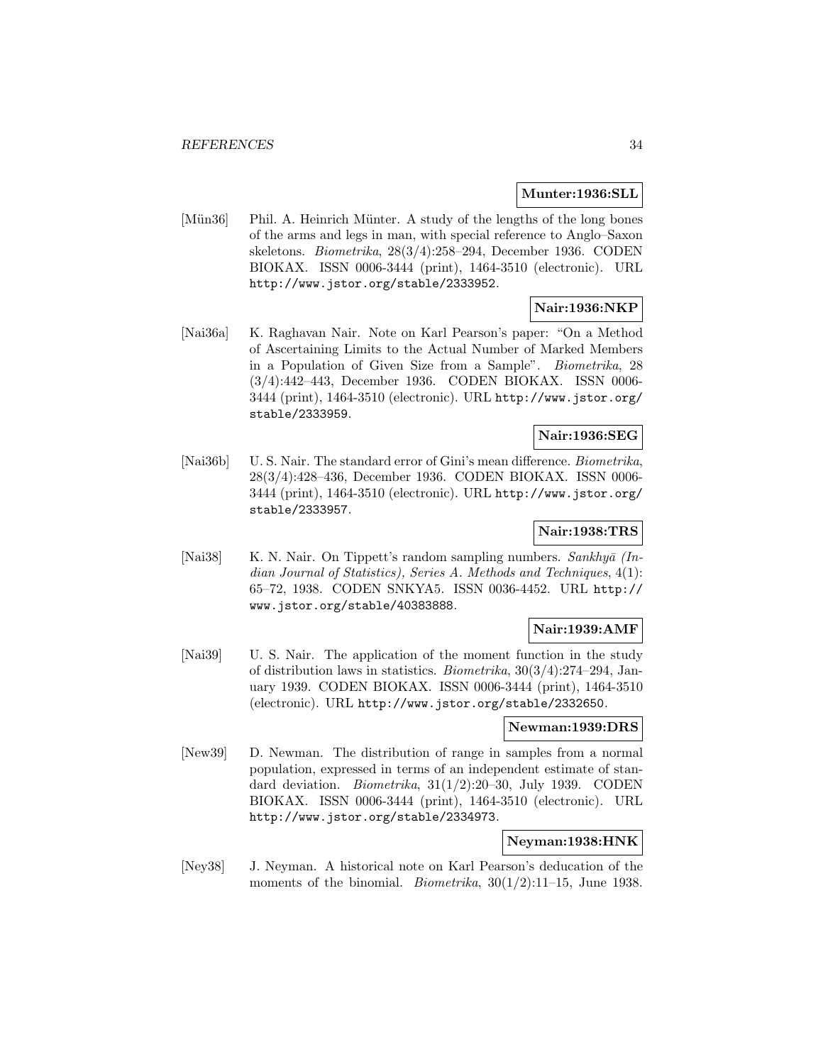**Munter:1936:SLL**

[Mün36] Phil. A. Heinrich Münter. A study of the lengths of the long bones of the arms and legs in man, with special reference to Anglo–Saxon skeletons. *Biometrika*, 28(3/4):258–294, December 1936. CODEN BIOKAX. ISSN 0006-3444 (print), 1464-3510 (electronic). URL http://www.jstor.org/stable/2333952.

**Nair:1936:NKP**

[Nai36a] K. Raghavan Nair. Note on Karl Pearson's paper: "On a Method of Ascertaining Limits to the Actual Number of Marked Members in a Population of Given Size from a Sample". *Biometrika*, 28 (3/4):442–443, December 1936. CODEN BIOKAX. ISSN 0006-3444 (print), 1464-3510 (electronic). URL http://www.jstor.org/stable/2333959.

**Nair:1936:SEG**

[Nai36b] U. S. Nair. The standard error of Gini's mean difference. *Biometrika*, 28(3/4):428–436, December 1936. CODEN BIOKAX. ISSN 0006-3444 (print), 1464-3510 (electronic). URL http://www.jstor.org/stable/2333957.

**Nair:1938:TRS**

[Nai38] K. N. Nair. On Tippett's random sampling numbers. *Sankhyā (Indian Journal of Statistics), Series A. Methods and Techniques*, 4(1): 65–72, 1938. CODEN SNKYA5. ISSN 0036-4452. URL http://www.jstor.org/stable/40383888.

**Nair:1939:AMF**

[Nai39] U. S. Nair. The application of the moment function in the study of distribution laws in statistics. *Biometrika*, 30(3/4):274–294, January 1939. CODEN BIOKAX. ISSN 0006-3444 (print), 1464-3510 (electronic). URL http://www.jstor.org/stable/2332650.

**Newman:1939:DRS**

[New39] D. Newman. The distribution of range in samples from a normal population, expressed in terms of an independent estimate of standard deviation. *Biometrika*, 31(1/2):20–30, July 1939. CODEN BIOKAX. ISSN 0006-3444 (print), 1464-3510 (electronic). URL http://www.jstor.org/stable/2334973.

**Neyman:1938:HNK**

[Ney38] J. Neyman. A historical note on Karl Pearson's deducation of the moments of the binomial. *Biometrika*, 30(1/2):11–15, June 1938.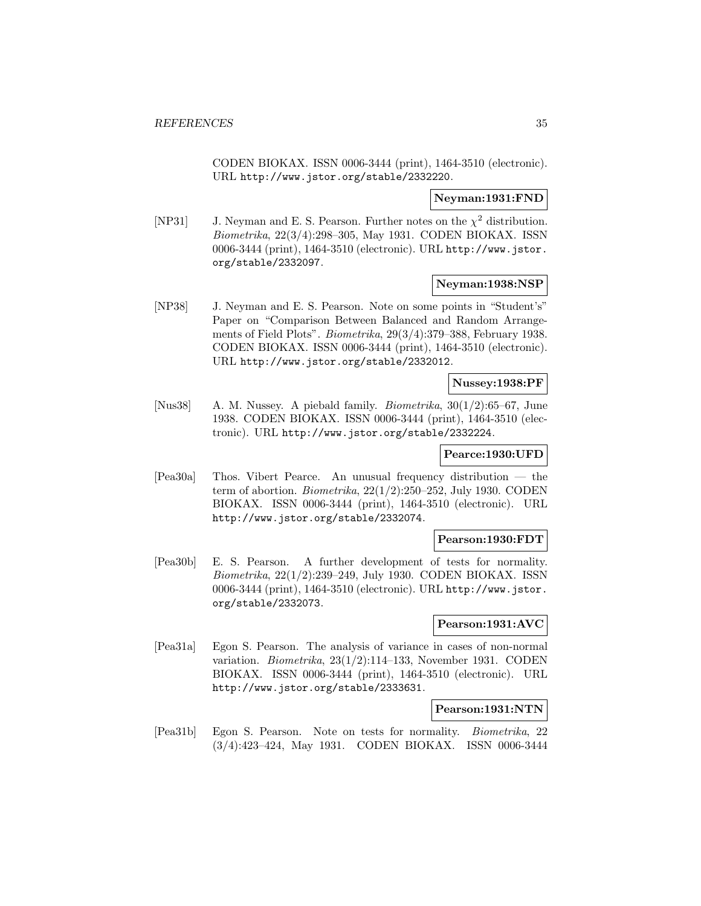CODEN BIOKAX. ISSN 0006-3444 (print), 1464-3510 (electronic). URL http://www.jstor.org/stable/2332220.

**Neyman:1931:FND**

[NP31] J. Neyman and E. S. Pearson. Further notes on the $\chi^2$ distribution. *Biometrika*, 22(3/4):298–305, May 1931. CODEN BIOKAX. ISSN 0006-3444 (print), 1464-3510 (electronic). URL http://www.jstor.org/stable/2332097.

**Neyman:1938:NSP**

[NP38] J. Neyman and E. S. Pearson. Note on some points in "Student's" Paper on "Comparison Between Balanced and Random Arrangements of Field Plots". *Biometrika*, 29(3/4):379–388, February 1938. CODEN BIOKAX. ISSN 0006-3444 (print), 1464-3510 (electronic). URL http://www.jstor.org/stable/2332012.

**Nussey:1938:PF**

[Nus38] A. M. Nussey. A piebald family. *Biometrika*, 30(1/2):65–67, June 1938. CODEN BIOKAX. ISSN 0006-3444 (print), 1464-3510 (electronic). URL http://www.jstor.org/stable/2332224.

**Pearce:1930:UFD**

[Pea30a] Thos. Vibert Pearce. An unusual frequency distribution — the term of abortion. *Biometrika*, 22(1/2):250–252, July 1930. CODEN BIOKAX. ISSN 0006-3444 (print), 1464-3510 (electronic). URL http://www.jstor.org/stable/2332074.

**Pearson:1930:FDT**

[Pea30b] E. S. Pearson. A further development of tests for normality. *Biometrika*, 22(1/2):239–249, July 1930. CODEN BIOKAX. ISSN 0006-3444 (print), 1464-3510 (electronic). URL http://www.jstor.org/stable/2332073.

**Pearson:1931:AVC**

[Pea31a] Egon S. Pearson. The analysis of variance in cases of non-normal variation. *Biometrika*, 23(1/2):114–133, November 1931. CODEN BIOKAX. ISSN 0006-3444 (print), 1464-3510 (electronic). URL http://www.jstor.org/stable/2333631.

**Pearson:1931:NTN**

[Pea31b] Egon S. Pearson. Note on tests for normality. *Biometrika*, 22 (3/4):423–424, May 1931. CODEN BIOKAX. ISSN 0006-3444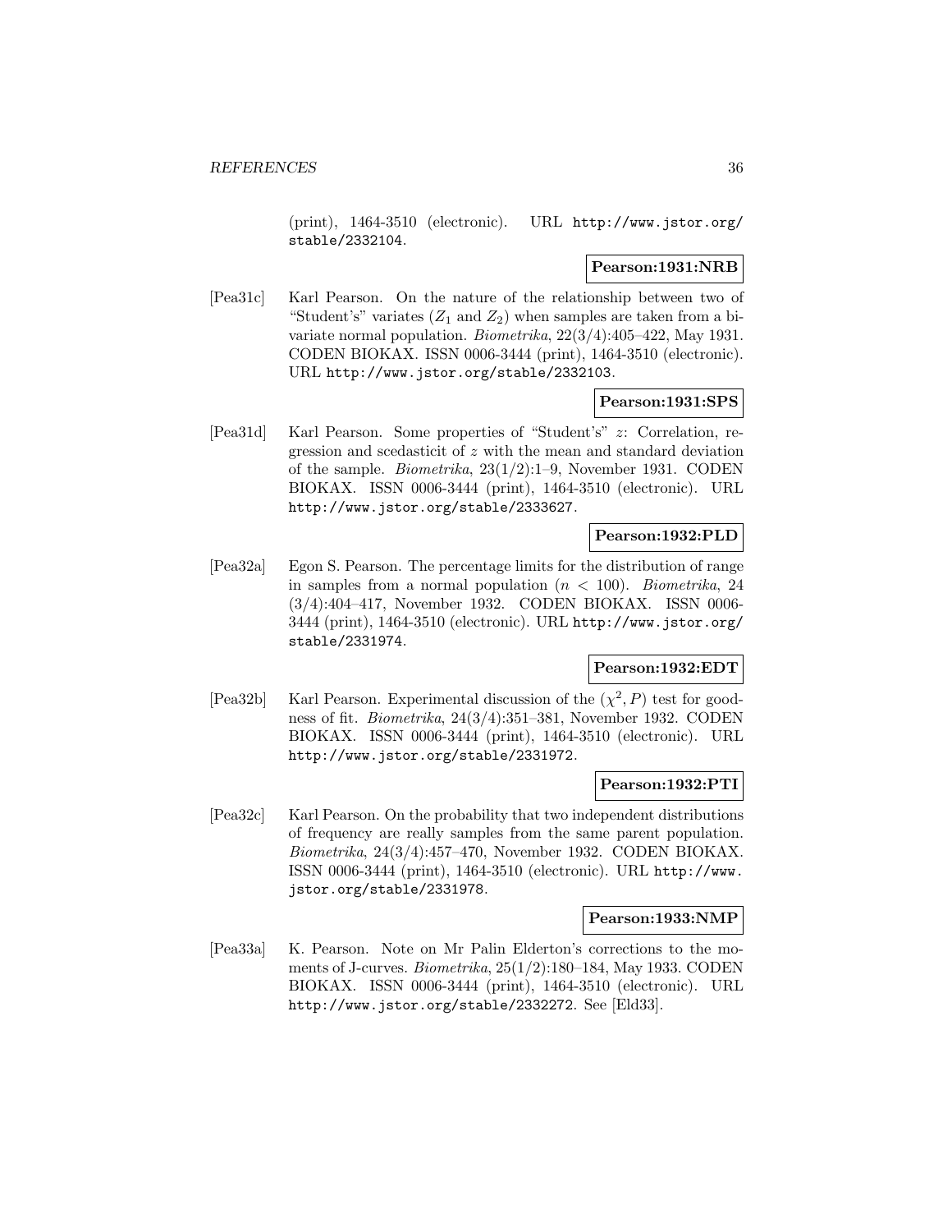(print), 1464-3510 (electronic). URL http://www.jstor.org/stable/2332104.

**Pearson:1931:NRB**

[Pea31c] Karl Pearson. On the nature of the relationship between two of "Student's" variates ($Z_1$ and $Z_2$) when samples are taken from a bivariate normal population. *Biometrika*, 22(3/4):405–422, May 1931. CODEN BIOKAX. ISSN 0006-3444 (print), 1464-3510 (electronic). URL http://www.jstor.org/stable/2332103.

**Pearson:1931:SPS**

[Pea31d] Karl Pearson. Some properties of "Student's" $z$: Correlation, regression and scedasticit of $z$ with the mean and standard deviation of the sample. *Biometrika*, 23(1/2):1–9, November 1931. CODEN BIOKAX. ISSN 0006-3444 (print), 1464-3510 (electronic). URL http://www.jstor.org/stable/2333627.

**Pearson:1932:PLD**

[Pea32a] Egon S. Pearson. The percentage limits for the distribution of range in samples from a normal population ($n < 100$). *Biometrika*, 24 (3/4):404–417, November 1932. CODEN BIOKAX. ISSN 0006-3444 (print), 1464-3510 (electronic). URL http://www.jstor.org/stable/2331974.

**Pearson:1932:EDT**

[Pea32b] Karl Pearson. Experimental discussion of the $(\chi^2, P)$ test for goodness of fit. *Biometrika*, 24(3/4):351–381, November 1932. CODEN BIOKAX. ISSN 0006-3444 (print), 1464-3510 (electronic). URL http://www.jstor.org/stable/2331972.

**Pearson:1932:PTI**

[Pea32c] Karl Pearson. On the probability that two independent distributions of frequency are really samples from the same parent population. *Biometrika*, 24(3/4):457–470, November 1932. CODEN BIOKAX. ISSN 0006-3444 (print), 1464-3510 (electronic). URL http://www.jstor.org/stable/2331978.

**Pearson:1933:NMP**

[Pea33a] K. Pearson. Note on Mr Palin Elderton's corrections to the moments of J-curves. *Biometrika*, 25(1/2):180–184, May 1933. CODEN BIOKAX. ISSN 0006-3444 (print), 1464-3510 (electronic). URL http://www.jstor.org/stable/2332272. See [Eld33].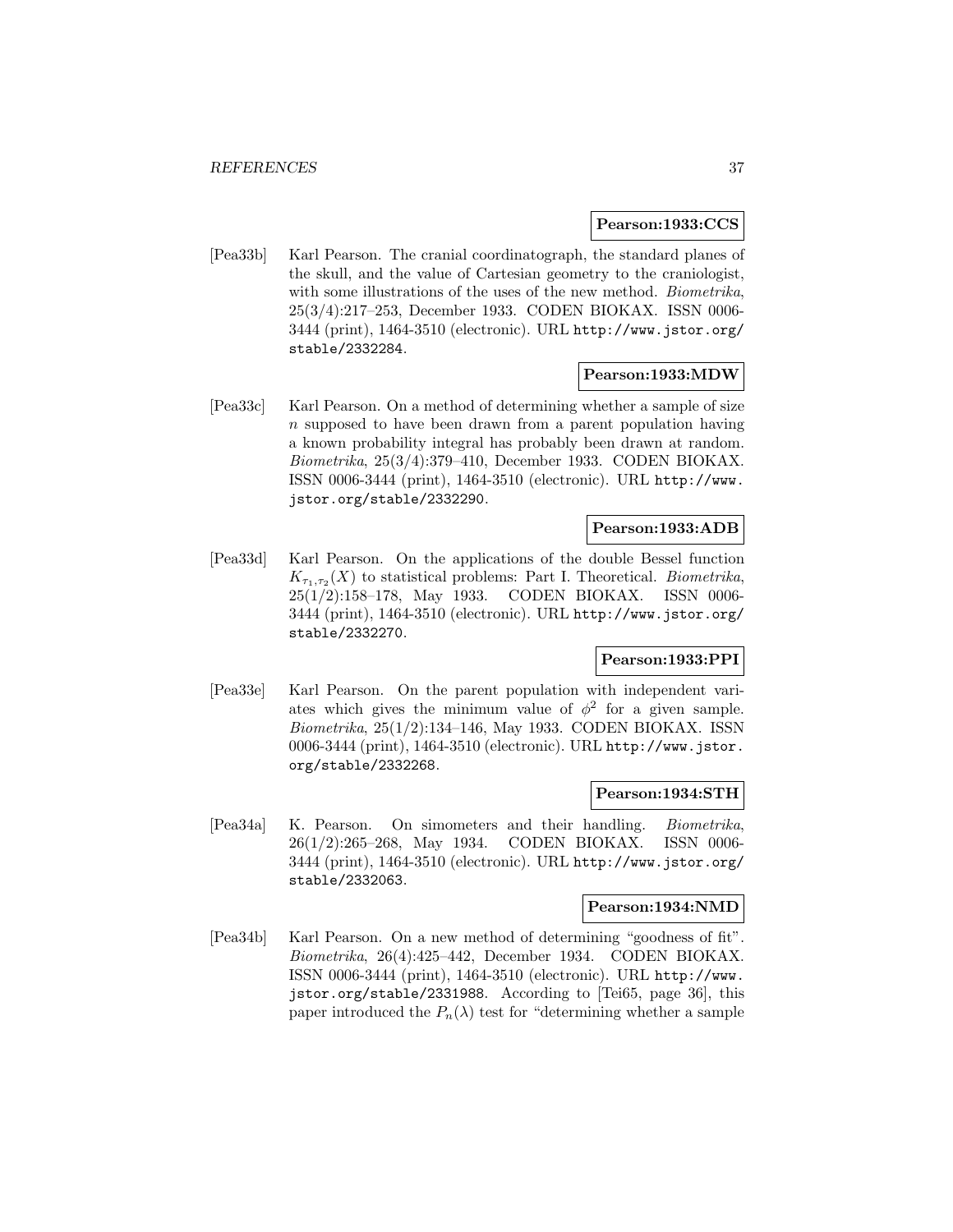**Pearson:1933:CCS**

[Pea33b] Karl Pearson. The cranial coordinatograph, the standard planes of the skull, and the value of Cartesian geometry to the craniologist, with some illustrations of the uses of the new method. *Biometrika*, 25(3/4):217–253, December 1933. CODEN BIOKAX. ISSN 0006-3444 (print), 1464-3510 (electronic). URL `http://www.jstor.org/stable/2332284`.

**Pearson:1933:MDW**

[Pea33c] Karl Pearson. On a method of determining whether a sample of size $n$ supposed to have been drawn from a parent population having a known probability integral has probably been drawn at random. *Biometrika*, 25(3/4):379–410, December 1933. CODEN BIOKAX. ISSN 0006-3444 (print), 1464-3510 (electronic). URL `http://www.jstor.org/stable/2332290`.

**Pearson:1933:ADB**

[Pea33d] Karl Pearson. On the applications of the double Bessel function $K_{\tau_1,\tau_2}(X)$ to statistical problems: Part I. Theoretical. *Biometrika*, 25(1/2):158–178, May 1933. CODEN BIOKAX. ISSN 0006-3444 (print), 1464-3510 (electronic). URL `http://www.jstor.org/stable/2332270`.

**Pearson:1933:PPI**

[Pea33e] Karl Pearson. On the parent population with independent variates which gives the minimum value of $\phi^2$ for a given sample. *Biometrika*, 25(1/2):134–146, May 1933. CODEN BIOKAX. ISSN 0006-3444 (print), 1464-3510 (electronic). URL `http://www.jstor.org/stable/2332268`.

**Pearson:1934:STH**

[Pea34a] K. Pearson. On simometers and their handling. *Biometrika*, 26(1/2):265–268, May 1934. CODEN BIOKAX. ISSN 0006-3444 (print), 1464-3510 (electronic). URL `http://www.jstor.org/stable/2332063`.

**Pearson:1934:NMD**

[Pea34b] Karl Pearson. On a new method of determining "goodness of fit". *Biometrika*, 26(4):425–442, December 1934. CODEN BIOKAX. ISSN 0006-3444 (print), 1464-3510 (electronic). URL `http://www.jstor.org/stable/2331988`. According to [Tei65, page 36], this paper introduced the $P_n(\lambda)$ test for "determining whether a sample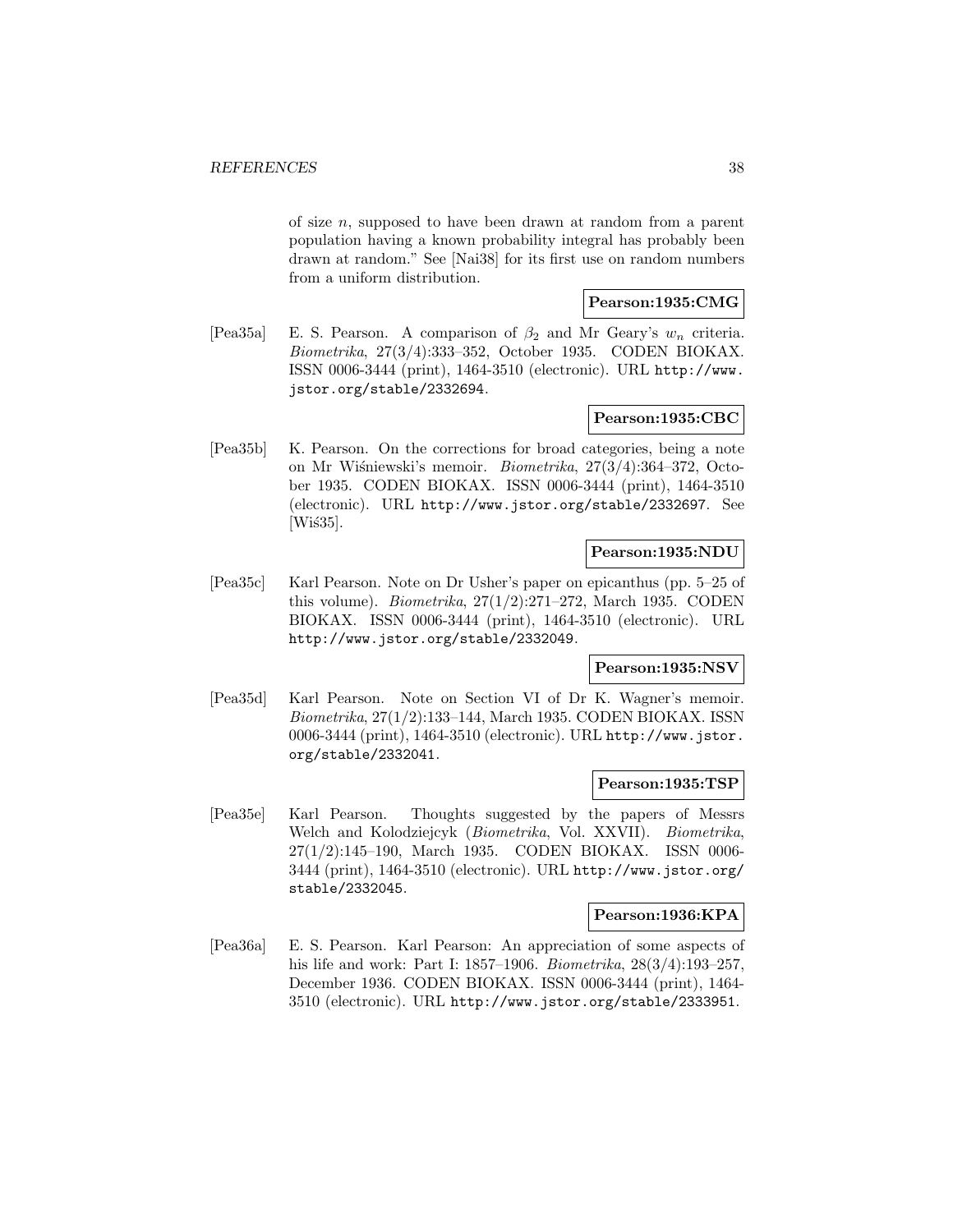of size $n$, supposed to have been drawn at random from a parent population having a known probability integral has probably been drawn at random." See [Nai38] for its first use on random numbers from a uniform distribution.

**Pearson:1935:CMG**

[Pea35a] E. S. Pearson. A comparison of $\beta_2$ and Mr Geary's $w_n$ criteria. *Biometrika*, 27(3/4):333–352, October 1935. CODEN BIOKAX. ISSN 0006-3444 (print), 1464-3510 (electronic). URL http://www.jstor.org/stable/2332694.

**Pearson:1935:CBC**

[Pea35b] K. Pearson. On the corrections for broad categories, being a note on Mr Wiśniewski's memoir. *Biometrika*, 27(3/4):364–372, October 1935. CODEN BIOKAX. ISSN 0006-3444 (print), 1464-3510 (electronic). URL http://www.jstor.org/stable/2332697. See [Wiś35].

**Pearson:1935:NDU**

[Pea35c] Karl Pearson. Note on Dr Usher's paper on epicanthus (pp. 5–25 of this volume). *Biometrika*, 27(1/2):271–272, March 1935. CODEN BIOKAX. ISSN 0006-3444 (print), 1464-3510 (electronic). URL http://www.jstor.org/stable/2332049.

**Pearson:1935:NSV**

[Pea35d] Karl Pearson. Note on Section VI of Dr K. Wagner's memoir. *Biometrika*, 27(1/2):133–144, March 1935. CODEN BIOKAX. ISSN 0006-3444 (print), 1464-3510 (electronic). URL http://www.jstor.org/stable/2332041.

**Pearson:1935:TSP**

[Pea35e] Karl Pearson. Thoughts suggested by the papers of Messrs Welch and Kolodziejcyk (*Biometrika*, Vol. XXVII). *Biometrika*, 27(1/2):145–190, March 1935. CODEN BIOKAX. ISSN 0006-3444 (print), 1464-3510 (electronic). URL http://www.jstor.org/stable/2332045.

**Pearson:1936:KPA**

[Pea36a] E. S. Pearson. Karl Pearson: An appreciation of some aspects of his life and work: Part I: 1857–1906. *Biometrika*, 28(3/4):193–257, December 1936. CODEN BIOKAX. ISSN 0006-3444 (print), 1464-3510 (electronic). URL http://www.jstor.org/stable/2333951.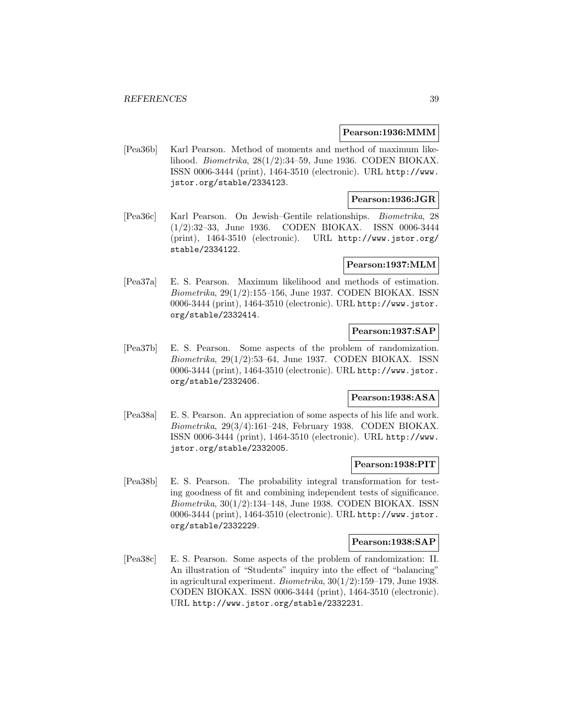**Pearson:1936:MMM**

[Pea36b] Karl Pearson. Method of moments and method of maximum likelihood. *Biometrika*, 28(1/2):34–59, June 1936. CODEN BIOKAX. ISSN 0006-3444 (print), 1464-3510 (electronic). URL http://www.jstor.org/stable/2334123.

**Pearson:1936:JGR**

[Pea36c] Karl Pearson. On Jewish–Gentile relationships. *Biometrika*, 28 (1/2):32–33, June 1936. CODEN BIOKAX. ISSN 0006-3444 (print), 1464-3510 (electronic). URL http://www.jstor.org/stable/2334122.

**Pearson:1937:MLM**

[Pea37a] E. S. Pearson. Maximum likelihood and methods of estimation. *Biometrika*, 29(1/2):155–156, June 1937. CODEN BIOKAX. ISSN 0006-3444 (print), 1464-3510 (electronic). URL http://www.jstor.org/stable/2332414.

**Pearson:1937:SAP**

[Pea37b] E. S. Pearson. Some aspects of the problem of randomization. *Biometrika*, 29(1/2):53–64, June 1937. CODEN BIOKAX. ISSN 0006-3444 (print), 1464-3510 (electronic). URL http://www.jstor.org/stable/2332406.

**Pearson:1938:ASA**

[Pea38a] E. S. Pearson. An appreciation of some aspects of his life and work. *Biometrika*, 29(3/4):161–248, February 1938. CODEN BIOKAX. ISSN 0006-3444 (print), 1464-3510 (electronic). URL http://www.jstor.org/stable/2332005.

**Pearson:1938:PIT**

[Pea38b] E. S. Pearson. The probability integral transformation for testing goodness of fit and combining independent tests of significance. *Biometrika*, 30(1/2):134–148, June 1938. CODEN BIOKAX. ISSN 0006-3444 (print), 1464-3510 (electronic). URL http://www.jstor.org/stable/2332229.

**Pearson:1938:SAP**

[Pea38c] E. S. Pearson. Some aspects of the problem of randomization: II. An illustration of "Students" inquiry into the effect of "balancing" in agricultural experiment. *Biometrika*, 30(1/2):159–179, June 1938. CODEN BIOKAX. ISSN 0006-3444 (print), 1464-3510 (electronic). URL http://www.jstor.org/stable/2332231.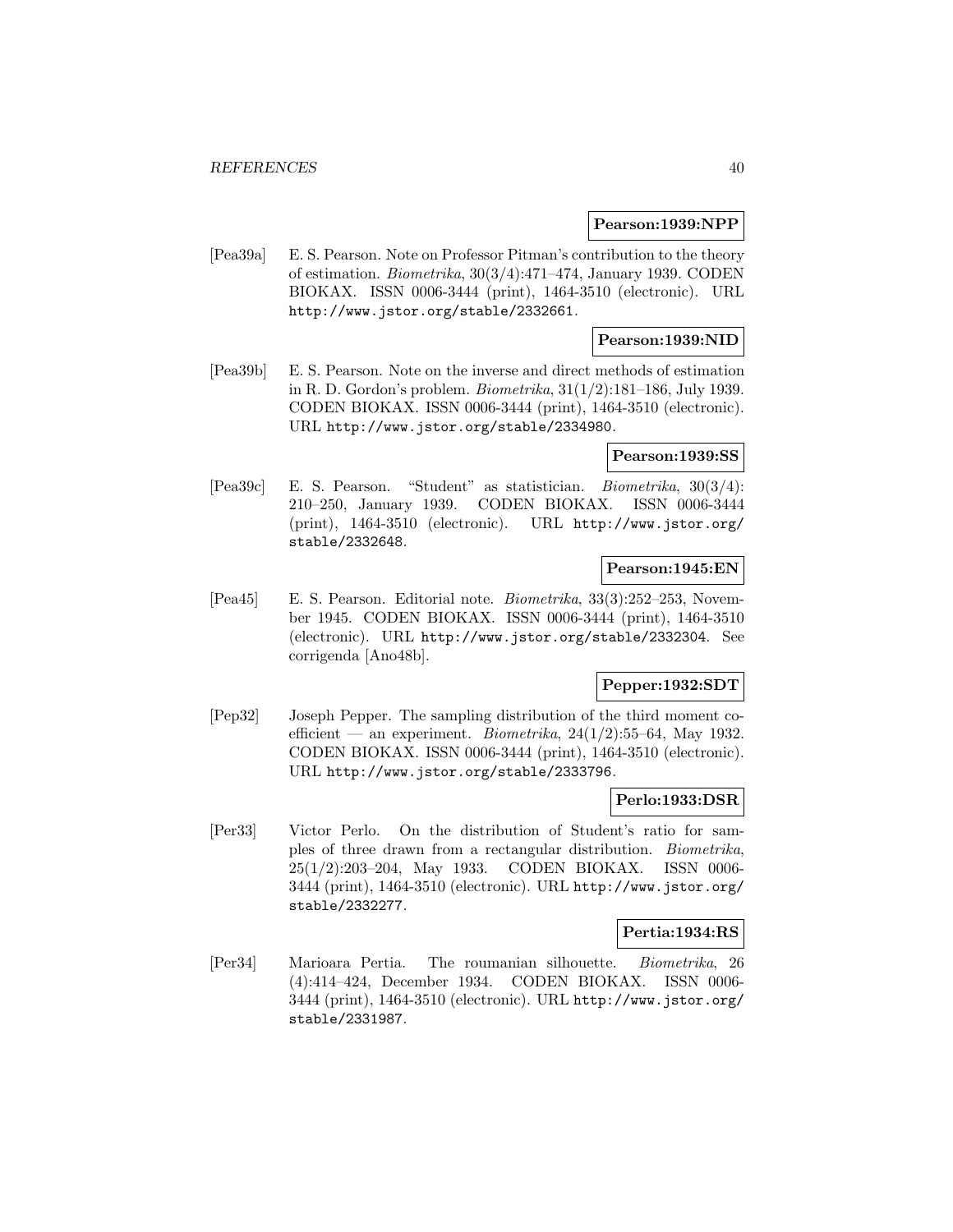**Pearson:1939:NPP**

[Pea39a] E. S. Pearson. Note on Professor Pitman's contribution to the theory of estimation. *Biometrika*, 30(3/4):471–474, January 1939. CODEN BIOKAX. ISSN 0006-3444 (print), 1464-3510 (electronic). URL http://www.jstor.org/stable/2332661.

**Pearson:1939:NID**

[Pea39b] E. S. Pearson. Note on the inverse and direct methods of estimation in R. D. Gordon's problem. *Biometrika*, 31(1/2):181–186, July 1939. CODEN BIOKAX. ISSN 0006-3444 (print), 1464-3510 (electronic). URL http://www.jstor.org/stable/2334980.

**Pearson:1939:SS**

[Pea39c] E. S. Pearson. "Student" as statistician. *Biometrika*, 30(3/4): 210–250, January 1939. CODEN BIOKAX. ISSN 0006-3444 (print), 1464-3510 (electronic). URL http://www.jstor.org/stable/2332648.

**Pearson:1945:EN**

[Pea45] E. S. Pearson. Editorial note. *Biometrika*, 33(3):252–253, November 1945. CODEN BIOKAX. ISSN 0006-3444 (print), 1464-3510 (electronic). URL http://www.jstor.org/stable/2332304. See corrigenda [Ano48b].

**Pepper:1932:SDT**

[Pep32] Joseph Pepper. The sampling distribution of the third moment coefficient — an experiment. *Biometrika*, 24(1/2):55–64, May 1932. CODEN BIOKAX. ISSN 0006-3444 (print), 1464-3510 (electronic). URL http://www.jstor.org/stable/2333796.

**Perlo:1933:DSR**

[Per33] Victor Perlo. On the distribution of Student's ratio for samples of three drawn from a rectangular distribution. *Biometrika*, 25(1/2):203–204, May 1933. CODEN BIOKAX. ISSN 0006-3444 (print), 1464-3510 (electronic). URL http://www.jstor.org/stable/2332277.

**Pertia:1934:RS**

[Per34] Marioara Pertia. The roumanian silhouette. *Biometrika*, 26 (4):414–424, December 1934. CODEN BIOKAX. ISSN 0006-3444 (print), 1464-3510 (electronic). URL http://www.jstor.org/stable/2331987.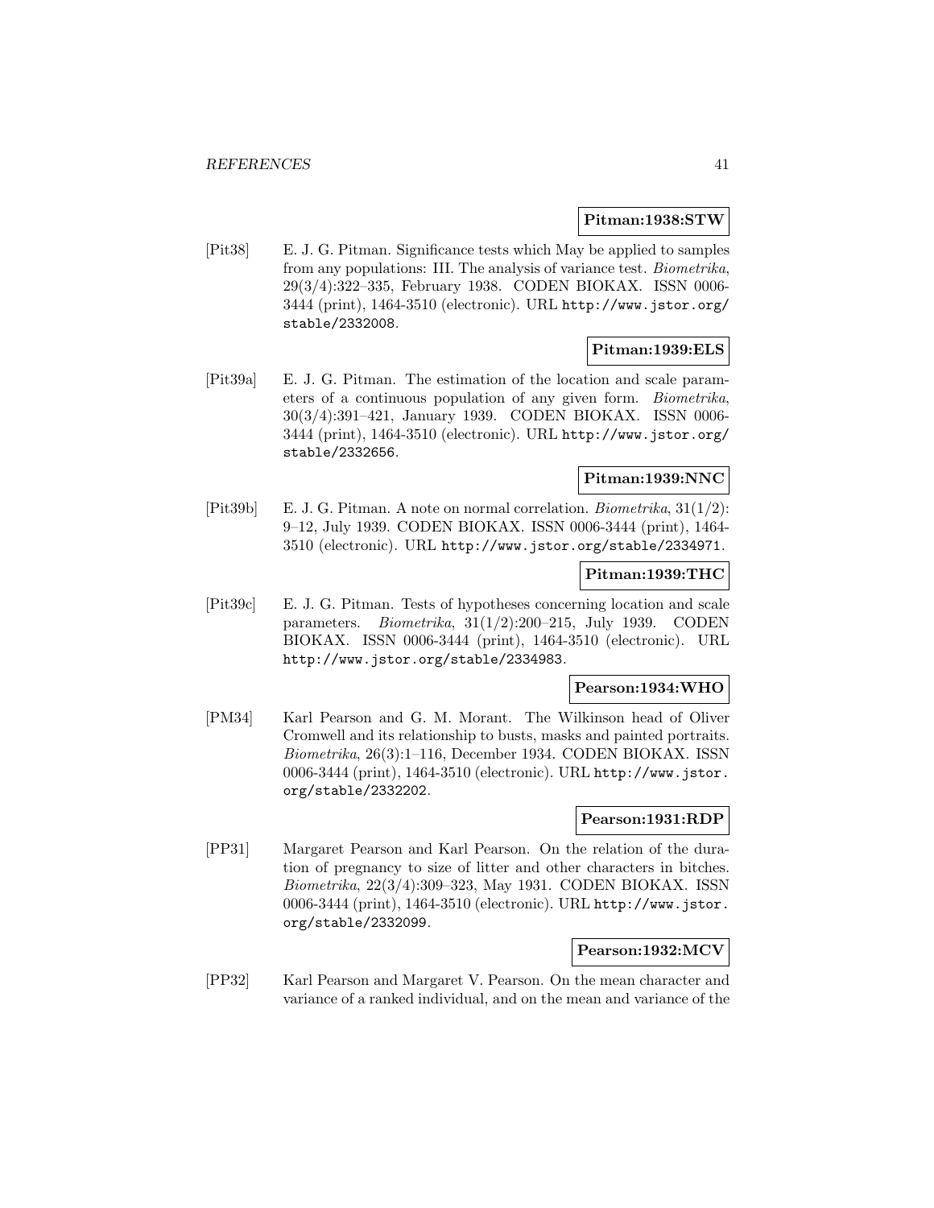**Pitman:1938:STW**

[Pit38] E. J. G. Pitman. Significance tests which May be applied to samples from any populations: III. The analysis of variance test. *Biometrika*, 29(3/4):322–335, February 1938. CODEN BIOKAX. ISSN 0006-3444 (print), 1464-3510 (electronic). URL http://www.jstor.org/stable/2332008.

**Pitman:1939:ELS**

[Pit39a] E. J. G. Pitman. The estimation of the location and scale parameters of a continuous population of any given form. *Biometrika*, 30(3/4):391–421, January 1939. CODEN BIOKAX. ISSN 0006-3444 (print), 1464-3510 (electronic). URL http://www.jstor.org/stable/2332656.

**Pitman:1939:NNC**

[Pit39b] E. J. G. Pitman. A note on normal correlation. *Biometrika*, 31(1/2): 9–12, July 1939. CODEN BIOKAX. ISSN 0006-3444 (print), 1464-3510 (electronic). URL http://www.jstor.org/stable/2334971.

**Pitman:1939:THC**

[Pit39c] E. J. G. Pitman. Tests of hypotheses concerning location and scale parameters. *Biometrika*, 31(1/2):200–215, July 1939. CODEN BIOKAX. ISSN 0006-3444 (print), 1464-3510 (electronic). URL http://www.jstor.org/stable/2334983.

**Pearson:1934:WHO**

[PM34] Karl Pearson and G. M. Morant. The Wilkinson head of Oliver Cromwell and its relationship to busts, masks and painted portraits. *Biometrika*, 26(3):1–116, December 1934. CODEN BIOKAX. ISSN 0006-3444 (print), 1464-3510 (electronic). URL http://www.jstor.org/stable/2332202.

**Pearson:1931:RDP**

[PP31] Margaret Pearson and Karl Pearson. On the relation of the duration of pregnancy to size of litter and other characters in bitches. *Biometrika*, 22(3/4):309–323, May 1931. CODEN BIOKAX. ISSN 0006-3444 (print), 1464-3510 (electronic). URL http://www.jstor.org/stable/2332099.

**Pearson:1932:MCV**

[PP32] Karl Pearson and Margaret V. Pearson. On the mean character and variance of a ranked individual, and on the mean and variance of the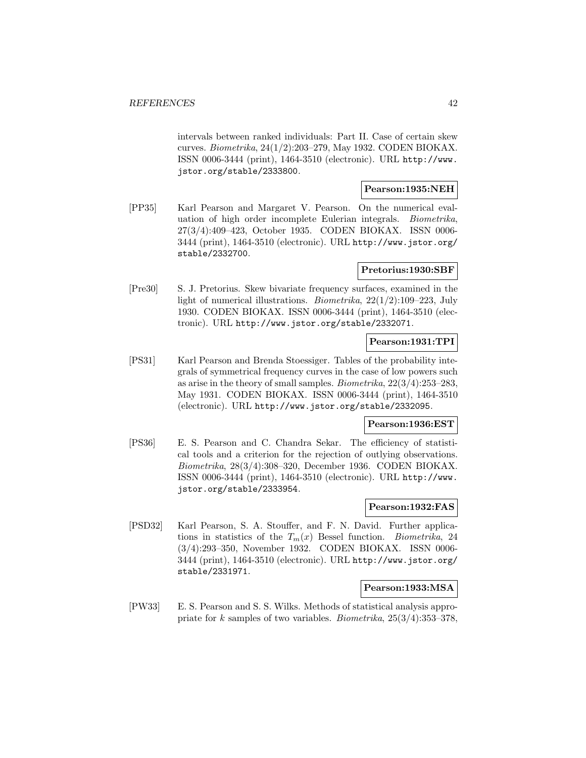intervals between ranked individuals: Part II. Case of certain skew curves. *Biometrika*, 24(1/2):203–279, May 1932. CODEN BIOKAX. ISSN 0006-3444 (print), 1464-3510 (electronic). URL http://www.jstor.org/stable/2333800.

**Pearson:1935:NEH**

[PP35] Karl Pearson and Margaret V. Pearson. On the numerical evaluation of high order incomplete Eulerian integrals. *Biometrika*, 27(3/4):409–423, October 1935. CODEN BIOKAX. ISSN 0006-3444 (print), 1464-3510 (electronic). URL http://www.jstor.org/stable/2332700.

**Pretorius:1930:SBF**

[Pre30] S. J. Pretorius. Skew bivariate frequency surfaces, examined in the light of numerical illustrations. *Biometrika*, 22(1/2):109–223, July 1930. CODEN BIOKAX. ISSN 0006-3444 (print), 1464-3510 (electronic). URL http://www.jstor.org/stable/2332071.

**Pearson:1931:TPI**

[PS31] Karl Pearson and Brenda Stoessiger. Tables of the probability integrals of symmetrical frequency curves in the case of low powers such as arise in the theory of small samples. *Biometrika*, 22(3/4):253–283, May 1931. CODEN BIOKAX. ISSN 0006-3444 (print), 1464-3510 (electronic). URL http://www.jstor.org/stable/2332095.

**Pearson:1936:EST**

[PS36] E. S. Pearson and C. Chandra Sekar. The efficiency of statistical tools and a criterion for the rejection of outlying observations. *Biometrika*, 28(3/4):308–320, December 1936. CODEN BIOKAX. ISSN 0006-3444 (print), 1464-3510 (electronic). URL http://www.jstor.org/stable/2333954.

**Pearson:1932:FAS**

[PSD32] Karl Pearson, S. A. Stouffer, and F. N. David. Further applications in statistics of the $T_m(x)$ Bessel function. *Biometrika*, 24 (3/4):293–350, November 1932. CODEN BIOKAX. ISSN 0006-3444 (print), 1464-3510 (electronic). URL http://www.jstor.org/stable/2331971.

**Pearson:1933:MSA**

[PW33] E. S. Pearson and S. S. Wilks. Methods of statistical analysis appropriate for $k$ samples of two variables. *Biometrika*, 25(3/4):353–378,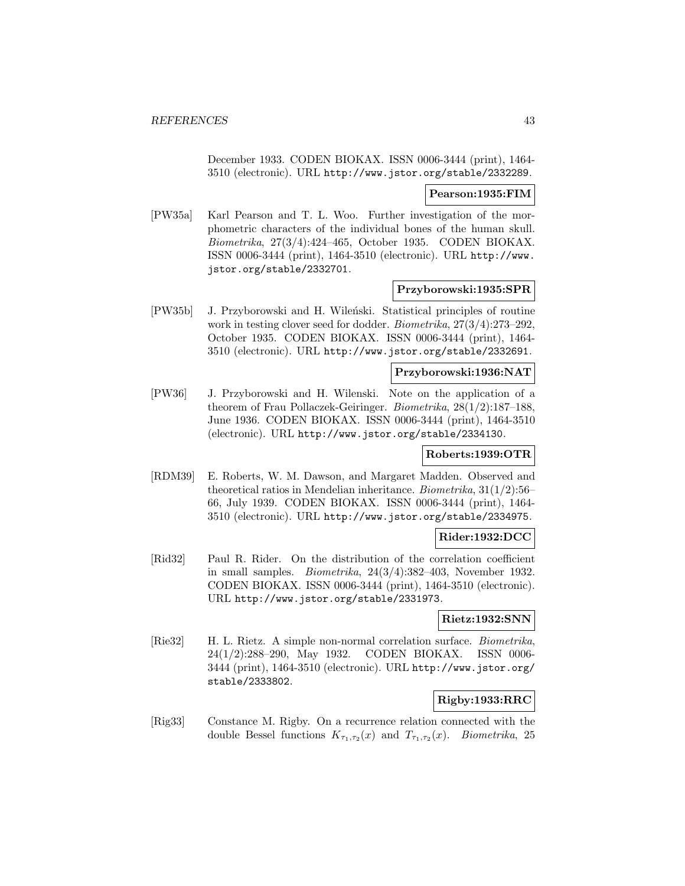December 1933. CODEN BIOKAX. ISSN 0006-3444 (print), 1464-3510 (electronic). URL http://www.jstor.org/stable/2332289.

**Pearson:1935:FIM**

[PW35a] Karl Pearson and T. L. Woo. Further investigation of the morphometric characters of the individual bones of the human skull. *Biometrika*, 27(3/4):424–465, October 1935. CODEN BIOKAX. ISSN 0006-3444 (print), 1464-3510 (electronic). URL http://www.jstor.org/stable/2332701.

**Przyborowski:1935:SPR**

[PW35b] J. Przyborowski and H. Wileński. Statistical principles of routine work in testing clover seed for dodder. *Biometrika*, 27(3/4):273–292, October 1935. CODEN BIOKAX. ISSN 0006-3444 (print), 1464-3510 (electronic). URL http://www.jstor.org/stable/2332691.

**Przyborowski:1936:NAT**

[PW36] J. Przyborowski and H. Wilenski. Note on the application of a theorem of Frau Pollaczek-Geiringer. *Biometrika*, 28(1/2):187–188, June 1936. CODEN BIOKAX. ISSN 0006-3444 (print), 1464-3510 (electronic). URL http://www.jstor.org/stable/2334130.

**Roberts:1939:OTR**

[RDM39] E. Roberts, W. M. Dawson, and Margaret Madden. Observed and theoretical ratios in Mendelian inheritance. *Biometrika*, 31(1/2):56–66, July 1939. CODEN BIOKAX. ISSN 0006-3444 (print), 1464-3510 (electronic). URL http://www.jstor.org/stable/2334975.

**Rider:1932:DCC**

[Rid32] Paul R. Rider. On the distribution of the correlation coefficient in small samples. *Biometrika*, 24(3/4):382–403, November 1932. CODEN BIOKAX. ISSN 0006-3444 (print), 1464-3510 (electronic). URL http://www.jstor.org/stable/2331973.

**Rietz:1932:SNN**

[Rie32] H. L. Rietz. A simple non-normal correlation surface. *Biometrika*, 24(1/2):288–290, May 1932. CODEN BIOKAX. ISSN 0006-3444 (print), 1464-3510 (electronic). URL http://www.jstor.org/stable/2333802.

**Rigby:1933:RRC**

[Rig33] Constance M. Rigby. On a recurrence relation connected with the double Bessel functions $K_{\tau_1,\tau_2}(x)$ and $T_{\tau_1,\tau_2}(x)$. *Biometrika*, 25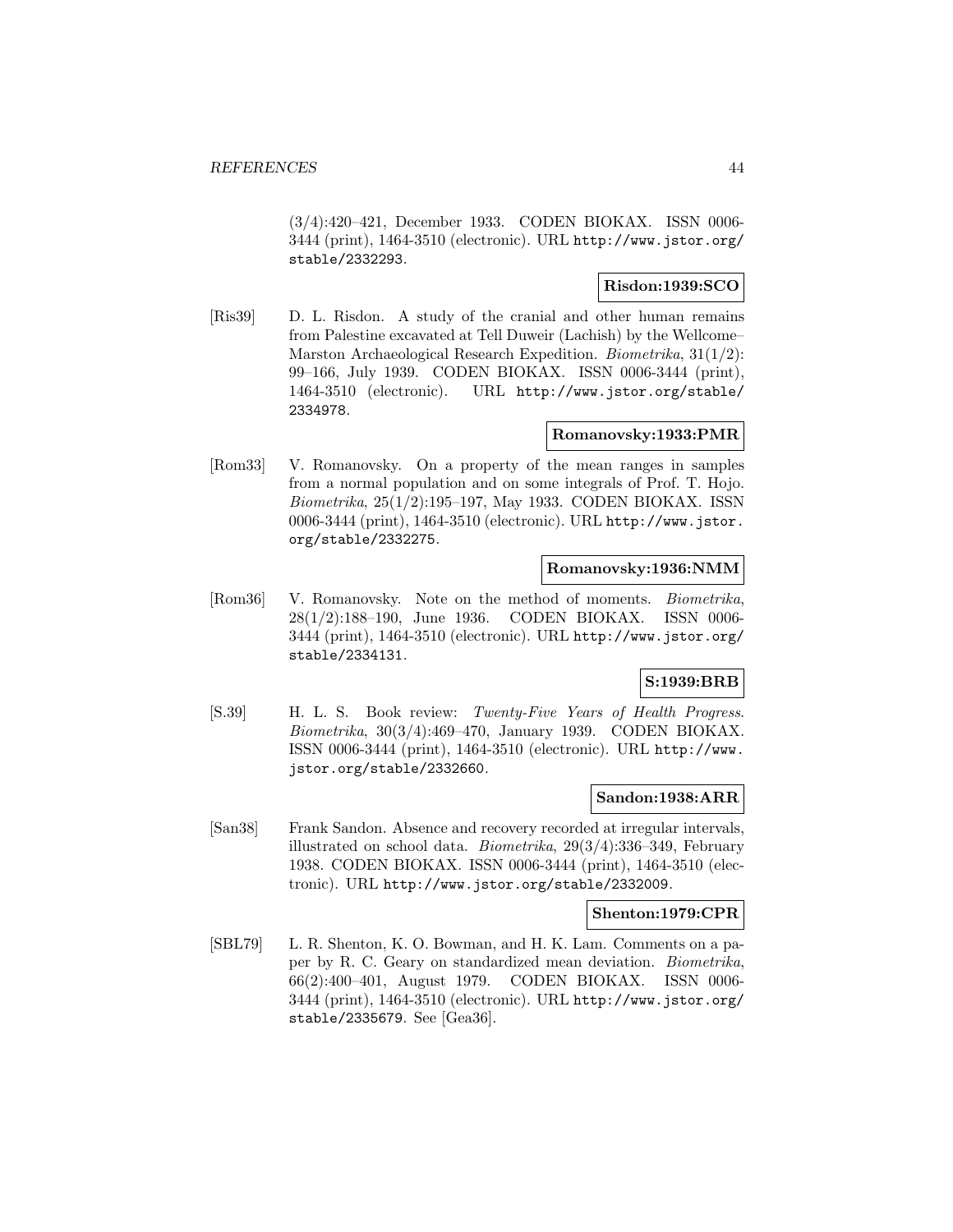(3/4):420–421, December 1933. CODEN BIOKAX. ISSN 0006-3444 (print), 1464-3510 (electronic). URL http://www.jstor.org/stable/2332293.

**Risdon:1939:SCO**

[Ris39] D. L. Risdon. A study of the cranial and other human remains from Palestine excavated at Tell Duweir (Lachish) by the Wellcome–Marston Archaeological Research Expedition. *Biometrika*, 31(1/2): 99–166, July 1939. CODEN BIOKAX. ISSN 0006-3444 (print), 1464-3510 (electronic). URL http://www.jstor.org/stable/2334978.

**Romanovsky:1933:PMR**

[Rom33] V. Romanovsky. On a property of the mean ranges in samples from a normal population and on some integrals of Prof. T. Hojo. *Biometrika*, 25(1/2):195–197, May 1933. CODEN BIOKAX. ISSN 0006-3444 (print), 1464-3510 (electronic). URL http://www.jstor.org/stable/2332275.

**Romanovsky:1936:NMM**

[Rom36] V. Romanovsky. Note on the method of moments. *Biometrika*, 28(1/2):188–190, June 1936. CODEN BIOKAX. ISSN 0006-3444 (print), 1464-3510 (electronic). URL http://www.jstor.org/stable/2334131.

**S:1939:BRB**

[S.39] H. L. S. Book review: *Twenty-Five Years of Health Progress*. *Biometrika*, 30(3/4):469–470, January 1939. CODEN BIOKAX. ISSN 0006-3444 (print), 1464-3510 (electronic). URL http://www.jstor.org/stable/2332660.

**Sandon:1938:ARR**

[San38] Frank Sandon. Absence and recovery recorded at irregular intervals, illustrated on school data. *Biometrika*, 29(3/4):336–349, February 1938. CODEN BIOKAX. ISSN 0006-3444 (print), 1464-3510 (electronic). URL http://www.jstor.org/stable/2332009.

**Shenton:1979:CPR**

[SBL79] L. R. Shenton, K. O. Bowman, and H. K. Lam. Comments on a paper by R. C. Geary on standardized mean deviation. *Biometrika*, 66(2):400–401, August 1979. CODEN BIOKAX. ISSN 0006-3444 (print), 1464-3510 (electronic). URL http://www.jstor.org/stable/2335679. See [Gea36].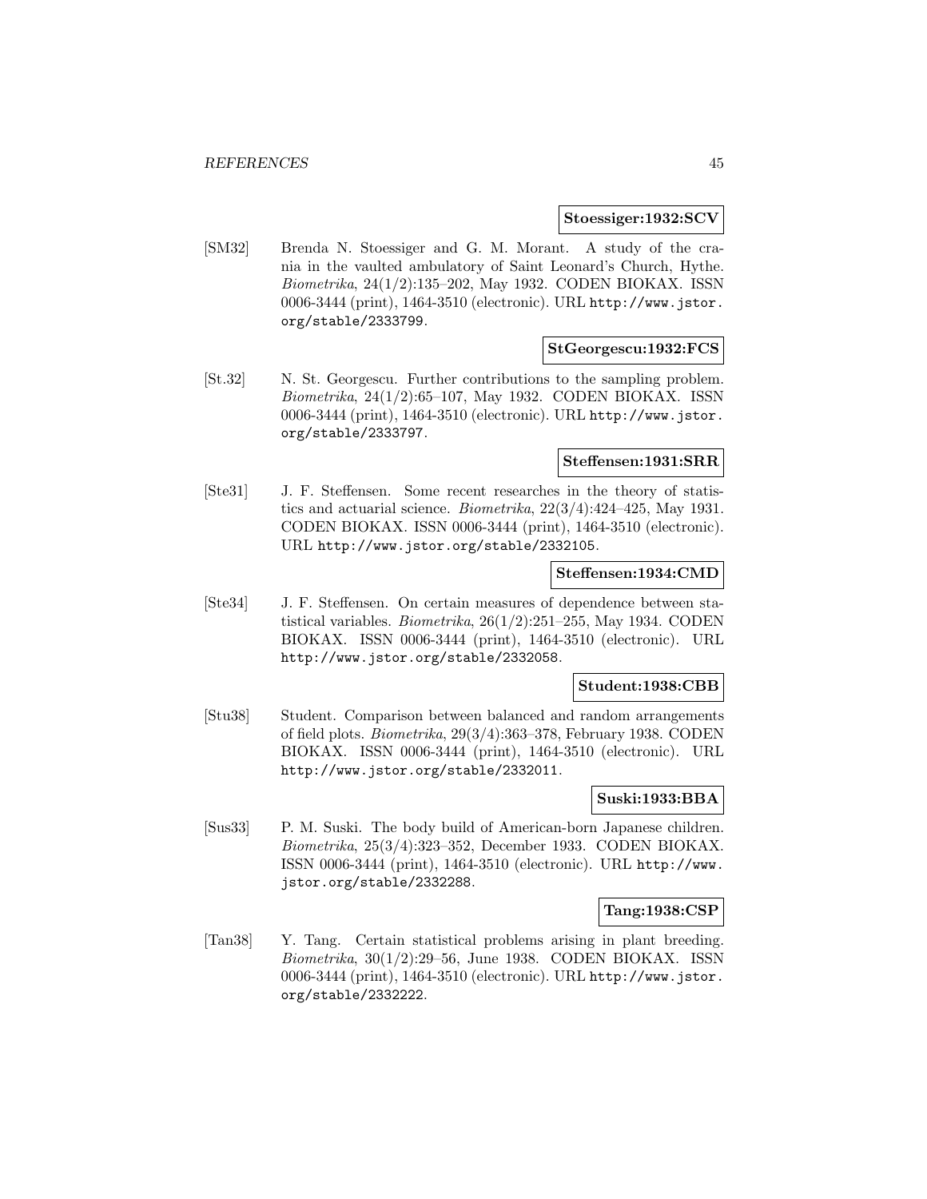**Stoessiger:1932:SCV**

[SM32] Brenda N. Stoessiger and G. M. Morant. A study of the crania in the vaulted ambulatory of Saint Leonard's Church, Hythe. *Biometrika*, 24(1/2):135–202, May 1932. CODEN BIOKAX. ISSN 0006-3444 (print), 1464-3510 (electronic). URL http://www.jstor.org/stable/2333799.

**StGeorgescu:1932:FCS**

[St.32] N. St. Georgescu. Further contributions to the sampling problem. *Biometrika*, 24(1/2):65–107, May 1932. CODEN BIOKAX. ISSN 0006-3444 (print), 1464-3510 (electronic). URL http://www.jstor.org/stable/2333797.

**Steffensen:1931:SRR**

[Ste31] J. F. Steffensen. Some recent researches in the theory of statistics and actuarial science. *Biometrika*, 22(3/4):424–425, May 1931. CODEN BIOKAX. ISSN 0006-3444 (print), 1464-3510 (electronic). URL http://www.jstor.org/stable/2332105.

**Steffensen:1934:CMD**

[Ste34] J. F. Steffensen. On certain measures of dependence between statistical variables. *Biometrika*, 26(1/2):251–255, May 1934. CODEN BIOKAX. ISSN 0006-3444 (print), 1464-3510 (electronic). URL http://www.jstor.org/stable/2332058.

**Student:1938:CBB**

[Stu38] Student. Comparison between balanced and random arrangements of field plots. *Biometrika*, 29(3/4):363–378, February 1938. CODEN BIOKAX. ISSN 0006-3444 (print), 1464-3510 (electronic). URL http://www.jstor.org/stable/2332011.

**Suski:1933:BBA**

[Sus33] P. M. Suski. The body build of American-born Japanese children. *Biometrika*, 25(3/4):323–352, December 1933. CODEN BIOKAX. ISSN 0006-3444 (print), 1464-3510 (electronic). URL http://www.jstor.org/stable/2332288.

**Tang:1938:CSP**

[Tan38] Y. Tang. Certain statistical problems arising in plant breeding. *Biometrika*, 30(1/2):29–56, June 1938. CODEN BIOKAX. ISSN 0006-3444 (print), 1464-3510 (electronic). URL http://www.jstor.org/stable/2332222.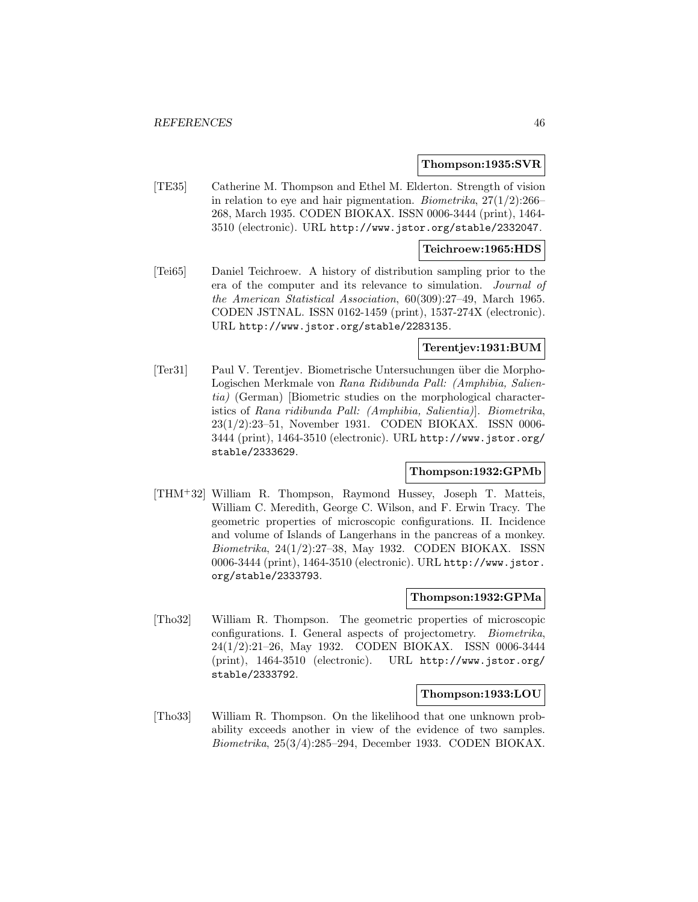**Thompson:1935:SVR**

[TE35] Catherine M. Thompson and Ethel M. Elderton. Strength of vision in relation to eye and hair pigmentation. *Biometrika*, 27(1/2):266–268, March 1935. CODEN BIOKAX. ISSN 0006-3444 (print), 1464-3510 (electronic). URL http://www.jstor.org/stable/2332047.

**Teichroew:1965:HDS**

[Tei65] Daniel Teichroew. A history of distribution sampling prior to the era of the computer and its relevance to simulation. *Journal of the American Statistical Association*, 60(309):27–49, March 1965. CODEN JSTNAL. ISSN 0162-1459 (print), 1537-274X (electronic). URL http://www.jstor.org/stable/2283135.

**Terentjev:1931:BUM**

[Ter31] Paul V. Terentjev. Biometrische Untersuchungen über die Morpho-Logischen Merkmale von *Rana Ridibunda Pall: (Amphibia, Salientia)* (German) [Biometric studies on the morphological characteristics of *Rana ridibunda Pall: (Amphibia, Salientia)*]. *Biometrika*, 23(1/2):23–51, November 1931. CODEN BIOKAX. ISSN 0006-3444 (print), 1464-3510 (electronic). URL http://www.jstor.org/stable/2333629.

**Thompson:1932:GPMb**

[THM+32] William R. Thompson, Raymond Hussey, Joseph T. Matteis, William C. Meredith, George C. Wilson, and F. Erwin Tracy. The geometric properties of microscopic configurations. II. Incidence and volume of Islands of Langerhans in the pancreas of a monkey. *Biometrika*, 24(1/2):27–38, May 1932. CODEN BIOKAX. ISSN 0006-3444 (print), 1464-3510 (electronic). URL http://www.jstor.org/stable/2333793.

**Thompson:1932:GPMa**

[Tho32] William R. Thompson. The geometric properties of microscopic configurations. I. General aspects of projectometry. *Biometrika*, 24(1/2):21–26, May 1932. CODEN BIOKAX. ISSN 0006-3444 (print), 1464-3510 (electronic). URL http://www.jstor.org/stable/2333792.

**Thompson:1933:LOU**

[Tho33] William R. Thompson. On the likelihood that one unknown probability exceeds another in view of the evidence of two samples. *Biometrika*, 25(3/4):285–294, December 1933. CODEN BIOKAX.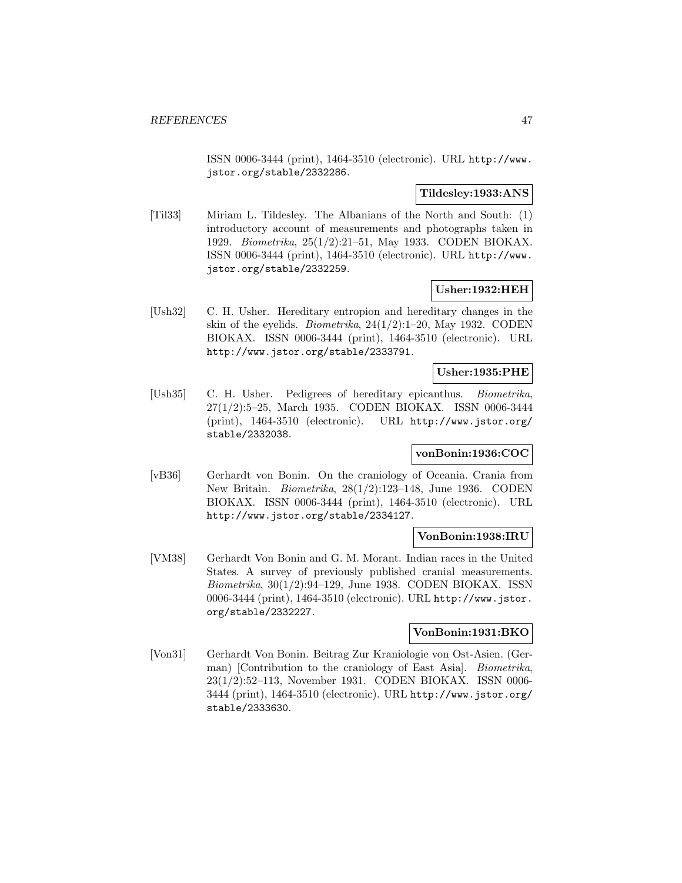ISSN 0006-3444 (print), 1464-3510 (electronic). URL http://www.jstor.org/stable/2332286.

**Tildesley:1933:ANS**

[Til33] Miriam L. Tildesley. The Albanians of the North and South: (1) introductory account of measurements and photographs taken in 1929. *Biometrika*, 25(1/2):21–51, May 1933. CODEN BIOKAX. ISSN 0006-3444 (print), 1464-3510 (electronic). URL http://www.jstor.org/stable/2332259.

**Usher:1932:HEH**

[Ush32] C. H. Usher. Hereditary entropion and hereditary changes in the skin of the eyelids. *Biometrika*, 24(1/2):1–20, May 1932. CODEN BIOKAX. ISSN 0006-3444 (print), 1464-3510 (electronic). URL http://www.jstor.org/stable/2333791.

**Usher:1935:PHE**

[Ush35] C. H. Usher. Pedigrees of hereditary epicanthus. *Biometrika*, 27(1/2):5–25, March 1935. CODEN BIOKAX. ISSN 0006-3444 (print), 1464-3510 (electronic). URL http://www.jstor.org/stable/2332038.

**vonBonin:1936:COC**

[vB36] Gerhardt von Bonin. On the craniology of Oceania. Crania from New Britain. *Biometrika*, 28(1/2):123–148, June 1936. CODEN BIOKAX. ISSN 0006-3444 (print), 1464-3510 (electronic). URL http://www.jstor.org/stable/2334127.

**VonBonin:1938:IRU**

[VM38] Gerhardt Von Bonin and G. M. Morant. Indian races in the United States. A survey of previously published cranial measurements. *Biometrika*, 30(1/2):94–129, June 1938. CODEN BIOKAX. ISSN 0006-3444 (print), 1464-3510 (electronic). URL http://www.jstor.org/stable/2332227.

**VonBonin:1931:BKO**

[Von31] Gerhardt Von Bonin. Beitrag Zur Kraniologie von Ost-Asien. (German) [Contribution to the craniology of East Asia]. *Biometrika*, 23(1/2):52–113, November 1931. CODEN BIOKAX. ISSN 0006-3444 (print), 1464-3510 (electronic). URL http://www.jstor.org/stable/2333630.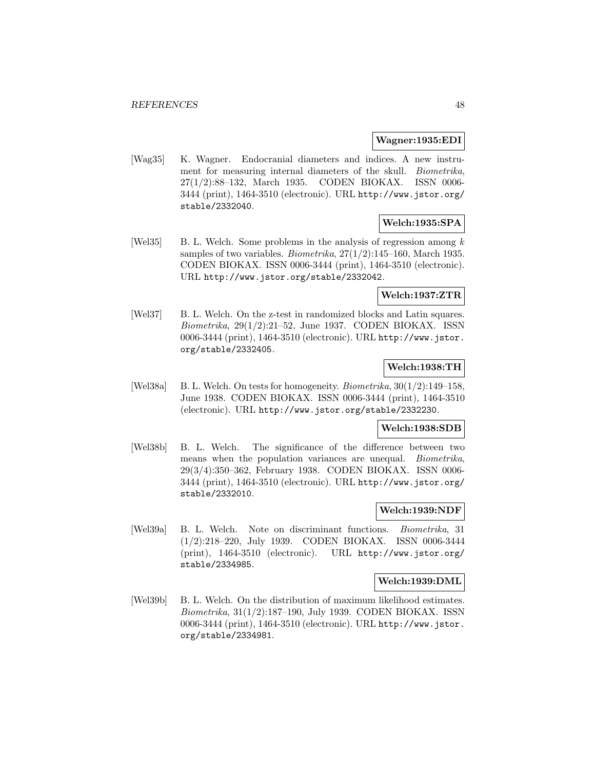**Wagner:1935:EDI**

[Wag35] K. Wagner. Endocranial diameters and indices. A new instrument for measuring internal diameters of the skull. *Biometrika*, 27(1/2):88–132, March 1935. CODEN BIOKAX. ISSN 0006-3444 (print), 1464-3510 (electronic). URL http://www.jstor.org/stable/2332040.

**Welch:1935:SPA**

[Wel35] B. L. Welch. Some problems in the analysis of regression among $k$ samples of two variables. *Biometrika*, 27(1/2):145–160, March 1935. CODEN BIOKAX. ISSN 0006-3444 (print), 1464-3510 (electronic). URL http://www.jstor.org/stable/2332042.

**Welch:1937:ZTR**

[Wel37] B. L. Welch. On the z-test in randomized blocks and Latin squares. *Biometrika*, 29(1/2):21–52, June 1937. CODEN BIOKAX. ISSN 0006-3444 (print), 1464-3510 (electronic). URL http://www.jstor.org/stable/2332405.

**Welch:1938:TH**

[Wel38a] B. L. Welch. On tests for homogeneity. *Biometrika*, 30(1/2):149–158, June 1938. CODEN BIOKAX. ISSN 0006-3444 (print), 1464-3510 (electronic). URL http://www.jstor.org/stable/2332230.

**Welch:1938:SDB**

[Wel38b] B. L. Welch. The significance of the difference between two means when the population variances are unequal. *Biometrika*, 29(3/4):350–362, February 1938. CODEN BIOKAX. ISSN 0006-3444 (print), 1464-3510 (electronic). URL http://www.jstor.org/stable/2332010.

**Welch:1939:NDF**

[Wel39a] B. L. Welch. Note on discriminant functions. *Biometrika*, 31 (1/2):218–220, July 1939. CODEN BIOKAX. ISSN 0006-3444 (print), 1464-3510 (electronic). URL http://www.jstor.org/stable/2334985.

**Welch:1939:DML**

[Wel39b] B. L. Welch. On the distribution of maximum likelihood estimates. *Biometrika*, 31(1/2):187–190, July 1939. CODEN BIOKAX. ISSN 0006-3444 (print), 1464-3510 (electronic). URL http://www.jstor.org/stable/2334981.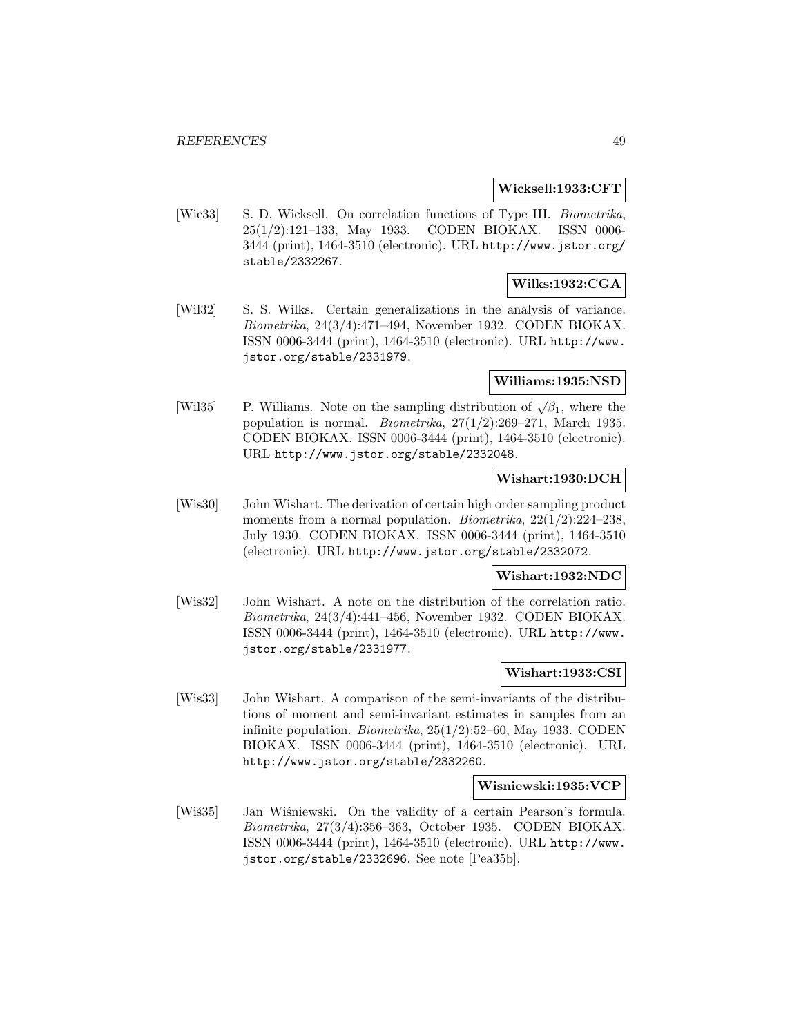**Wicksell:1933:CFT**

[Wic33] S. D. Wicksell. On correlation functions of Type III. *Biometrika*, 25(1/2):121–133, May 1933. CODEN BIOKAX. ISSN 0006-3444 (print), 1464-3510 (electronic). URL http://www.jstor.org/stable/2332267.

**Wilks:1932:CGA**

[Wil32] S. S. Wilks. Certain generalizations in the analysis of variance. *Biometrika*, 24(3/4):471–494, November 1932. CODEN BIOKAX. ISSN 0006-3444 (print), 1464-3510 (electronic). URL http://www.jstor.org/stable/2331979.

**Williams:1935:NSD**

[Wil35] P. Williams. Note on the sampling distribution of $\sqrt{\beta_1}$, where the population is normal. *Biometrika*, 27(1/2):269–271, March 1935. CODEN BIOKAX. ISSN 0006-3444 (print), 1464-3510 (electronic). URL http://www.jstor.org/stable/2332048.

**Wishart:1930:DCH**

[Wis30] John Wishart. The derivation of certain high order sampling product moments from a normal population. *Biometrika*, 22(1/2):224–238, July 1930. CODEN BIOKAX. ISSN 0006-3444 (print), 1464-3510 (electronic). URL http://www.jstor.org/stable/2332072.

**Wishart:1932:NDC**

[Wis32] John Wishart. A note on the distribution of the correlation ratio. *Biometrika*, 24(3/4):441–456, November 1932. CODEN BIOKAX. ISSN 0006-3444 (print), 1464-3510 (electronic). URL http://www.jstor.org/stable/2331977.

**Wishart:1933:CSI**

[Wis33] John Wishart. A comparison of the semi-invariants of the distributions of moment and semi-invariant estimates in samples from an infinite population. *Biometrika*, 25(1/2):52–60, May 1933. CODEN BIOKAX. ISSN 0006-3444 (print), 1464-3510 (electronic). URL http://www.jstor.org/stable/2332260.

**Wisniewski:1935:VCP**

[Wiś35] Jan Wiśniewski. On the validity of a certain Pearson's formula. *Biometrika*, 27(3/4):356–363, October 1935. CODEN BIOKAX. ISSN 0006-3444 (print), 1464-3510 (electronic). URL http://www.jstor.org/stable/2332696. See note [Pea35b].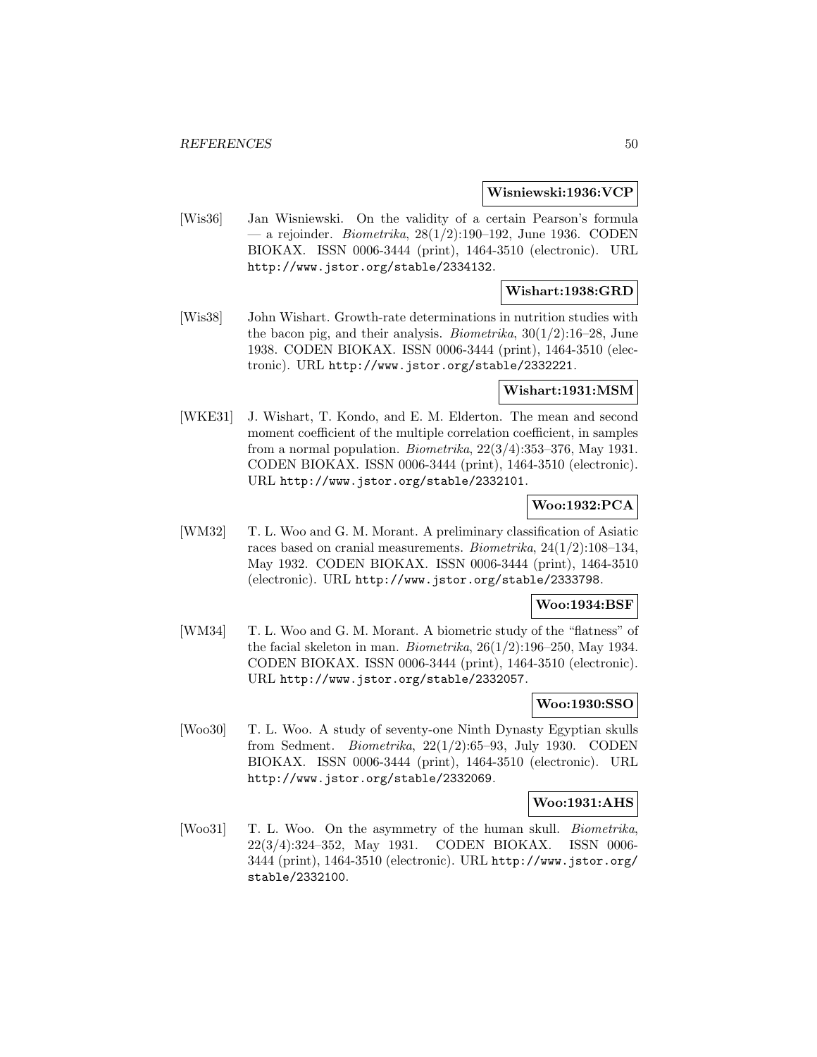**Wisniewski:1936:VCP**

[Wis36] Jan Wisniewski. On the validity of a certain Pearson's formula — a rejoinder. *Biometrika*, 28(1/2):190–192, June 1936. CODEN BIOKAX. ISSN 0006-3444 (print), 1464-3510 (electronic). URL http://www.jstor.org/stable/2334132.

**Wishart:1938:GRD**

[Wis38] John Wishart. Growth-rate determinations in nutrition studies with the bacon pig, and their analysis. *Biometrika*, 30(1/2):16–28, June 1938. CODEN BIOKAX. ISSN 0006-3444 (print), 1464-3510 (electronic). URL http://www.jstor.org/stable/2332221.

**Wishart:1931:MSM**

[WKE31] J. Wishart, T. Kondo, and E. M. Elderton. The mean and second moment coefficient of the multiple correlation coefficient, in samples from a normal population. *Biometrika*, 22(3/4):353–376, May 1931. CODEN BIOKAX. ISSN 0006-3444 (print), 1464-3510 (electronic). URL http://www.jstor.org/stable/2332101.

**Woo:1932:PCA**

[WM32] T. L. Woo and G. M. Morant. A preliminary classification of Asiatic races based on cranial measurements. *Biometrika*, 24(1/2):108–134, May 1932. CODEN BIOKAX. ISSN 0006-3444 (print), 1464-3510 (electronic). URL http://www.jstor.org/stable/2333798.

**Woo:1934:BSF**

[WM34] T. L. Woo and G. M. Morant. A biometric study of the "flatness" of the facial skeleton in man. *Biometrika*, 26(1/2):196–250, May 1934. CODEN BIOKAX. ISSN 0006-3444 (print), 1464-3510 (electronic). URL http://www.jstor.org/stable/2332057.

**Woo:1930:SSO**

[Woo30] T. L. Woo. A study of seventy-one Ninth Dynasty Egyptian skulls from Sedment. *Biometrika*, 22(1/2):65–93, July 1930. CODEN BIOKAX. ISSN 0006-3444 (print), 1464-3510 (electronic). URL http://www.jstor.org/stable/2332069.

**Woo:1931:AHS**

[Woo31] T. L. Woo. On the asymmetry of the human skull. *Biometrika*, 22(3/4):324–352, May 1931. CODEN BIOKAX. ISSN 0006-3444 (print), 1464-3510 (electronic). URL http://www.jstor.org/stable/2332100.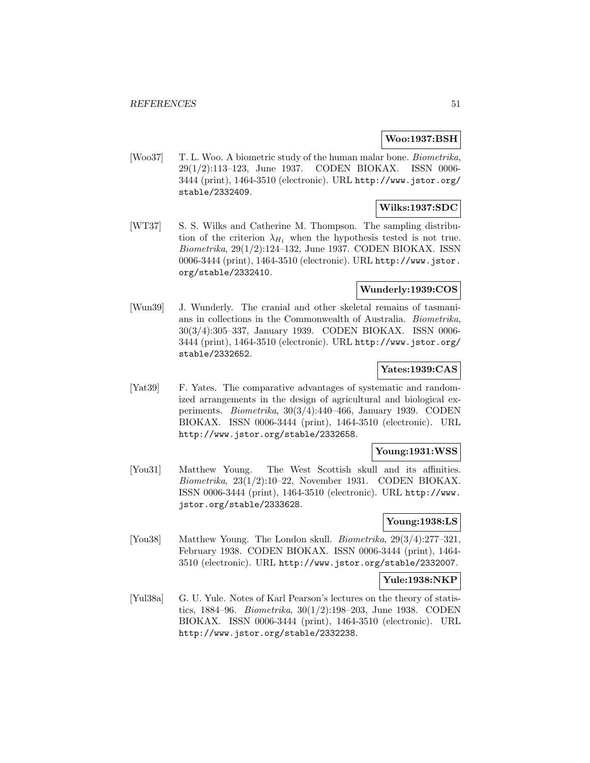**Woo:1937:BSH**

[Woo37] T. L. Woo. A biometric study of the human malar bone. *Biometrika*, 29(1/2):113–123, June 1937. CODEN BIOKAX. ISSN 0006-3444 (print), 1464-3510 (electronic). URL http://www.jstor.org/stable/2332409.

**Wilks:1937:SDC**

[WT37] S. S. Wilks and Catherine M. Thompson. The sampling distribution of the criterion $\lambda_{H_1}$ when the hypothesis tested is not true. *Biometrika*, 29(1/2):124–132, June 1937. CODEN BIOKAX. ISSN 0006-3444 (print), 1464-3510 (electronic). URL http://www.jstor.org/stable/2332410.

**Wunderly:1939:COS**

[Wun39] J. Wunderly. The cranial and other skeletal remains of tasmanians in collections in the Commonwealth of Australia. *Biometrika*, 30(3/4):305–337, January 1939. CODEN BIOKAX. ISSN 0006-3444 (print), 1464-3510 (electronic). URL http://www.jstor.org/stable/2332652.

**Yates:1939:CAS**

[Yat39] F. Yates. The comparative advantages of systematic and randomized arrangements in the design of agricultural and biological experiments. *Biometrika*, 30(3/4):440–466, January 1939. CODEN BIOKAX. ISSN 0006-3444 (print), 1464-3510 (electronic). URL http://www.jstor.org/stable/2332658.

**Young:1931:WSS**

[You31] Matthew Young. The West Scottish skull and its affinities. *Biometrika*, 23(1/2):10–22, November 1931. CODEN BIOKAX. ISSN 0006-3444 (print), 1464-3510 (electronic). URL http://www.jstor.org/stable/2333628.

**Young:1938:LS**

[You38] Matthew Young. The London skull. *Biometrika*, 29(3/4):277–321, February 1938. CODEN BIOKAX. ISSN 0006-3444 (print), 1464-3510 (electronic). URL http://www.jstor.org/stable/2332007.

**Yule:1938:NKP**

[Yul38a] G. U. Yule. Notes of Karl Pearson's lectures on the theory of statistics, 1884–96. *Biometrika*, 30(1/2):198–203, June 1938. CODEN BIOKAX. ISSN 0006-3444 (print), 1464-3510 (electronic). URL http://www.jstor.org/stable/2332238.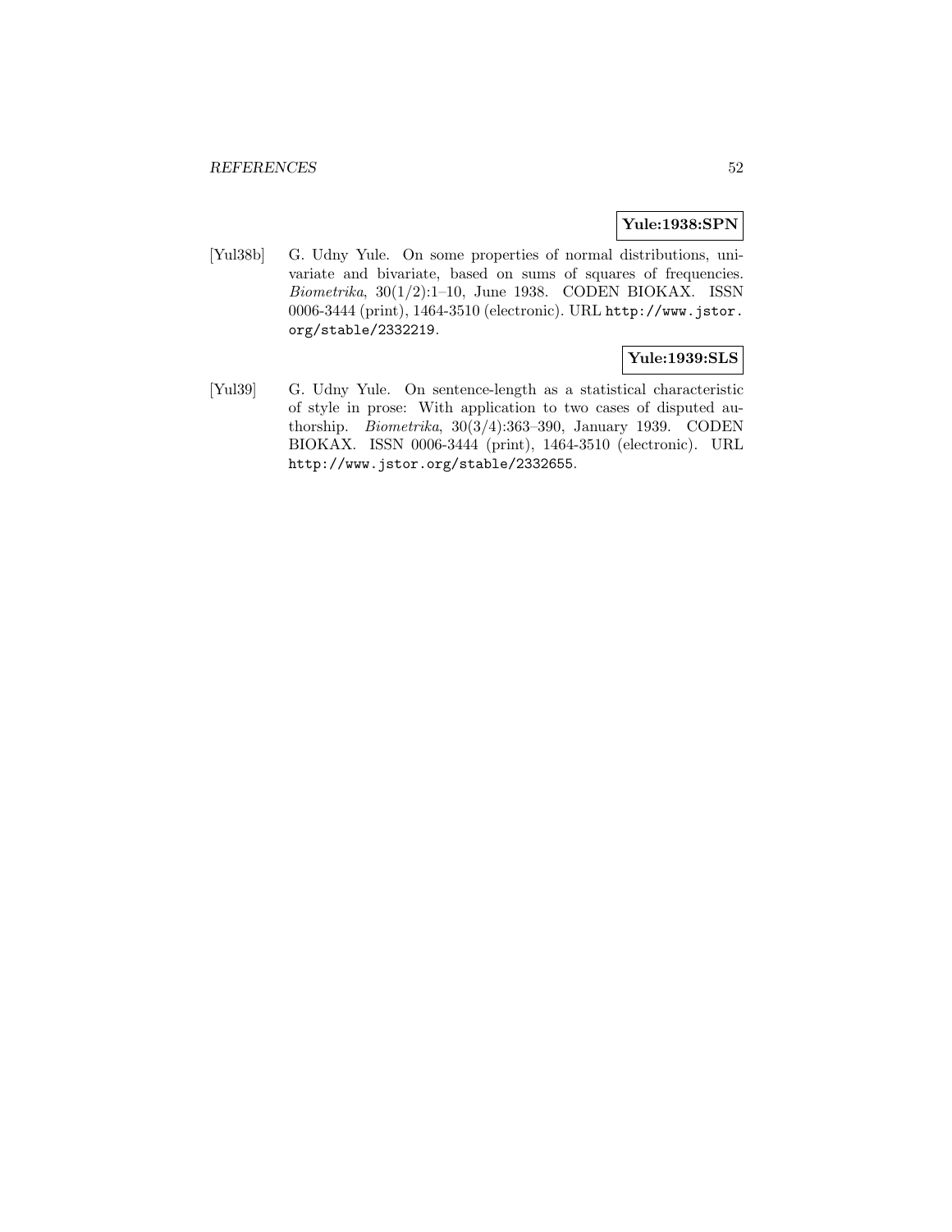**Yule:1938:SPN**

[Yul38b] G. Udny Yule. On some properties of normal distributions, univariate and bivariate, based on sums of squares of frequencies. *Biometrika*, 30(1/2):1–10, June 1938. CODEN BIOKAX. ISSN 0006-3444 (print), 1464-3510 (electronic). URL http://www.jstor.org/stable/2332219.

**Yule:1939:SLS**

[Yul39] G. Udny Yule. On sentence-length as a statistical characteristic of style in prose: With application to two cases of disputed authorship. *Biometrika*, 30(3/4):363–390, January 1939. CODEN BIOKAX. ISSN 0006-3444 (print), 1464-3510 (electronic). URL http://www.jstor.org/stable/2332655.